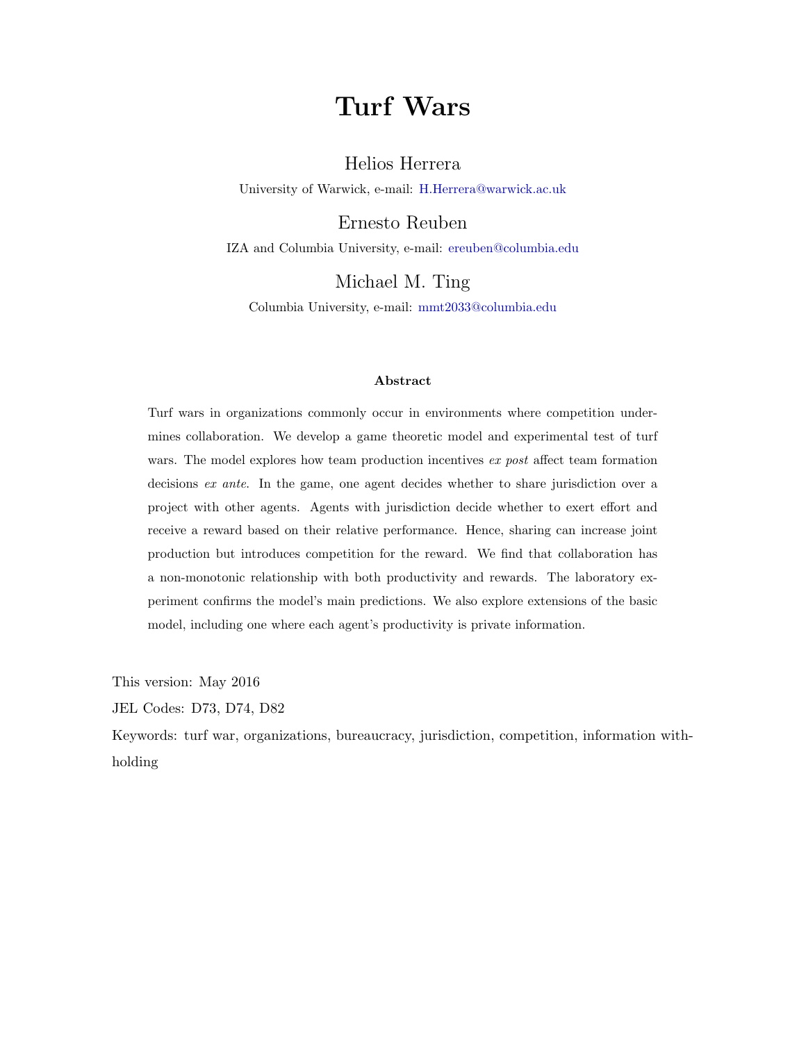# Turf Wars

Helios Herrera

University of Warwick, e-mail: H.Herrera@warwick.ac.uk

Ernesto Reuben

IZA and Columbia University, e-mail: ereuben@columbia.edu

Michael M. Ting

Columbia University, e-mail: mmt2033@columbia.edu

**Abstract**

Turf wars in organizations commonly occur in environments where competition undermines collaboration. We develop a game theoretic model and experimental test of turf wars. The model explores how team production incentives *ex post* affect team formation decisions *ex ante*. In the game, one agent decides whether to share jurisdiction over a project with other agents. Agents with jurisdiction decide whether to exert effort and receive a reward based on their relative performance. Hence, sharing can increase joint production but introduces competition for the reward. We find that collaboration has a non-monotonic relationship with both productivity and rewards. The laboratory experiment confirms the model's main predictions. We also explore extensions of the basic model, including one where each agent's productivity is private information.

This version: May 2016

JEL Codes: D73, D74, D82

Keywords: turf war, organizations, bureaucracy, jurisdiction, competition, information withholding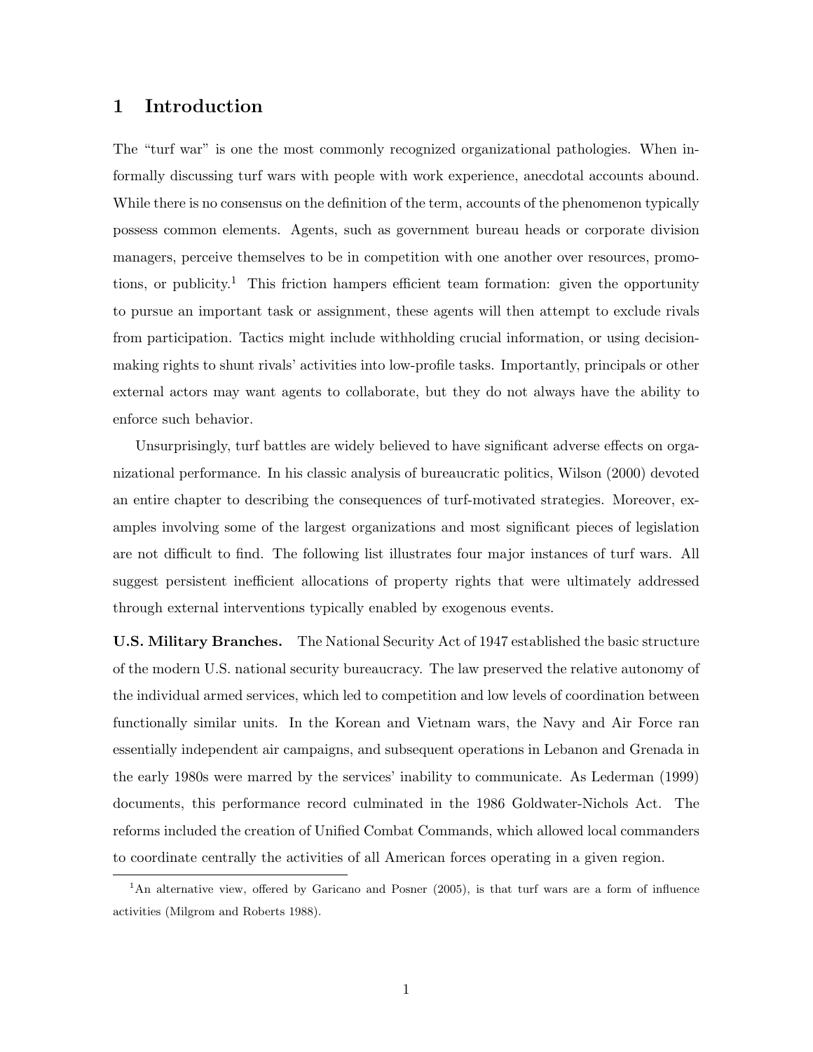# 1 Introduction

The "turf war" is one the most commonly recognized organizational pathologies. When informally discussing turf wars with people with work experience, anecdotal accounts abound. While there is no consensus on the definition of the term, accounts of the phenomenon typically possess common elements. Agents, such as government bureau heads or corporate division managers, perceive themselves to be in competition with one another over resources, promotions, or publicity.[1] This friction hampers efficient team formation: given the opportunity to pursue an important task or assignment, these agents will then attempt to exclude rivals from participation. Tactics might include withholding crucial information, or using decision-making rights to shunt rivals' activities into low-profile tasks. Importantly, principals or other external actors may want agents to collaborate, but they do not always have the ability to enforce such behavior.

Unsurprisingly, turf battles are widely believed to have significant adverse effects on organizational performance. In his classic analysis of bureaucratic politics, Wilson (2000) devoted an entire chapter to describing the consequences of turf-motivated strategies. Moreover, examples involving some of the largest organizations and most significant pieces of legislation are not difficult to find. The following list illustrates four major instances of turf wars. All suggest persistent inefficient allocations of property rights that were ultimately addressed through external interventions typically enabled by exogenous events.

**U.S. Military Branches.** The National Security Act of 1947 established the basic structure of the modern U.S. national security bureaucracy. The law preserved the relative autonomy of the individual armed services, which led to competition and low levels of coordination between functionally similar units. In the Korean and Vietnam wars, the Navy and Air Force ran essentially independent air campaigns, and subsequent operations in Lebanon and Grenada in the early 1980s were marred by the services' inability to communicate. As Lederman (1999) documents, this performance record culminated in the 1986 Goldwater-Nichols Act. The reforms included the creation of Unified Combat Commands, which allowed local commanders to coordinate centrally the activities of all American forces operating in a given region.

[1] An alternative view, offered by Garicano and Posner (2005), is that turf wars are a form of influence activities (Milgrom and Roberts 1988).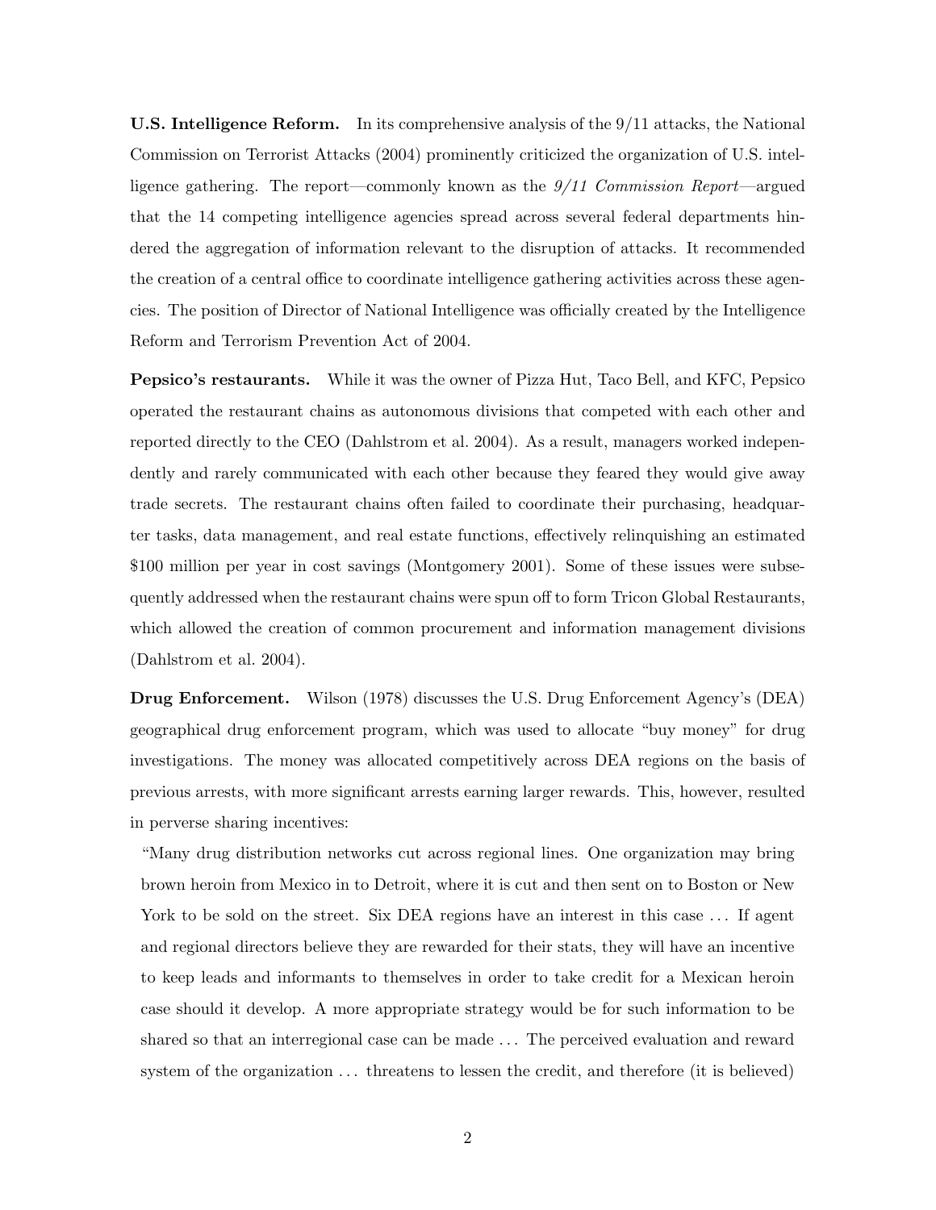**U.S. Intelligence Reform.** In its comprehensive analysis of the 9/11 attacks, the National Commission on Terrorist Attacks (2004) prominently criticized the organization of U.S. intelligence gathering. The report—commonly known as the *9/11 Commission Report*—argued that the 14 competing intelligence agencies spread across several federal departments hindered the aggregation of information relevant to the disruption of attacks. It recommended the creation of a central office to coordinate intelligence gathering activities across these agencies. The position of Director of National Intelligence was officially created by the Intelligence Reform and Terrorism Prevention Act of 2004.

**Pepsico's restaurants.** While it was the owner of Pizza Hut, Taco Bell, and KFC, Pepsico operated the restaurant chains as autonomous divisions that competed with each other and reported directly to the CEO (Dahlstrom et al. 2004). As a result, managers worked independently and rarely communicated with each other because they feared they would give away trade secrets. The restaurant chains often failed to coordinate their purchasing, headquarter tasks, data management, and real estate functions, effectively relinquishing an estimated $100 million per year in cost savings (Montgomery 2001). Some of these issues were subsequently addressed when the restaurant chains were spun off to form Tricon Global Restaurants, which allowed the creation of common procurement and information management divisions (Dahlstrom et al. 2004).

**Drug Enforcement.** Wilson (1978) discusses the U.S. Drug Enforcement Agency's (DEA) geographical drug enforcement program, which was used to allocate "buy money" for drug investigations. The money was allocated competitively across DEA regions on the basis of previous arrests, with more significant arrests earning larger rewards. This, however, resulted in perverse sharing incentives:

> "Many drug distribution networks cut across regional lines. One organization may bring brown heroin from Mexico in to Detroit, where it is cut and then sent on to Boston or New York to be sold on the street. Six DEA regions have an interest in this case ... If agent and regional directors believe they are rewarded for their stats, they will have an incentive to keep leads and informants to themselves in order to take credit for a Mexican heroin case should it develop. A more appropriate strategy would be for such information to be shared so that an interregional case can be made ... The perceived evaluation and reward system of the organization ... threatens to lessen the credit, and therefore (it is believed)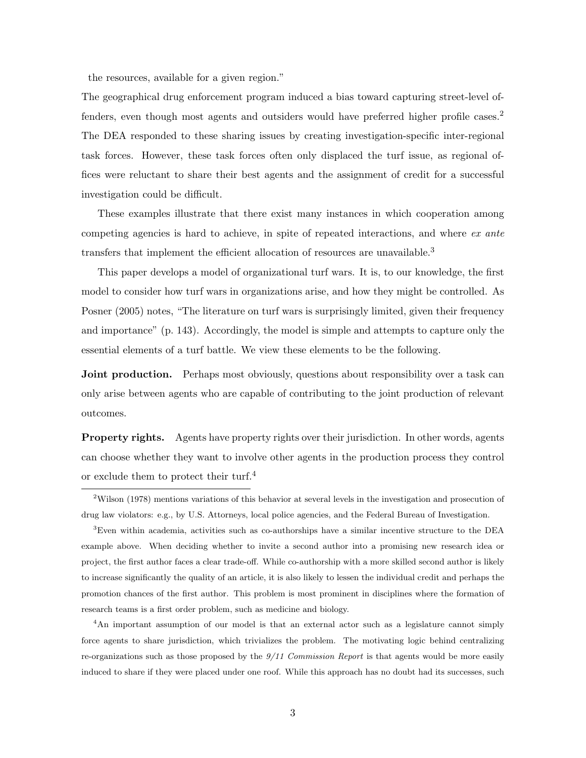the resources, available for a given region."

The geographical drug enforcement program induced a bias toward capturing street-level offenders, even though most agents and outsiders would have preferred higher profile cases.[2] The DEA responded to these sharing issues by creating investigation-specific inter-regional task forces. However, these task forces often only displaced the turf issue, as regional offices were reluctant to share their best agents and the assignment of credit for a successful investigation could be difficult.

These examples illustrate that there exist many instances in which cooperation among competing agencies is hard to achieve, in spite of repeated interactions, and where *ex ante* transfers that implement the efficient allocation of resources are unavailable.[3]

This paper develops a model of organizational turf wars. It is, to our knowledge, the first model to consider how turf wars in organizations arise, and how they might be controlled. As Posner (2005) notes, "The literature on turf wars is surprisingly limited, given their frequency and importance" (p. 143). Accordingly, the model is simple and attempts to capture only the essential elements of a turf battle. We view these elements to be the following.

**Joint production.** Perhaps most obviously, questions about responsibility over a task can only arise between agents who are capable of contributing to the joint production of relevant outcomes.

**Property rights.** Agents have property rights over their jurisdiction. In other words, agents can choose whether they want to involve other agents in the production process they control or exclude them to protect their turf.[4]

---

[2] Wilson (1978) mentions variations of this behavior at several levels in the investigation and prosecution of drug law violators: e.g., by U.S. Attorneys, local police agencies, and the Federal Bureau of Investigation.

[3] Even within academia, activities such as co-authorships have a similar incentive structure to the DEA example above. When deciding whether to invite a second author into a promising new research idea or project, the first author faces a clear trade-off. While co-authorship with a more skilled second author is likely to increase significantly the quality of an article, it is also likely to lessen the individual credit and perhaps the promotion chances of the first author. This problem is most prominent in disciplines where the formation of research teams is a first order problem, such as medicine and biology.

[4] An important assumption of our model is that an external actor such as a legislature cannot simply force agents to share jurisdiction, which trivializes the problem. The motivating logic behind centralizing re-organizations such as those proposed by the *9/11 Commission Report* is that agents would be more easily induced to share if they were placed under one roof. While this approach has no doubt had its successes, such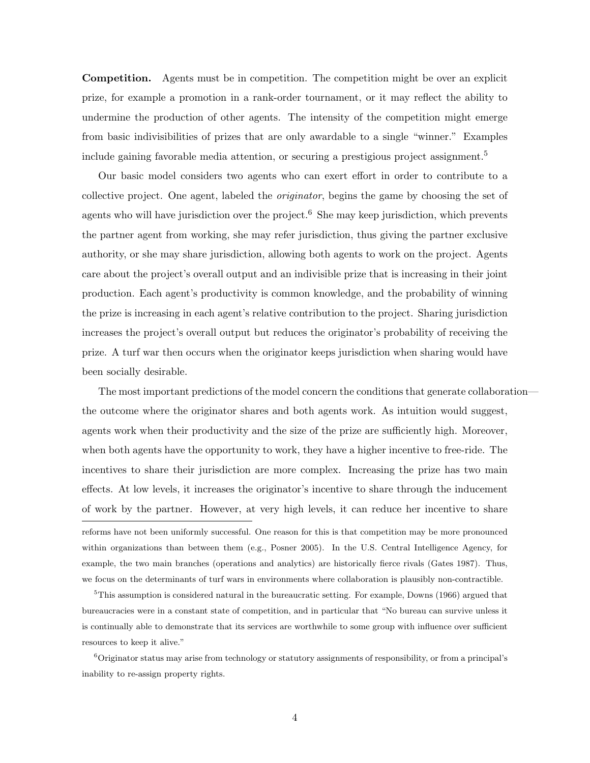**Competition.** Agents must be in competition. The competition might be over an explicit prize, for example a promotion in a rank-order tournament, or it may reflect the ability to undermine the production of other agents. The intensity of the competition might emerge from basic indivisibilities of prizes that are only awardable to a single "winner." Examples include gaining favorable media attention, or securing a prestigious project assignment.[5]

Our basic model considers two agents who can exert effort in order to contribute to a collective project. One agent, labeled the *originator*, begins the game by choosing the set of agents who will have jurisdiction over the project.[6] She may keep jurisdiction, which prevents the partner agent from working, she may refer jurisdiction, thus giving the partner exclusive authority, or she may share jurisdiction, allowing both agents to work on the project. Agents care about the project's overall output and an indivisible prize that is increasing in their joint production. Each agent's productivity is common knowledge, and the probability of winning the prize is increasing in each agent's relative contribution to the project. Sharing jurisdiction increases the project's overall output but reduces the originator's probability of receiving the prize. A turf war then occurs when the originator keeps jurisdiction when sharing would have been socially desirable.

The most important predictions of the model concern the conditions that generate collaboration—the outcome where the originator shares and both agents work. As intuition would suggest, agents work when their productivity and the size of the prize are sufficiently high. Moreover, when both agents have the opportunity to work, they have a higher incentive to free-ride. The incentives to share their jurisdiction are more complex. Increasing the prize has two main effects. At low levels, it increases the originator's incentive to share through the inducement of work by the partner. However, at very high levels, it can reduce her incentive to share

---

reforms have not been uniformly successful. One reason for this is that competition may be more pronounced within organizations than between them (e.g., Posner 2005). In the U.S. Central Intelligence Agency, for example, the two main branches (operations and analytics) are historically fierce rivals (Gates 1987). Thus, we focus on the determinants of turf wars in environments where collaboration is plausibly non-contractible.

[5] This assumption is considered natural in the bureaucratic setting. For example, Downs (1966) argued that bureaucracies were in a constant state of competition, and in particular that "No bureau can survive unless it is continually able to demonstrate that its services are worthwhile to some group with influence over sufficient resources to keep it alive."

[6] Originator status may arise from technology or statutory assignments of responsibility, or from a principal's inability to re-assign property rights.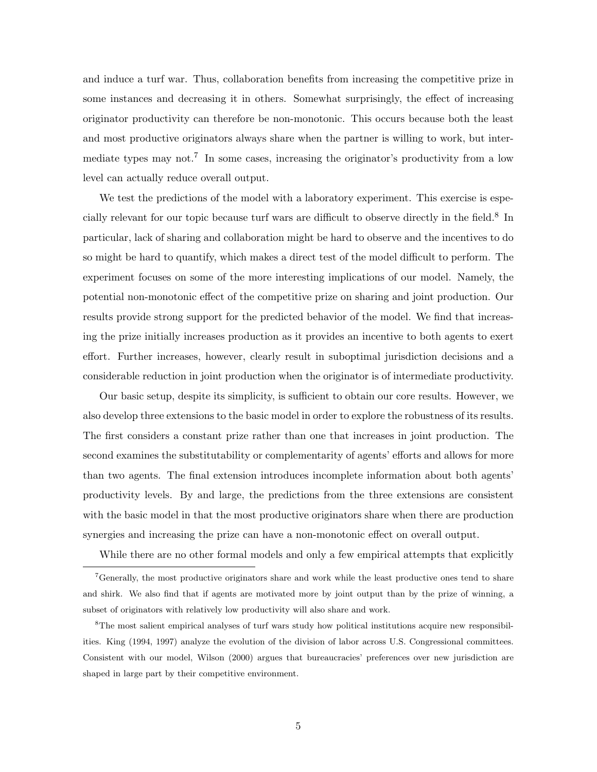and induce a turf war. Thus, collaboration benefits from increasing the competitive prize in some instances and decreasing it in others. Somewhat surprisingly, the effect of increasing originator productivity can therefore be non-monotonic. This occurs because both the least and most productive originators always share when the partner is willing to work, but intermediate types may not.[7] In some cases, increasing the originator's productivity from a low level can actually reduce overall output.

We test the predictions of the model with a laboratory experiment. This exercise is especially relevant for our topic because turf wars are difficult to observe directly in the field.[8] In particular, lack of sharing and collaboration might be hard to observe and the incentives to do so might be hard to quantify, which makes a direct test of the model difficult to perform. The experiment focuses on some of the more interesting implications of our model. Namely, the potential non-monotonic effect of the competitive prize on sharing and joint production. Our results provide strong support for the predicted behavior of the model. We find that increasing the prize initially increases production as it provides an incentive to both agents to exert effort. Further increases, however, clearly result in suboptimal jurisdiction decisions and a considerable reduction in joint production when the originator is of intermediate productivity.

Our basic setup, despite its simplicity, is sufficient to obtain our core results. However, we also develop three extensions to the basic model in order to explore the robustness of its results. The first considers a constant prize rather than one that increases in joint production. The second examines the substitutability or complementarity of agents' efforts and allows for more than two agents. The final extension introduces incomplete information about both agents' productivity levels. By and large, the predictions from the three extensions are consistent with the basic model in that the most productive originators share when there are production synergies and increasing the prize can have a non-monotonic effect on overall output.

While there are no other formal models and only a few empirical attempts that explicitly

[7] Generally, the most productive originators share and work while the least productive ones tend to share and shirk. We also find that if agents are motivated more by joint output than by the prize of winning, a subset of originators with relatively low productivity will also share and work.

[8] The most salient empirical analyses of turf wars study how political institutions acquire new responsibilities. King (1994, 1997) analyze the evolution of the division of labor across U.S. Congressional committees. Consistent with our model, Wilson (2000) argues that bureaucracies' preferences over new jurisdiction are shaped in large part by their competitive environment.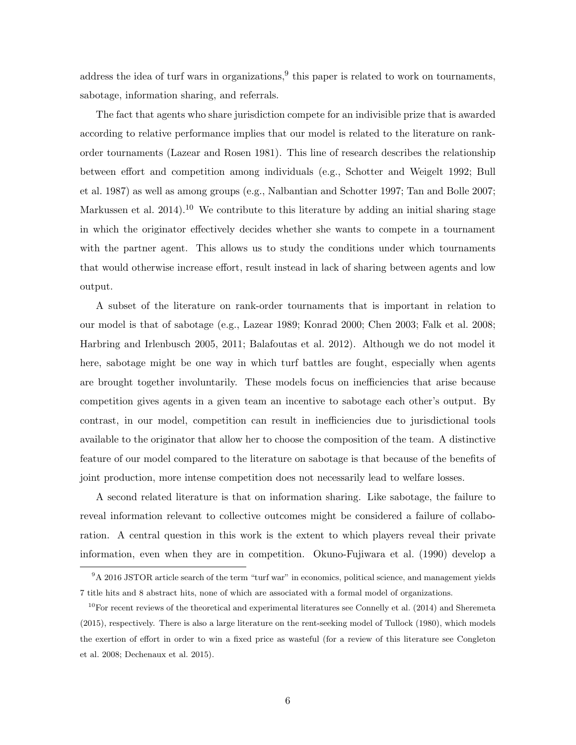address the idea of turf wars in organizations,[9] this paper is related to work on tournaments, sabotage, information sharing, and referrals.

The fact that agents who share jurisdiction compete for an indivisible prize that is awarded according to relative performance implies that our model is related to the literature on rank-order tournaments (Lazear and Rosen 1981). This line of research describes the relationship between effort and competition among individuals (e.g., Schotter and Weigelt 1992; Bull et al. 1987) as well as among groups (e.g., Nalbantian and Schotter 1997; Tan and Bolle 2007; Markussen et al. 2014).[10] We contribute to this literature by adding an initial sharing stage in which the originator effectively decides whether she wants to compete in a tournament with the partner agent. This allows us to study the conditions under which tournaments that would otherwise increase effort, result instead in lack of sharing between agents and low output.

A subset of the literature on rank-order tournaments that is important in relation to our model is that of sabotage (e.g., Lazear 1989; Konrad 2000; Chen 2003; Falk et al. 2008; Harbring and Irlenbusch 2005, 2011; Balafoutas et al. 2012). Although we do not model it here, sabotage might be one way in which turf battles are fought, especially when agents are brought together involuntarily. These models focus on inefficiencies that arise because competition gives agents in a given team an incentive to sabotage each other's output. By contrast, in our model, competition can result in inefficiencies due to jurisdictional tools available to the originator that allow her to choose the composition of the team. A distinctive feature of our model compared to the literature on sabotage is that because of the benefits of joint production, more intense competition does not necessarily lead to welfare losses.

A second related literature is that on information sharing. Like sabotage, the failure to reveal information relevant to collective outcomes might be considered a failure of collaboration. A central question in this work is the extent to which players reveal their private information, even when they are in competition. Okuno-Fujiwara et al. (1990) develop a

[9] A 2016 JSTOR article search of the term "turf war" in economics, political science, and management yields 7 title hits and 8 abstract hits, none of which are associated with a formal model of organizations.

[10] For recent reviews of the theoretical and experimental literatures see Connelly et al. (2014) and Sheremeta (2015), respectively. There is also a large literature on the rent-seeking model of Tullock (1980), which models the exertion of effort in order to win a fixed price as wasteful (for a review of this literature see Congleton et al. 2008; Dechenaux et al. 2015).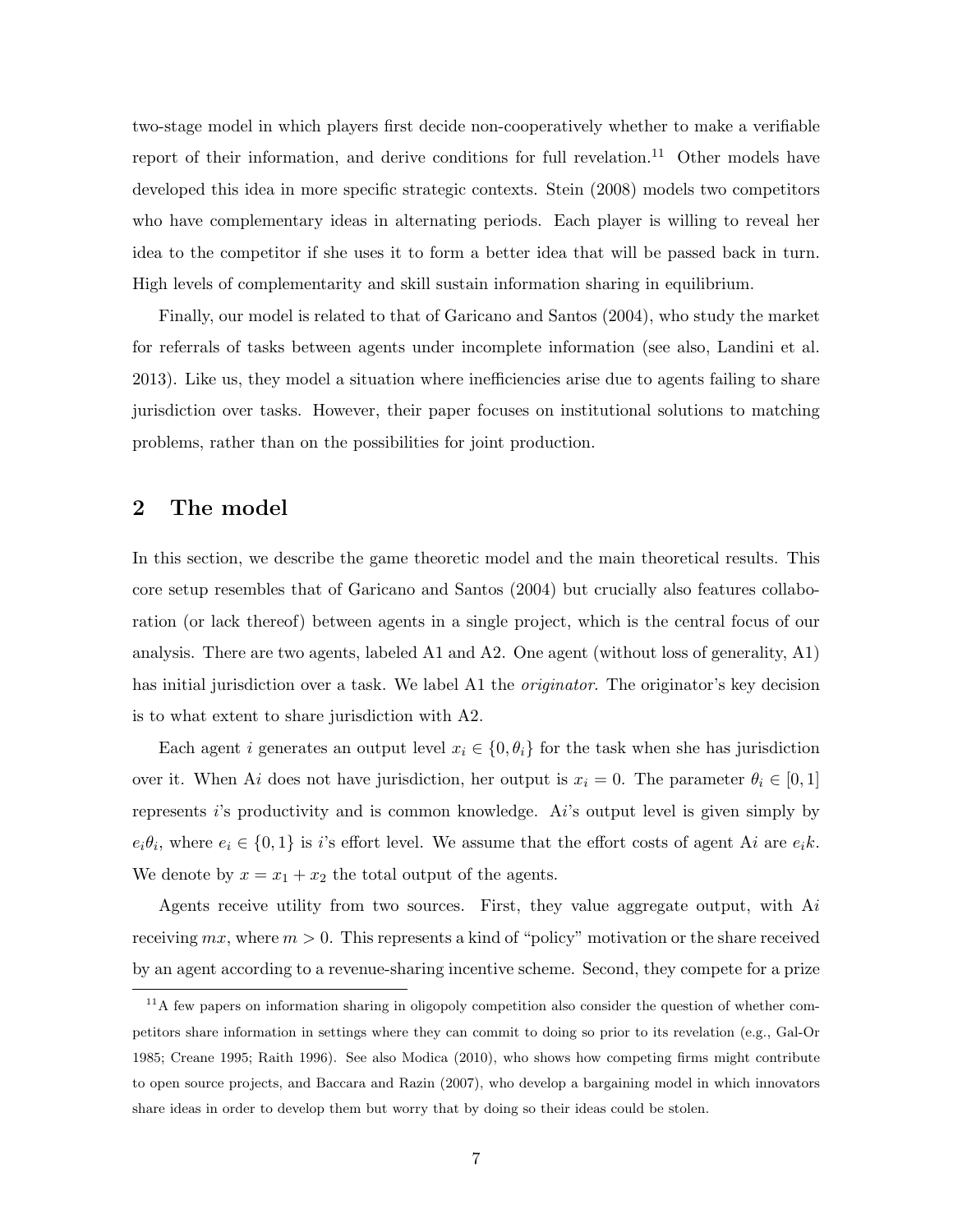two-stage model in which players first decide non-cooperatively whether to make a verifiable report of their information, and derive conditions for full revelation.[11] Other models have developed this idea in more specific strategic contexts. Stein (2008) models two competitors who have complementary ideas in alternating periods. Each player is willing to reveal her idea to the competitor if she uses it to form a better idea that will be passed back in turn. High levels of complementarity and skill sustain information sharing in equilibrium.

Finally, our model is related to that of Garicano and Santos (2004), who study the market for referrals of tasks between agents under incomplete information (see also, Landini et al. 2013). Like us, they model a situation where inefficiencies arise due to agents failing to share jurisdiction over tasks. However, their paper focuses on institutional solutions to matching problems, rather than on the possibilities for joint production.

## 2 The model

In this section, we describe the game theoretic model and the main theoretical results. This core setup resembles that of Garicano and Santos (2004) but crucially also features collaboration (or lack thereof) between agents in a single project, which is the central focus of our analysis. There are two agents, labeled A1 and A2. One agent (without loss of generality, A1) has initial jurisdiction over a task. We label A1 the *originator*. The originator's key decision is to what extent to share jurisdiction with A2.

Each agent $i$ generates an output level $x_i \in \{0, \theta_i\}$ for the task when she has jurisdiction over it. When A$i$ does not have jurisdiction, her output is $x_i = 0$. The parameter $\theta_i \in [0, 1]$ represents $i$'s productivity and is common knowledge. A$i$'s output level is given simply by $e_i\theta_i$, where $e_i \in \{0, 1\}$ is $i$'s effort level. We assume that the effort costs of agent A$i$ are $e_i k$. We denote by $x = x_1 + x_2$ the total output of the agents.

Agents receive utility from two sources. First, they value aggregate output, with A$i$ receiving $mx$, where $m > 0$. This represents a kind of "policy" motivation or the share received by an agent according to a revenue-sharing incentive scheme. Second, they compete for a prize

[11] A few papers on information sharing in oligopoly competition also consider the question of whether competitors share information in settings where they can commit to doing so prior to its revelation (e.g., Gal-Or 1985; Creane 1995; Raith 1996). See also Modica (2010), who shows how competing firms might contribute to open source projects, and Baccara and Razin (2007), who develop a bargaining model in which innovators share ideas in order to develop them but worry that by doing so their ideas could be stolen.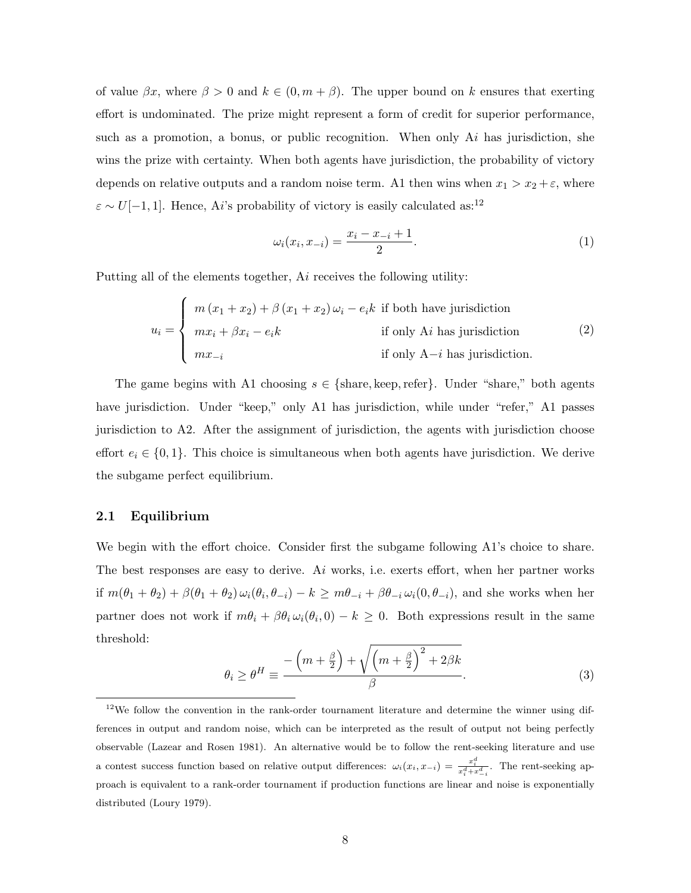of value $\beta x$, where $\beta > 0$ and $k \in (0, m + \beta)$. The upper bound on $k$ ensures that exerting effort is undominated. The prize might represent a form of credit for superior performance, such as a promotion, a bonus, or public recognition. When only A$i$ has jurisdiction, she wins the prize with certainty. When both agents have jurisdiction, the probability of victory depends on relative outputs and a random noise term. A1 then wins when $x_1 > x_2 + \varepsilon$, where $\varepsilon \sim U[-1, 1]$. Hence, A$i$'s probability of victory is easily calculated as:[12]

$$\omega_i(x_i, x_{-i}) = \frac{x_i - x_{-i} + 1}{2}. \tag{1}$$

Putting all of the elements together, A$i$ receives the following utility:

$$u_i = \begin{cases} m\left(x_1 + x_2\right) + \beta\left(x_1 + x_2\right)\omega_i - e_i k & \text{if both have jurisdiction} \\ m x_i + \beta x_i - e_i k & \text{if only A}i\text{ has jurisdiction} \\ m x_{-i} & \text{if only A}{-i}\text{ has jurisdiction.} \end{cases} \tag{2}$$

The game begins with A1 choosing $s \in \{\text{share}, \text{keep}, \text{refer}\}$. Under "share," both agents have jurisdiction. Under "keep," only A1 has jurisdiction, while under "refer," A1 passes jurisdiction to A2. After the assignment of jurisdiction, the agents with jurisdiction choose effort $e_i \in \{0, 1\}$. This choice is simultaneous when both agents have jurisdiction. We derive the subgame perfect equilibrium.

## 2.1 Equilibrium

We begin with the effort choice. Consider first the subgame following A1's choice to share. The best responses are easy to derive. A$i$ works, i.e. exerts effort, when her partner works if $m(\theta_1 + \theta_2) + \beta(\theta_1 + \theta_2)\,\omega_i(\theta_i, \theta_{-i}) - k \geq m\theta_{-i} + \beta\theta_{-i}\,\omega_i(0, \theta_{-i})$, and she works when her partner does not work if $m\theta_i + \beta\theta_i\,\omega_i(\theta_i, 0) - k \geq 0$. Both expressions result in the same threshold:

$$\theta_i \geq \theta^H \equiv \frac{-\left(m + \frac{\beta}{2}\right) + \sqrt{\left(m + \frac{\beta}{2}\right)^2 + 2\beta k}}{\beta}. \tag{3}$$

[12] We follow the convention in the rank-order tournament literature and determine the winner using differences in output and random noise, which can be interpreted as the result of output not being perfectly observable (Lazear and Rosen 1981). An alternative would be to follow the rent-seeking literature and use a contest success function based on relative output differences: $\omega_i(x_i, x_{-i}) = \frac{x_i^d}{x_i^d + x_{-i}^d}$. The rent-seeking approach is equivalent to a rank-order tournament if production functions are linear and noise is exponentially distributed (Loury 1979).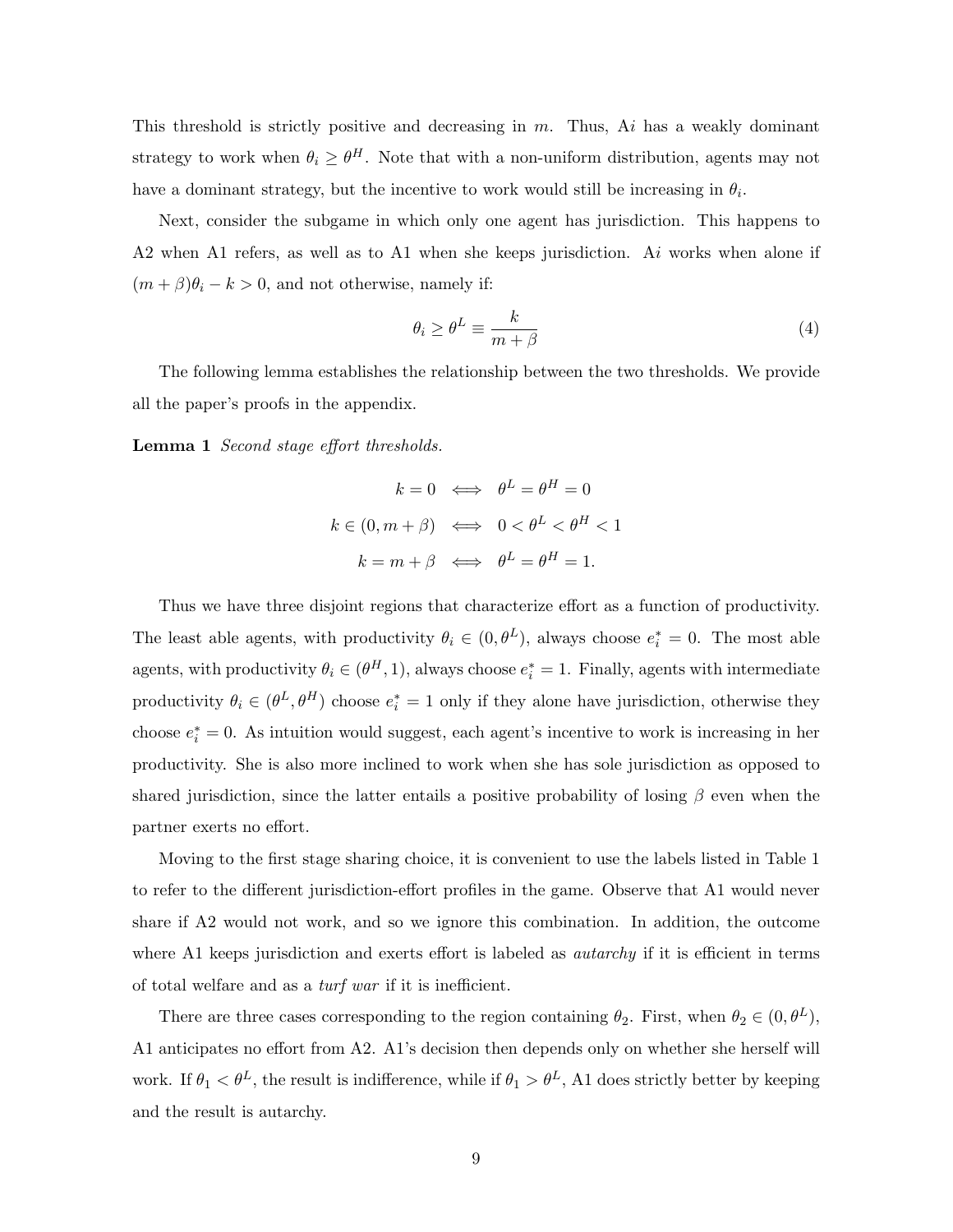This threshold is strictly positive and decreasing in $m$. Thus, A$i$ has a weakly dominant strategy to work when $\theta_i \geq \theta^H$. Note that with a non-uniform distribution, agents may not have a dominant strategy, but the incentive to work would still be increasing in $\theta_i$.

Next, consider the subgame in which only one agent has jurisdiction. This happens to A2 when A1 refers, as well as to A1 when she keeps jurisdiction. A$i$ works when alone if $(m + \beta)\theta_i - k > 0$, and not otherwise, namely if:

$$\theta_i \geq \theta^L \equiv \frac{k}{m + \beta} \tag{4}$$

The following lemma establishes the relationship between the two thresholds. We provide all the paper's proofs in the appendix.

**Lemma 1** *Second stage effort thresholds.*

$$k = 0 \iff \theta^L = \theta^H = 0$$

$$k \in (0, m + \beta) \iff 0 < \theta^L < \theta^H < 1$$

$$k = m + \beta \iff \theta^L = \theta^H = 1.$$

Thus we have three disjoint regions that characterize effort as a function of productivity. The least able agents, with productivity $\theta_i \in (0, \theta^L)$, always choose $e_i^* = 0$. The most able agents, with productivity $\theta_i \in (\theta^H, 1)$, always choose $e_i^* = 1$. Finally, agents with intermediate productivity $\theta_i \in (\theta^L, \theta^H)$ choose $e_i^* = 1$ only if they alone have jurisdiction, otherwise they choose $e_i^* = 0$. As intuition would suggest, each agent's incentive to work is increasing in her productivity. She is also more inclined to work when she has sole jurisdiction as opposed to shared jurisdiction, since the latter entails a positive probability of losing $\beta$ even when the partner exerts no effort.

Moving to the first stage sharing choice, it is convenient to use the labels listed in Table 1 to refer to the different jurisdiction-effort profiles in the game. Observe that A1 would never share if A2 would not work, and so we ignore this combination. In addition, the outcome where A1 keeps jurisdiction and exerts effort is labeled as *autarchy* if it is efficient in terms of total welfare and as a *turf war* if it is inefficient.

There are three cases corresponding to the region containing $\theta_2$. First, when $\theta_2 \in (0, \theta^L)$, A1 anticipates no effort from A2. A1's decision then depends only on whether she herself will work. If $\theta_1 < \theta^L$, the result is indifference, while if $\theta_1 > \theta^L$, A1 does strictly better by keeping and the result is autarchy.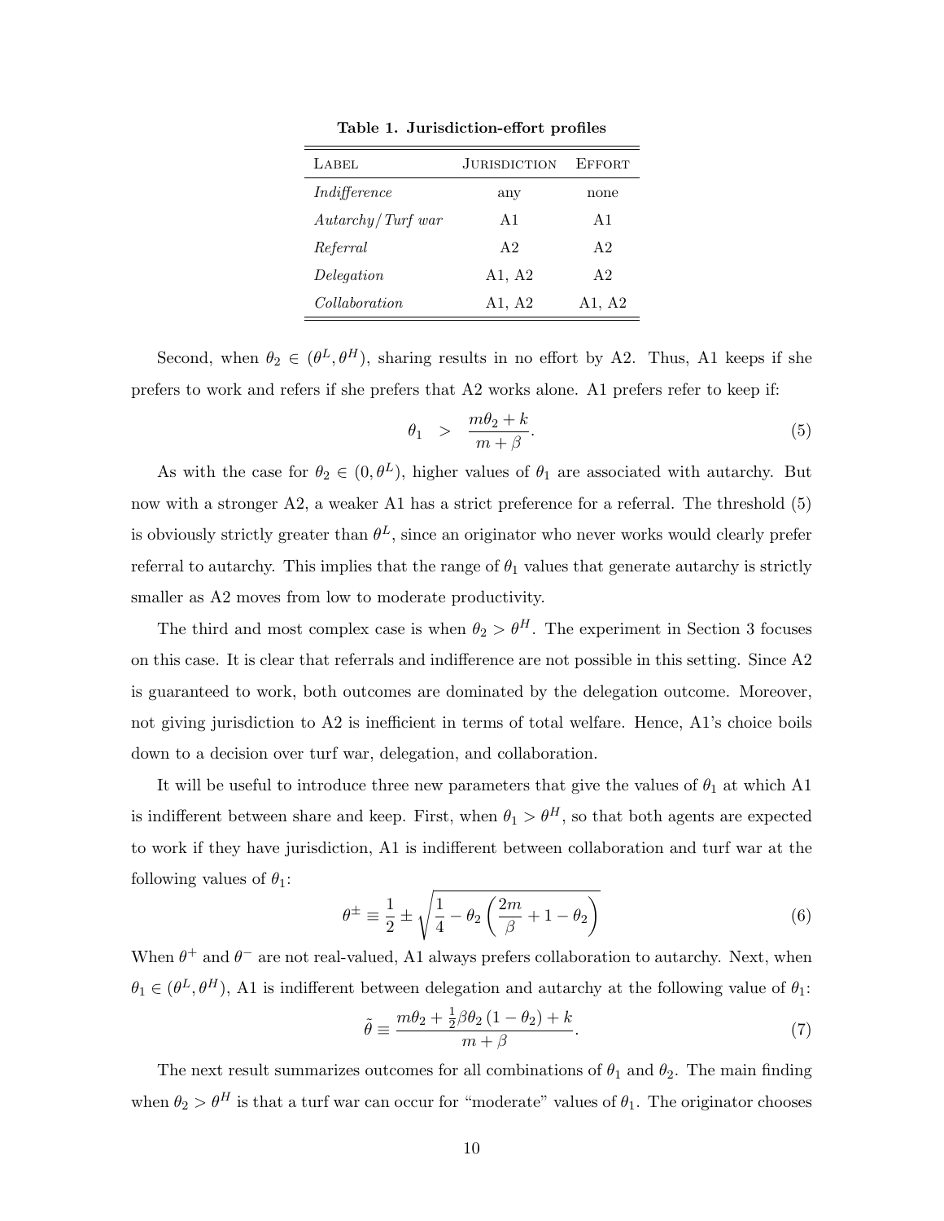**Table 1. Jurisdiction-effort profiles**

| Label | Jurisdiction | Effort |
|---|---|---|
| *Indifference* | any | none |
| *Autarchy/Turf war* | A1 | A1 |
| *Referral* | A2 | A2 |
| *Delegation* | A1, A2 | A2 |
| *Collaboration* | A1, A2 | A1, A2 |

Second, when $\theta_2 \in (\theta^L, \theta^H)$, sharing results in no effort by A2. Thus, A1 keeps if she prefers to work and refers if she prefers that A2 works alone. A1 prefers refer to keep if:

$$\theta_1 \quad > \quad \frac{m\theta_2 + k}{m + \beta}. \tag{5}$$

As with the case for $\theta_2 \in (0, \theta^L)$, higher values of $\theta_1$ are associated with autarchy. But now with a stronger A2, a weaker A1 has a strict preference for a referral. The threshold (5) is obviously strictly greater than $\theta^L$, since an originator who never works would clearly prefer referral to autarchy. This implies that the range of $\theta_1$ values that generate autarchy is strictly smaller as A2 moves from low to moderate productivity.

The third and most complex case is when $\theta_2 > \theta^H$. The experiment in Section 3 focuses on this case. It is clear that referrals and indifference are not possible in this setting. Since A2 is guaranteed to work, both outcomes are dominated by the delegation outcome. Moreover, not giving jurisdiction to A2 is inefficient in terms of total welfare. Hence, A1's choice boils down to a decision over turf war, delegation, and collaboration.

It will be useful to introduce three new parameters that give the values of $\theta_1$ at which A1 is indifferent between share and keep. First, when $\theta_1 > \theta^H$, so that both agents are expected to work if they have jurisdiction, A1 is indifferent between collaboration and turf war at the following values of $\theta_1$:

$$\theta^{\pm} \equiv \frac{1}{2} \pm \sqrt{\frac{1}{4} - \theta_2 \left( \frac{2m}{\beta} + 1 - \theta_2 \right)} \tag{6}$$

When $\theta^+$ and $\theta^-$ are not real-valued, A1 always prefers collaboration to autarchy. Next, when $\theta_1 \in (\theta^L, \theta^H)$, A1 is indifferent between delegation and autarchy at the following value of $\theta_1$:

$$\tilde{\theta} \equiv \frac{m\theta_2 + \frac{1}{2}\beta\theta_2 (1 - \theta_2) + k}{m + \beta}. \tag{7}$$

The next result summarizes outcomes for all combinations of $\theta_1$ and $\theta_2$. The main finding when $\theta_2 > \theta^H$ is that a turf war can occur for "moderate" values of $\theta_1$. The originator chooses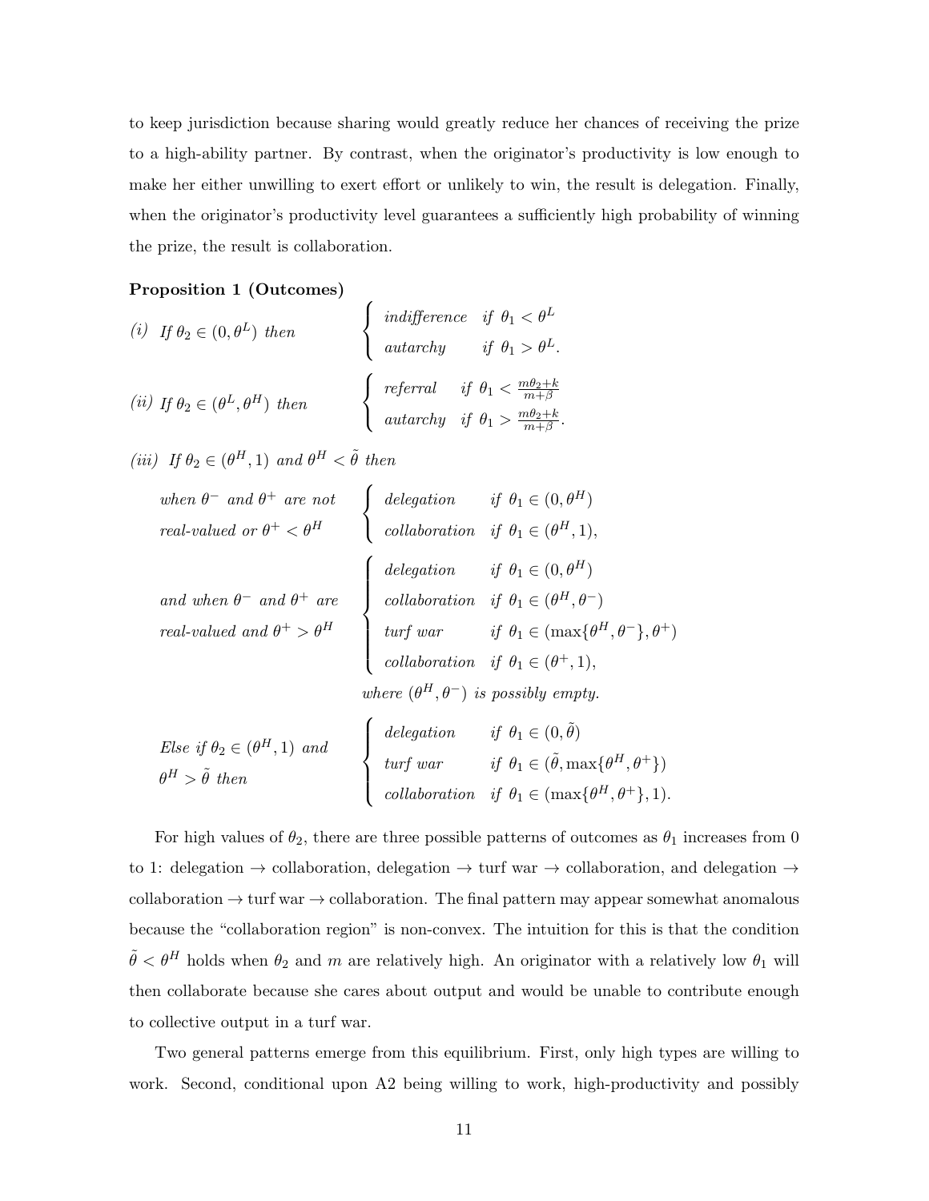to keep jurisdiction because sharing would greatly reduce her chances of receiving the prize to a high-ability partner. By contrast, when the originator's productivity is low enough to make her either unwilling to exert effort or unlikely to win, the result is delegation. Finally, when the originator's productivity level guarantees a sufficiently high probability of winning the prize, the result is collaboration.

**Proposition 1 (Outcomes)**

*(i) If* $\theta_2 \in (0, \theta^L)$ *then*

$$\begin{cases} \textit{indifference} & \textit{if } \theta_1 < \theta^L \\ \textit{autarchy} & \textit{if } \theta_1 > \theta^L. \end{cases}$$

*(ii) If* $\theta_2 \in (\theta^L, \theta^H)$ *then*

$$\begin{cases} \textit{referral} & \textit{if } \theta_1 < \frac{m\theta_2 + k}{m+\beta} \\ \textit{autarchy} & \textit{if } \theta_1 > \frac{m\theta_2 + k}{m+\beta}. \end{cases}$$

*(iii) If* $\theta_2 \in (\theta^H, 1)$ *and* $\theta^H < \tilde{\theta}$ *then*

*when* $\theta^-$ *and* $\theta^+$ *are not real-valued or* $\theta^+ < \theta^H$

$$\begin{cases} \textit{delegation} & \textit{if } \theta_1 \in (0, \theta^H) \\ \textit{collaboration} & \textit{if } \theta_1 \in (\theta^H, 1), \end{cases}$$

*and when* $\theta^-$ *and* $\theta^+$ *are real-valued and* $\theta^+ > \theta^H$

$$\begin{cases} \textit{delegation} & \textit{if } \theta_1 \in (0, \theta^H) \\ \textit{collaboration} & \textit{if } \theta_1 \in (\theta^H, \theta^-) \\ \textit{turf war} & \textit{if } \theta_1 \in (\max\{\theta^H, \theta^-\}, \theta^+) \\ \textit{collaboration} & \textit{if } \theta_1 \in (\theta^+, 1), \end{cases}$$

*where* $(\theta^H, \theta^-)$ *is possibly empty.*

*Else if* $\theta_2 \in (\theta^H, 1)$ *and* $\theta^H > \tilde{\theta}$ *then*

$$\begin{cases} \textit{delegation} & \textit{if } \theta_1 \in (0, \tilde{\theta}) \\ \textit{turf war} & \textit{if } \theta_1 \in (\tilde{\theta}, \max\{\theta^H, \theta^+\}) \\ \textit{collaboration} & \textit{if } \theta_1 \in (\max\{\theta^H, \theta^+\}, 1). \end{cases}$$

For high values of $\theta_2$, there are three possible patterns of outcomes as $\theta_1$ increases from 0 to 1: delegation → collaboration, delegation → turf war → collaboration, and delegation → collaboration → turf war → collaboration. The final pattern may appear somewhat anomalous because the "collaboration region" is non-convex. The intuition for this is that the condition $\tilde{\theta} < \theta^H$ holds when $\theta_2$ and $m$ are relatively high. An originator with a relatively low $\theta_1$ will then collaborate because she cares about output and would be unable to contribute enough to collective output in a turf war.

Two general patterns emerge from this equilibrium. First, only high types are willing to work. Second, conditional upon A2 being willing to work, high-productivity and possibly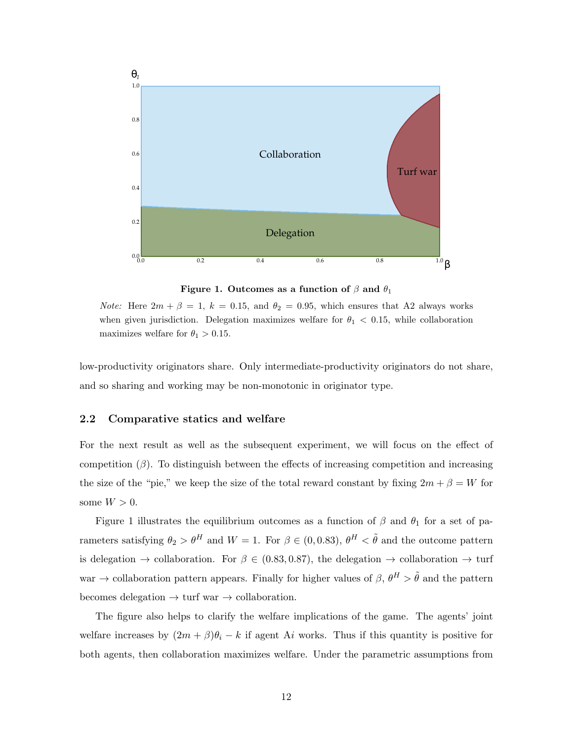**Figure 1. Outcomes as a function of $\beta$ and $\theta_1$**

*Note:* Here $2m + \beta = 1$, $k = 0.15$, and $\theta_2 = 0.95$, which ensures that A2 always works when given jurisdiction. Delegation maximizes welfare for $\theta_1 < 0.15$, while collaboration maximizes welfare for $\theta_1 > 0.15$.

low-productivity originators share. Only intermediate-productivity originators do not share, and so sharing and working may be non-monotonic in originator type.

## 2.2 Comparative statics and welfare

For the next result as well as the subsequent experiment, we will focus on the effect of competition ($\beta$). To distinguish between the effects of increasing competition and increasing the size of the "pie," we keep the size of the total reward constant by fixing $2m + \beta = W$ for some $W > 0$.

Figure 1 illustrates the equilibrium outcomes as a function of $\beta$ and $\theta_1$ for a set of parameters satisfying $\theta_2 > \theta^H$ and $W = 1$. For $\beta \in (0, 0.83)$, $\theta^H < \tilde{\theta}$ and the outcome pattern is delegation $\to$ collaboration. For $\beta \in (0.83, 0.87)$, the delegation $\to$ collaboration $\to$ turf war $\to$ collaboration pattern appears. Finally for higher values of $\beta$, $\theta^H > \tilde{\theta}$ and the pattern becomes delegation $\to$ turf war $\to$ collaboration.

The figure also helps to clarify the welfare implications of the game. The agents' joint welfare increases by $(2m + \beta)\theta_i - k$ if agent A$i$ works. Thus if this quantity is positive for both agents, then collaboration maximizes welfare. Under the parametric assumptions from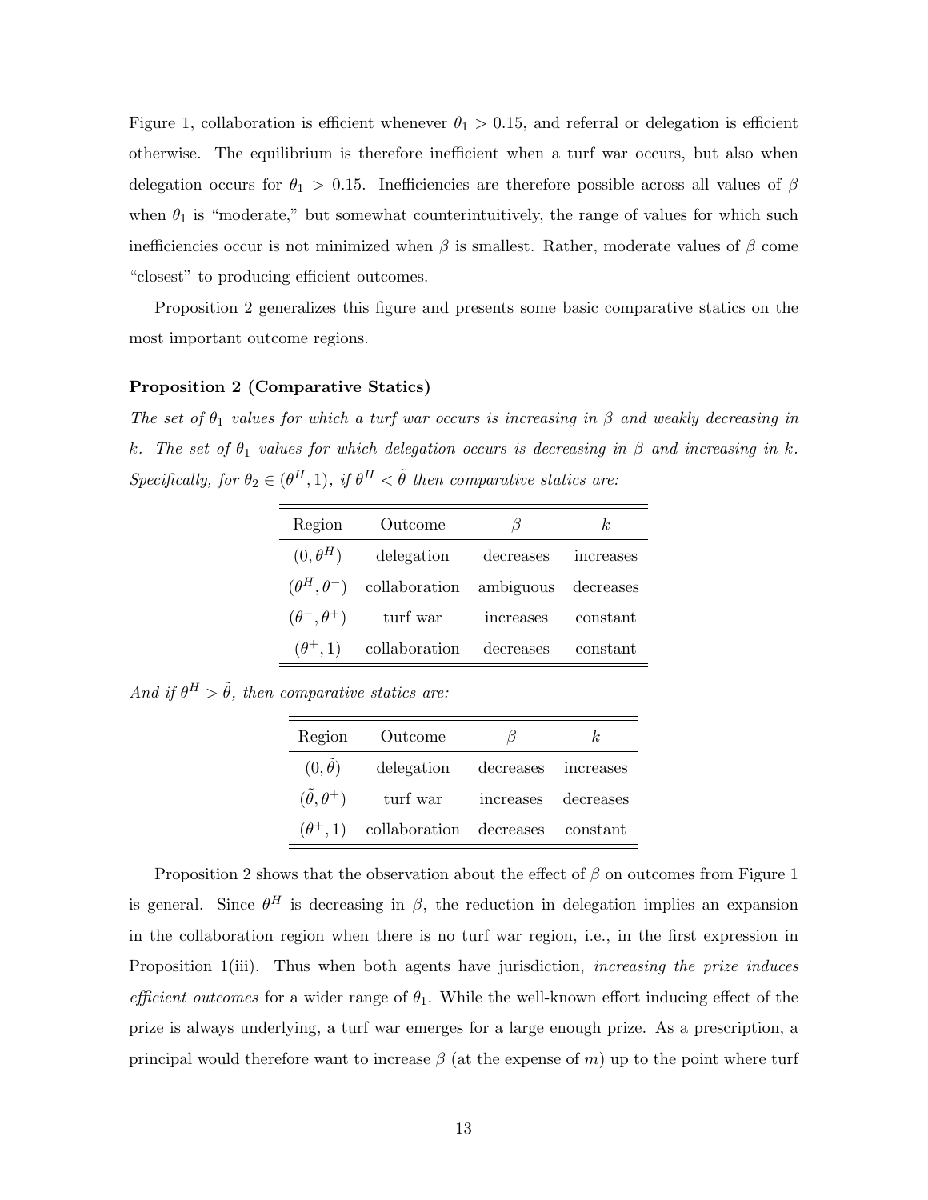Figure 1, collaboration is efficient whenever $\theta_1 > 0.15$, and referral or delegation is efficient otherwise. The equilibrium is therefore inefficient when a turf war occurs, but also when delegation occurs for $\theta_1 > 0.15$. Inefficiencies are therefore possible across all values of $\beta$ when $\theta_1$ is "moderate," but somewhat counterintuitively, the range of values for which such inefficiencies occur is not minimized when $\beta$ is smallest. Rather, moderate values of $\beta$ come "closest" to producing efficient outcomes.

Proposition 2 generalizes this figure and presents some basic comparative statics on the most important outcome regions.

**Proposition 2 (Comparative Statics)**

*The set of $\theta_1$ values for which a turf war occurs is increasing in $\beta$ and weakly decreasing in $k$. The set of $\theta_1$ values for which delegation occurs is decreasing in $\beta$ and increasing in $k$. Specifically, for $\theta_2 \in (\theta^H, 1)$, if $\theta^H < \tilde{\theta}$ then comparative statics are:*

| Region | Outcome | $\beta$ | $k$ |
|---|---|---|---|
| $(0, \theta^H)$ | delegation | decreases | increases |
| $(\theta^H, \theta^-)$ | collaboration | ambiguous | decreases |
| $(\theta^-, \theta^+)$ | turf war | increases | constant |
| $(\theta^+, 1)$ | collaboration | decreases | constant |

*And if $\theta^H > \tilde{\theta}$, then comparative statics are:*

| Region | Outcome | $\beta$ | $k$ |
|---|---|---|---|
| $(0, \tilde{\theta})$ | delegation | decreases | increases |
| $(\tilde{\theta}, \theta^+)$ | turf war | increases | decreases |
| $(\theta^+, 1)$ | collaboration | decreases | constant |

Proposition 2 shows that the observation about the effect of $\beta$ on outcomes from Figure 1 is general. Since $\theta^H$ is decreasing in $\beta$, the reduction in delegation implies an expansion in the collaboration region when there is no turf war region, i.e., in the first expression in Proposition 1(iii). Thus when both agents have jurisdiction, *increasing the prize induces efficient outcomes* for a wider range of $\theta_1$. While the well-known effort inducing effect of the prize is always underlying, a turf war emerges for a large enough prize. As a prescription, a principal would therefore want to increase $\beta$ (at the expense of $m$) up to the point where turf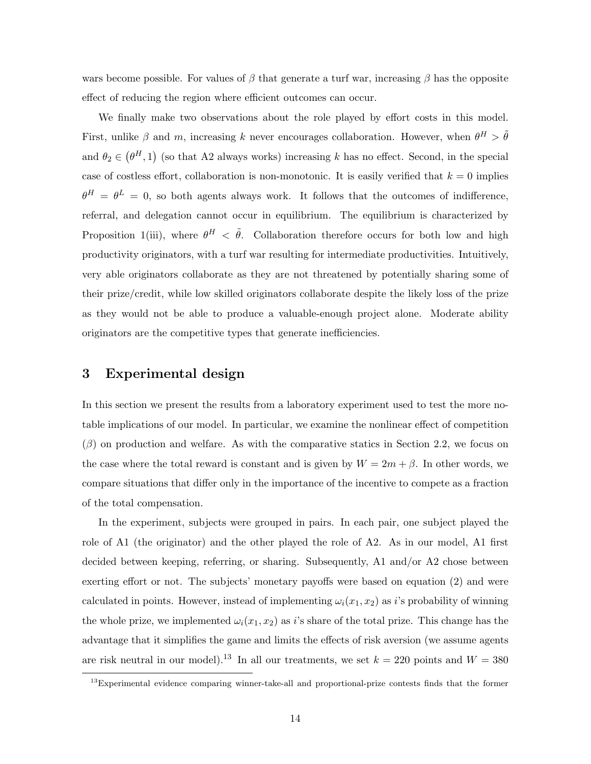wars become possible. For values of $\beta$ that generate a turf war, increasing $\beta$ has the opposite effect of reducing the region where efficient outcomes can occur.

We finally make two observations about the role played by effort costs in this model. First, unlike $\beta$ and $m$, increasing $k$ never encourages collaboration. However, when $\theta^H > \tilde{\theta}$ and $\theta_2 \in (\theta^H, 1)$ (so that A2 always works) increasing $k$ has no effect. Second, in the special case of costless effort, collaboration is non-monotonic. It is easily verified that $k = 0$ implies $\theta^H = \theta^L = 0$, so both agents always work. It follows that the outcomes of indifference, referral, and delegation cannot occur in equilibrium. The equilibrium is characterized by Proposition 1(iii), where $\theta^H < \tilde{\theta}$. Collaboration therefore occurs for both low and high productivity originators, with a turf war resulting for intermediate productivities. Intuitively, very able originators collaborate as they are not threatened by potentially sharing some of their prize/credit, while low skilled originators collaborate despite the likely loss of the prize as they would not be able to produce a valuable-enough project alone. Moderate ability originators are the competitive types that generate inefficiencies.

# 3 Experimental design

In this section we present the results from a laboratory experiment used to test the more notable implications of our model. In particular, we examine the nonlinear effect of competition ($\beta$) on production and welfare. As with the comparative statics in Section 2.2, we focus on the case where the total reward is constant and is given by $W = 2m + \beta$. In other words, we compare situations that differ only in the importance of the incentive to compete as a fraction of the total compensation.

In the experiment, subjects were grouped in pairs. In each pair, one subject played the role of A1 (the originator) and the other played the role of A2. As in our model, A1 first decided between keeping, referring, or sharing. Subsequently, A1 and/or A2 chose between exerting effort or not. The subjects' monetary payoffs were based on equation (2) and were calculated in points. However, instead of implementing $\omega_i(x_1, x_2)$ as $i$'s probability of winning the whole prize, we implemented $\omega_i(x_1, x_2)$ as $i$'s share of the total prize. This change has the advantage that it simplifies the game and limits the effects of risk aversion (we assume agents are risk neutral in our model).[13] In all our treatments, we set $k = 220$ points and $W = 380$

[13] Experimental evidence comparing winner-take-all and proportional-prize contests finds that the former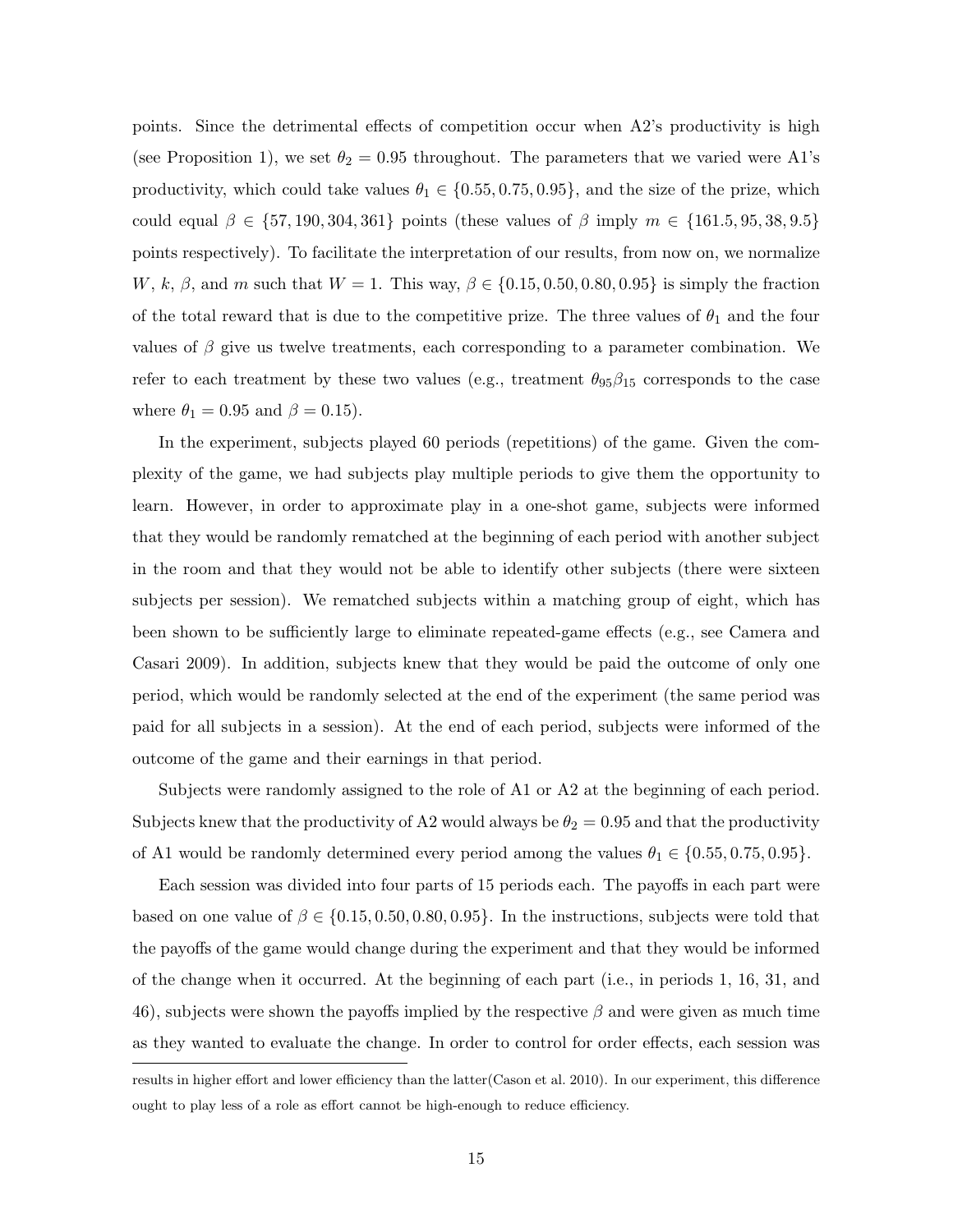points. Since the detrimental effects of competition occur when A2's productivity is high (see Proposition 1), we set $\theta_2 = 0.95$ throughout. The parameters that we varied were A1's productivity, which could take values $\theta_1 \in \{0.55, 0.75, 0.95\}$, and the size of the prize, which could equal $\beta \in \{57, 190, 304, 361\}$ points (these values of $\beta$ imply $m \in \{161.5, 95, 38, 9.5\}$ points respectively). To facilitate the interpretation of our results, from now on, we normalize $W$, $k$, $\beta$, and $m$ such that $W = 1$. This way, $\beta \in \{0.15, 0.50, 0.80, 0.95\}$ is simply the fraction of the total reward that is due to the competitive prize. The three values of $\theta_1$ and the four values of $\beta$ give us twelve treatments, each corresponding to a parameter combination. We refer to each treatment by these two values (e.g., treatment $\theta_{95}\beta_{15}$ corresponds to the case where $\theta_1 = 0.95$ and $\beta = 0.15$).

In the experiment, subjects played 60 periods (repetitions) of the game. Given the complexity of the game, we had subjects play multiple periods to give them the opportunity to learn. However, in order to approximate play in a one-shot game, subjects were informed that they would be randomly rematched at the beginning of each period with another subject in the room and that they would not be able to identify other subjects (there were sixteen subjects per session). We rematched subjects within a matching group of eight, which has been shown to be sufficiently large to eliminate repeated-game effects (e.g., see Camera and Casari 2009). In addition, subjects knew that they would be paid the outcome of only one period, which would be randomly selected at the end of the experiment (the same period was paid for all subjects in a session). At the end of each period, subjects were informed of the outcome of the game and their earnings in that period.

Subjects were randomly assigned to the role of A1 or A2 at the beginning of each period. Subjects knew that the productivity of A2 would always be $\theta_2 = 0.95$ and that the productivity of A1 would be randomly determined every period among the values $\theta_1 \in \{0.55, 0.75, 0.95\}$.

Each session was divided into four parts of 15 periods each. The payoffs in each part were based on one value of $\beta \in \{0.15, 0.50, 0.80, 0.95\}$. In the instructions, subjects were told that the payoffs of the game would change during the experiment and that they would be informed of the change when it occurred. At the beginning of each part (i.e., in periods 1, 16, 31, and 46), subjects were shown the payoffs implied by the respective $\beta$ and were given as much time as they wanted to evaluate the change. In order to control for order effects, each session was

results in higher effort and lower efficiency than the latter(Cason et al. 2010). In our experiment, this difference ought to play less of a role as effort cannot be high-enough to reduce efficiency.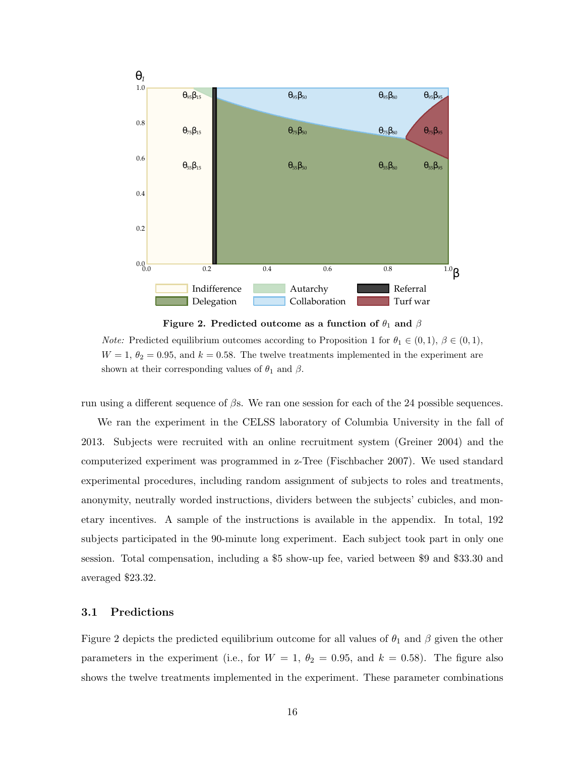**Figure 2. Predicted outcome as a function of $\theta_1$ and $\beta$**

*Note:* Predicted equilibrium outcomes according to Proposition 1 for $\theta_1 \in (0, 1)$, $\beta \in (0, 1)$, $W = 1$, $\theta_2 = 0.95$, and $k = 0.58$. The twelve treatments implemented in the experiment are shown at their corresponding values of $\theta_1$ and $\beta$.

run using a different sequence of $\beta$s. We ran one session for each of the 24 possible sequences.

We ran the experiment in the CELSS laboratory of Columbia University in the fall of 2013. Subjects were recruited with an online recruitment system (Greiner 2004) and the computerized experiment was programmed in z-Tree (Fischbacher 2007). We used standard experimental procedures, including random assignment of subjects to roles and treatments, anonymity, neutrally worded instructions, dividers between the subjects' cubicles, and monetary incentives. A sample of the instructions is available in the appendix. In total, 192 subjects participated in the 90-minute long experiment. Each subject took part in only one session. Total compensation, including a \$5 show-up fee, varied between \$9 and \$33.30 and averaged \$23.32.

## 3.1 Predictions

Figure 2 depicts the predicted equilibrium outcome for all values of $\theta_1$ and $\beta$ given the other parameters in the experiment (i.e., for $W = 1$, $\theta_2 = 0.95$, and $k = 0.58$). The figure also shows the twelve treatments implemented in the experiment. These parameter combinations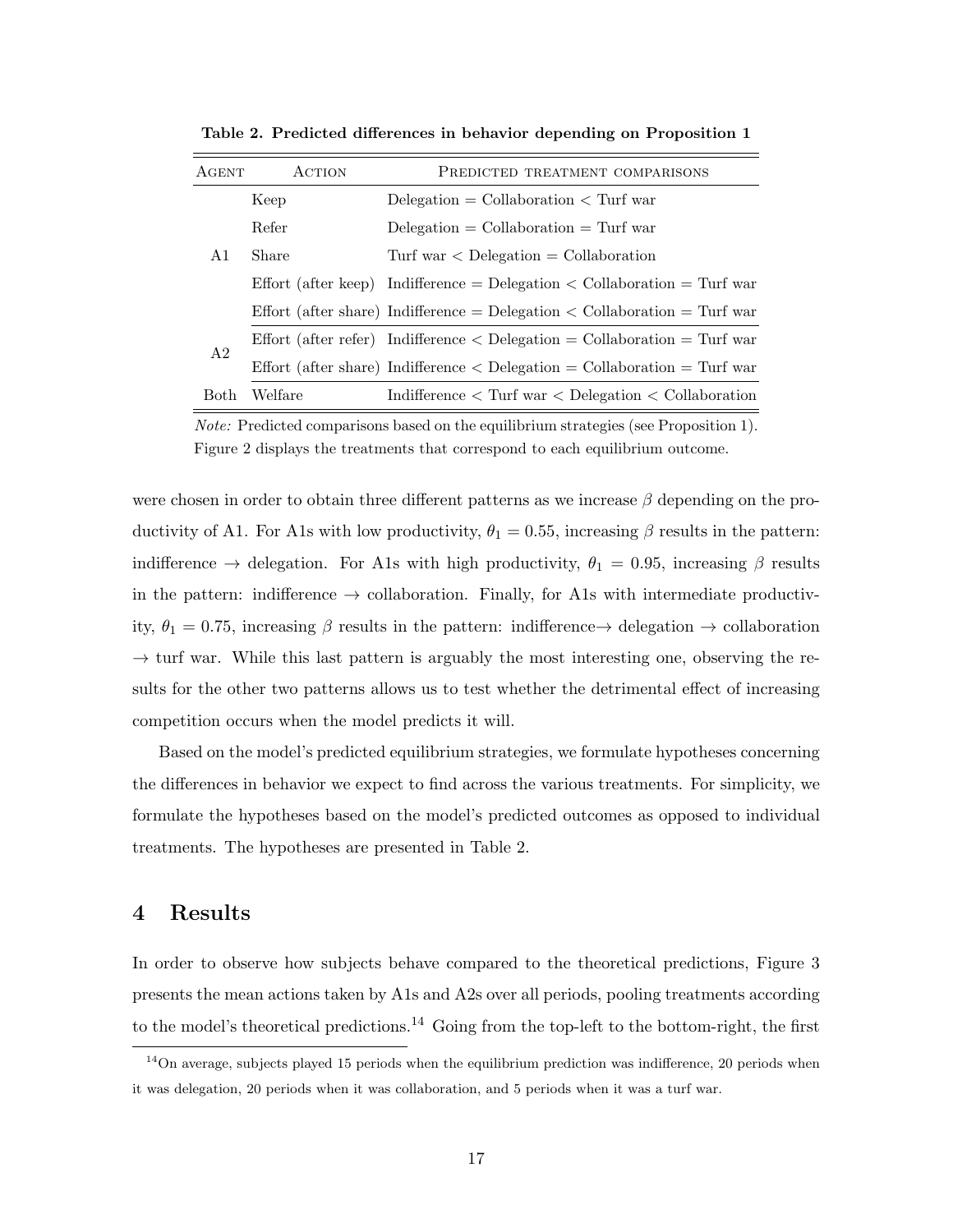**Table 2. Predicted differences in behavior depending on Proposition 1**

| Agent | Action | Predicted treatment comparisons |
|---|---|---|
| A1 | Keep | Delegation = Collaboration < Turf war |
| | Refer | Delegation = Collaboration = Turf war |
| | Share | Turf war < Delegation = Collaboration |
| | Effort (after keep) | Indifference = Delegation < Collaboration = Turf war |
| | Effort (after share) | Indifference = Delegation < Collaboration = Turf war |
| A2 | Effort (after refer) | Indifference < Delegation = Collaboration = Turf war |
| | Effort (after share) | Indifference < Delegation = Collaboration = Turf war |
| Both | Welfare | Indifference < Turf war < Delegation < Collaboration |

*Note:* Predicted comparisons based on the equilibrium strategies (see Proposition 1). Figure 2 displays the treatments that correspond to each equilibrium outcome.

were chosen in order to obtain three different patterns as we increase $\beta$ depending on the productivity of A1. For A1s with low productivity, $\theta_1 = 0.55$, increasing $\beta$ results in the pattern: indifference → delegation. For A1s with high productivity, $\theta_1 = 0.95$, increasing $\beta$ results in the pattern: indifference → collaboration. Finally, for A1s with intermediate productivity, $\theta_1 = 0.75$, increasing $\beta$ results in the pattern: indifference→ delegation → collaboration → turf war. While this last pattern is arguably the most interesting one, observing the results for the other two patterns allows us to test whether the detrimental effect of increasing competition occurs when the model predicts it will.

Based on the model's predicted equilibrium strategies, we formulate hypotheses concerning the differences in behavior we expect to find across the various treatments. For simplicity, we formulate the hypotheses based on the model's predicted outcomes as opposed to individual treatments. The hypotheses are presented in Table 2.

# 4 Results

In order to observe how subjects behave compared to the theoretical predictions, Figure 3 presents the mean actions taken by A1s and A2s over all periods, pooling treatments according to the model's theoretical predictions.[14] Going from the top-left to the bottom-right, the first

[14] On average, subjects played 15 periods when the equilibrium prediction was indifference, 20 periods when it was delegation, 20 periods when it was collaboration, and 5 periods when it was a turf war.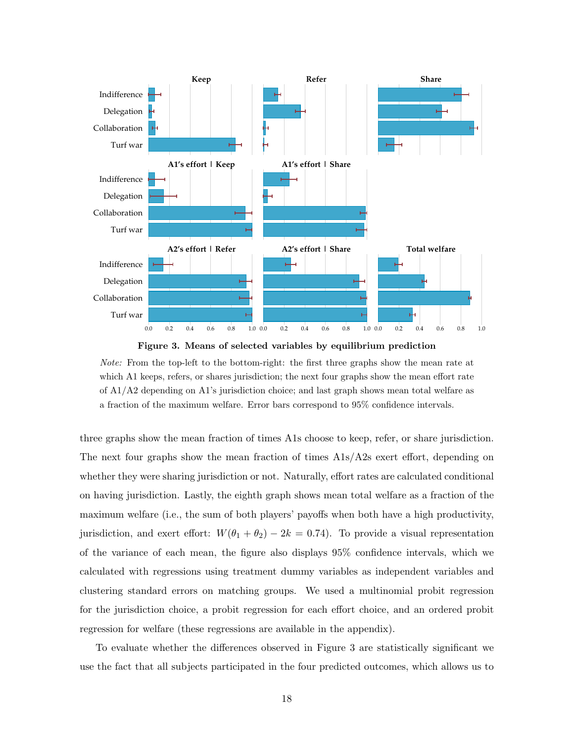**Figure 3. Means of selected variables by equilibrium prediction**

*Note:* From the top-left to the bottom-right: the first three graphs show the mean rate at which A1 keeps, refers, or shares jurisdiction; the next four graphs show the mean effort rate of A1/A2 depending on A1's jurisdiction choice; and last graph shows mean total welfare as a fraction of the maximum welfare. Error bars correspond to 95% confidence intervals.

three graphs show the mean fraction of times A1s choose to keep, refer, or share jurisdiction. The next four graphs show the mean fraction of times A1s/A2s exert effort, depending on whether they were sharing jurisdiction or not. Naturally, effort rates are calculated conditional on having jurisdiction. Lastly, the eighth graph shows mean total welfare as a fraction of the maximum welfare (i.e., the sum of both players' payoffs when both have a high productivity, jurisdiction, and exert effort: $W(\theta_1 + \theta_2) - 2k = 0.74$). To provide a visual representation of the variance of each mean, the figure also displays 95% confidence intervals, which we calculated with regressions using treatment dummy variables as independent variables and clustering standard errors on matching groups. We used a multinomial probit regression for the jurisdiction choice, a probit regression for each effort choice, and an ordered probit regression for welfare (these regressions are available in the appendix).

To evaluate whether the differences observed in Figure 3 are statistically significant we use the fact that all subjects participated in the four predicted outcomes, which allows us to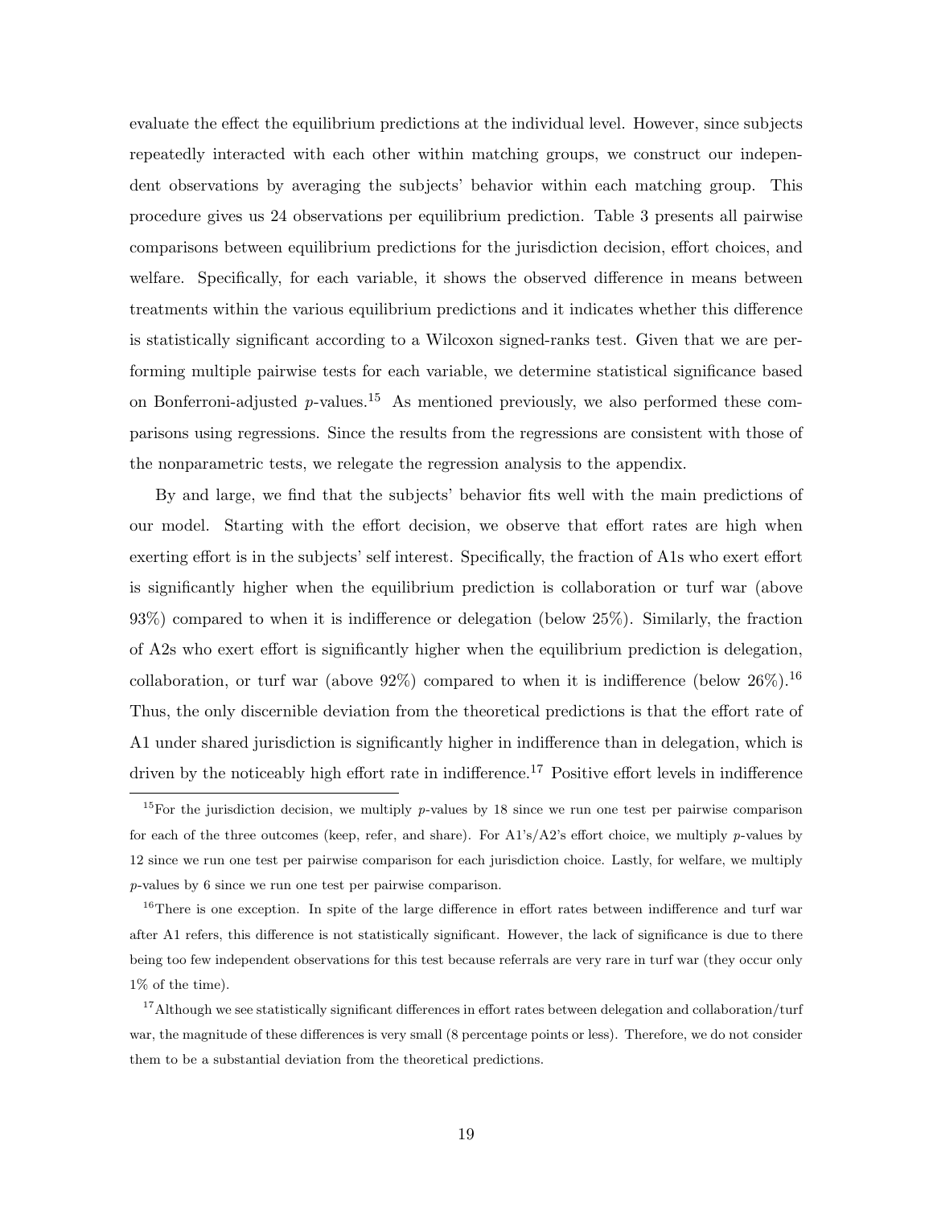evaluate the effect the equilibrium predictions at the individual level. However, since subjects repeatedly interacted with each other within matching groups, we construct our independent observations by averaging the subjects' behavior within each matching group. This procedure gives us 24 observations per equilibrium prediction. Table 3 presents all pairwise comparisons between equilibrium predictions for the jurisdiction decision, effort choices, and welfare. Specifically, for each variable, it shows the observed difference in means between treatments within the various equilibrium predictions and it indicates whether this difference is statistically significant according to a Wilcoxon signed-ranks test. Given that we are performing multiple pairwise tests for each variable, we determine statistical significance based on Bonferroni-adjusted $p$-values.[15] As mentioned previously, we also performed these comparisons using regressions. Since the results from the regressions are consistent with those of the nonparametric tests, we relegate the regression analysis to the appendix.

By and large, we find that the subjects' behavior fits well with the main predictions of our model. Starting with the effort decision, we observe that effort rates are high when exerting effort is in the subjects' self interest. Specifically, the fraction of A1s who exert effort is significantly higher when the equilibrium prediction is collaboration or turf war (above 93%) compared to when it is indifference or delegation (below 25%). Similarly, the fraction of A2s who exert effort is significantly higher when the equilibrium prediction is delegation, collaboration, or turf war (above 92%) compared to when it is indifference (below 26%).[16] Thus, the only discernible deviation from the theoretical predictions is that the effort rate of A1 under shared jurisdiction is significantly higher in indifference than in delegation, which is driven by the noticeably high effort rate in indifference.[17] Positive effort levels in indifference

[15]For the jurisdiction decision, we multiply $p$-values by 18 since we run one test per pairwise comparison for each of the three outcomes (keep, refer, and share). For A1's/A2's effort choice, we multiply $p$-values by 12 since we run one test per pairwise comparison for each jurisdiction choice. Lastly, for welfare, we multiply $p$-values by 6 since we run one test per pairwise comparison.

[16]There is one exception. In spite of the large difference in effort rates between indifference and turf war after A1 refers, this difference is not statistically significant. However, the lack of significance is due to there being too few independent observations for this test because referrals are very rare in turf war (they occur only 1% of the time).

[17]Although we see statistically significant differences in effort rates between delegation and collaboration/turf war, the magnitude of these differences is very small (8 percentage points or less). Therefore, we do not consider them to be a substantial deviation from the theoretical predictions.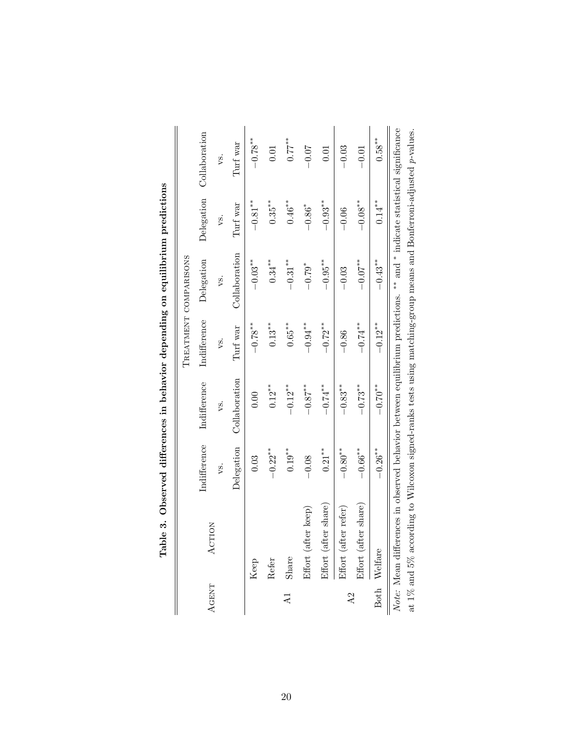**Table 3. Observed differences in behavior depending on equilibrium predictions**

| Agent | Action | Indifference vs. Delegation | Indifference vs. Collaboration | Indifference vs. Turf war | Delegation vs. Collaboration | Delegation vs. Turf war | Collaboration vs. Turf war |
|---|---|---|---|---|---|---|---|
| | | Treatment comparisons | | | | | |
| A1 | Keep | 0.03 | 0.00 | $-0.78^{**}$ | $-0.03^{**}$ | $-0.81^{**}$ | $-0.78^{**}$ |
| | Refer | $-0.22^{**}$ | $0.12^{**}$ | $0.13^{**}$ | $0.34^{**}$ | $0.35^{**}$ | 0.01 |
| | Share | $0.19^{**}$ | $-0.12^{**}$ | $0.65^{**}$ | $-0.31^{**}$ | $0.46^{**}$ | $0.77^{**}$ |
| | Effort (after keep) | $-0.08$ | $-0.87^{**}$ | $-0.94^{**}$ | $-0.79^{*}$ | $-0.86^{*}$ | $-0.07$ |
| | Effort (after share) | $0.21^{**}$ | $-0.74^{**}$ | $-0.72^{**}$ | $-0.95^{**}$ | $-0.93^{**}$ | 0.01 |
| A2 | Effort (after refer) | $-0.80^{**}$ | $-0.83^{**}$ | $-0.86$ | $-0.03$ | $-0.06$ | $-0.03$ |
| | Effort (after share) | $-0.66^{**}$ | $-0.73^{**}$ | $-0.74^{**}$ | $-0.07^{**}$ | $-0.08^{**}$ | $-0.01$ |
| Both | Welfare | $-0.26^{**}$ | $-0.70^{**}$ | $-0.12^{**}$ | $-0.43^{**}$ | $0.14^{**}$ | $0.58^{**}$ |

*Note:* Mean differences in observed behavior between equilibrium predictions. ** and * indicate statistical significance at 1% and 5% according to Wilcoxon signed-ranks tests using matching-group means and Bonferroni-adjusted $p$-values.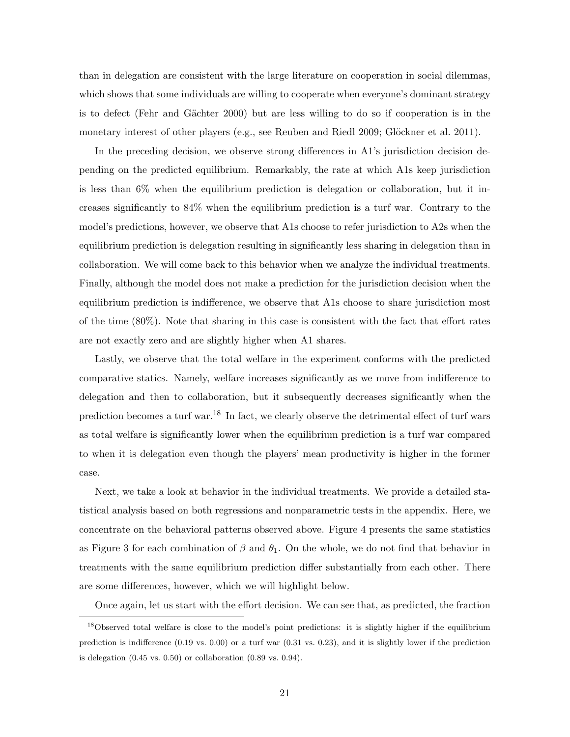than in delegation are consistent with the large literature on cooperation in social dilemmas, which shows that some individuals are willing to cooperate when everyone's dominant strategy is to defect (Fehr and Gächter 2000) but are less willing to do so if cooperation is in the monetary interest of other players (e.g., see Reuben and Riedl 2009; Glöckner et al. 2011).

In the preceding decision, we observe strong differences in A1's jurisdiction decision depending on the predicted equilibrium. Remarkably, the rate at which A1s keep jurisdiction is less than 6% when the equilibrium prediction is delegation or collaboration, but it increases significantly to 84% when the equilibrium prediction is a turf war. Contrary to the model's predictions, however, we observe that A1s choose to refer jurisdiction to A2s when the equilibrium prediction is delegation resulting in significantly less sharing in delegation than in collaboration. We will come back to this behavior when we analyze the individual treatments. Finally, although the model does not make a prediction for the jurisdiction decision when the equilibrium prediction is indifference, we observe that A1s choose to share jurisdiction most of the time (80%). Note that sharing in this case is consistent with the fact that effort rates are not exactly zero and are slightly higher when A1 shares.

Lastly, we observe that the total welfare in the experiment conforms with the predicted comparative statics. Namely, welfare increases significantly as we move from indifference to delegation and then to collaboration, but it subsequently decreases significantly when the prediction becomes a turf war.[18] In fact, we clearly observe the detrimental effect of turf wars as total welfare is significantly lower when the equilibrium prediction is a turf war compared to when it is delegation even though the players' mean productivity is higher in the former case.

Next, we take a look at behavior in the individual treatments. We provide a detailed statistical analysis based on both regressions and nonparametric tests in the appendix. Here, we concentrate on the behavioral patterns observed above. Figure 4 presents the same statistics as Figure 3 for each combination of $\beta$ and $\theta_1$. On the whole, we do not find that behavior in treatments with the same equilibrium prediction differ substantially from each other. There are some differences, however, which we will highlight below.

Once again, let us start with the effort decision. We can see that, as predicted, the fraction

[18] Observed total welfare is close to the model's point predictions: it is slightly higher if the equilibrium prediction is indifference (0.19 vs. 0.00) or a turf war (0.31 vs. 0.23), and it is slightly lower if the prediction is delegation (0.45 vs. 0.50) or collaboration (0.89 vs. 0.94).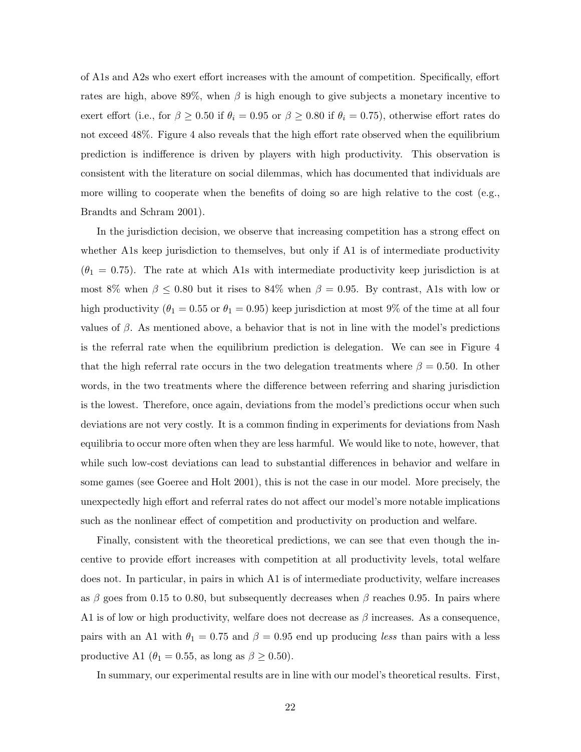of A1s and A2s who exert effort increases with the amount of competition. Specifically, effort rates are high, above 89%, when $\beta$ is high enough to give subjects a monetary incentive to exert effort (i.e., for $\beta \geq 0.50$ if $\theta_i = 0.95$ or $\beta \geq 0.80$ if $\theta_i = 0.75$), otherwise effort rates do not exceed 48%. Figure 4 also reveals that the high effort rate observed when the equilibrium prediction is indifference is driven by players with high productivity. This observation is consistent with the literature on social dilemmas, which has documented that individuals are more willing to cooperate when the benefits of doing so are high relative to the cost (e.g., Brandts and Schram 2001).

In the jurisdiction decision, we observe that increasing competition has a strong effect on whether A1s keep jurisdiction to themselves, but only if A1 is of intermediate productivity ($\theta_1 = 0.75$). The rate at which A1s with intermediate productivity keep jurisdiction is at most 8% when $\beta \leq 0.80$ but it rises to 84% when $\beta = 0.95$. By contrast, A1s with low or high productivity ($\theta_1 = 0.55$ or $\theta_1 = 0.95$) keep jurisdiction at most 9% of the time at all four values of $\beta$. As mentioned above, a behavior that is not in line with the model's predictions is the referral rate when the equilibrium prediction is delegation. We can see in Figure 4 that the high referral rate occurs in the two delegation treatments where $\beta = 0.50$. In other words, in the two treatments where the difference between referring and sharing jurisdiction is the lowest. Therefore, once again, deviations from the model's predictions occur when such deviations are not very costly. It is a common finding in experiments for deviations from Nash equilibria to occur more often when they are less harmful. We would like to note, however, that while such low-cost deviations can lead to substantial differences in behavior and welfare in some games (see Goeree and Holt 2001), this is not the case in our model. More precisely, the unexpectedly high effort and referral rates do not affect our model's more notable implications such as the nonlinear effect of competition and productivity on production and welfare.

Finally, consistent with the theoretical predictions, we can see that even though the incentive to provide effort increases with competition at all productivity levels, total welfare does not. In particular, in pairs in which A1 is of intermediate productivity, welfare increases as $\beta$ goes from 0.15 to 0.80, but subsequently decreases when $\beta$ reaches 0.95. In pairs where A1 is of low or high productivity, welfare does not decrease as $\beta$ increases. As a consequence, pairs with an A1 with $\theta_1 = 0.75$ and $\beta = 0.95$ end up producing *less* than pairs with a less productive A1 ($\theta_1 = 0.55$, as long as $\beta \geq 0.50$).

In summary, our experimental results are in line with our model's theoretical results. First,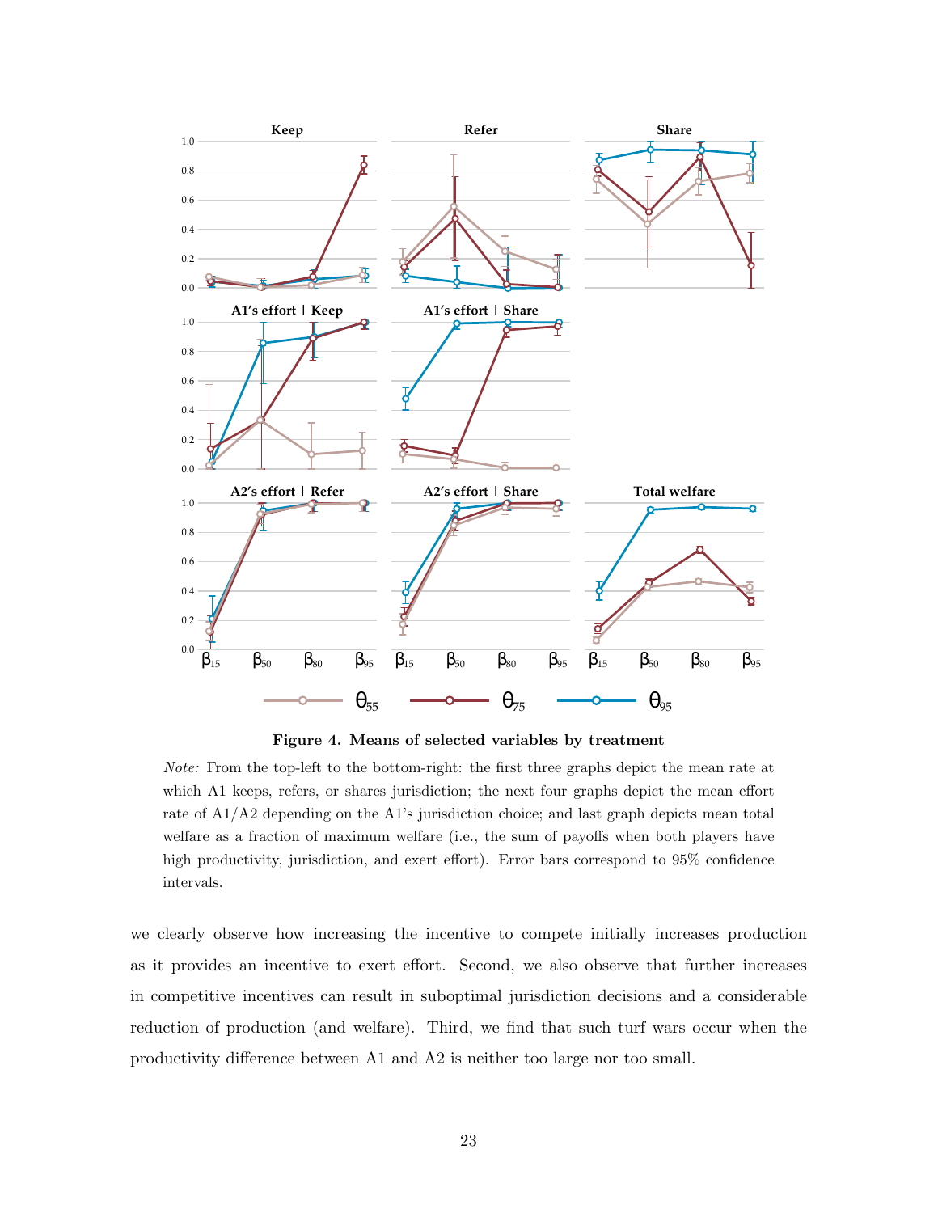**Figure 4. Means of selected variables by treatment**

*Note:* From the top-left to the bottom-right: the first three graphs depict the mean rate at which A1 keeps, refers, or shares jurisdiction; the next four graphs depict the mean effort rate of A1/A2 depending on the A1's jurisdiction choice; and last graph depicts mean total welfare as a fraction of maximum welfare (i.e., the sum of payoffs when both players have high productivity, jurisdiction, and exert effort). Error bars correspond to 95% confidence intervals.

we clearly observe how increasing the incentive to compete initially increases production as it provides an incentive to exert effort. Second, we also observe that further increases in competitive incentives can result in suboptimal jurisdiction decisions and a considerable reduction of production (and welfare). Third, we find that such turf wars occur when the productivity difference between A1 and A2 is neither too large nor too small.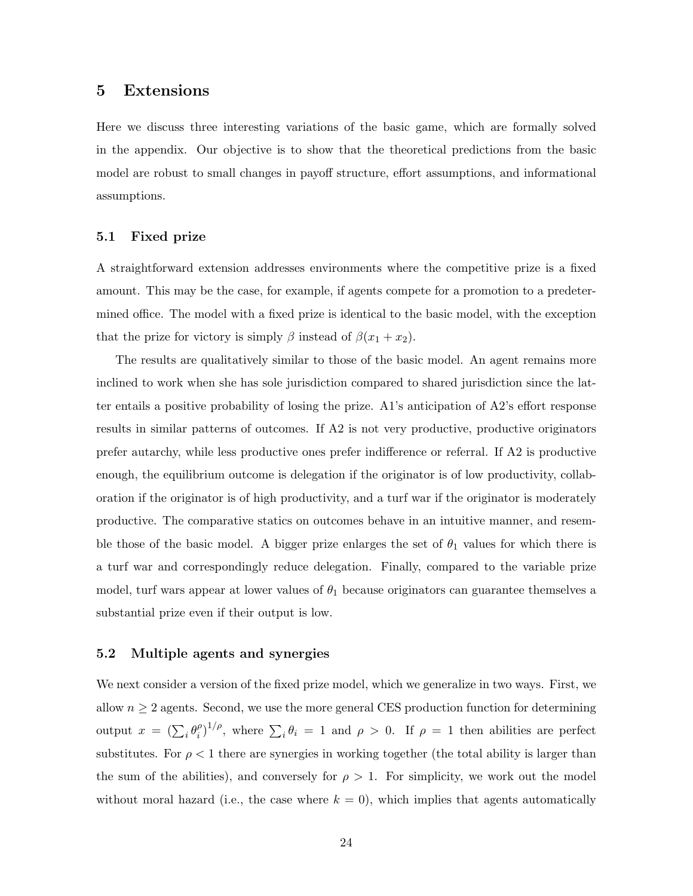## 5 Extensions

Here we discuss three interesting variations of the basic game, which are formally solved in the appendix. Our objective is to show that the theoretical predictions from the basic model are robust to small changes in payoff structure, effort assumptions, and informational assumptions.

### 5.1 Fixed prize

A straightforward extension addresses environments where the competitive prize is a fixed amount. This may be the case, for example, if agents compete for a promotion to a predetermined office. The model with a fixed prize is identical to the basic model, with the exception that the prize for victory is simply $\beta$ instead of $\beta(x_1 + x_2)$.

The results are qualitatively similar to those of the basic model. An agent remains more inclined to work when she has sole jurisdiction compared to shared jurisdiction since the latter entails a positive probability of losing the prize. A1's anticipation of A2's effort response results in similar patterns of outcomes. If A2 is not very productive, productive originators prefer autarchy, while less productive ones prefer indifference or referral. If A2 is productive enough, the equilibrium outcome is delegation if the originator is of low productivity, collaboration if the originator is of high productivity, and a turf war if the originator is moderately productive. The comparative statics on outcomes behave in an intuitive manner, and resemble those of the basic model. A bigger prize enlarges the set of $\theta_1$ values for which there is a turf war and correspondingly reduce delegation. Finally, compared to the variable prize model, turf wars appear at lower values of $\theta_1$ because originators can guarantee themselves a substantial prize even if their output is low.

### 5.2 Multiple agents and synergies

We next consider a version of the fixed prize model, which we generalize in two ways. First, we allow $n \geq 2$ agents. Second, we use the more general CES production function for determining output $x = (\sum_i \theta_i^\rho)^{1/\rho}$, where $\sum_i \theta_i = 1$ and $\rho > 0$. If $\rho = 1$ then abilities are perfect substitutes. For $\rho < 1$ there are synergies in working together (the total ability is larger than the sum of the abilities), and conversely for $\rho > 1$. For simplicity, we work out the model without moral hazard (i.e., the case where $k = 0$), which implies that agents automatically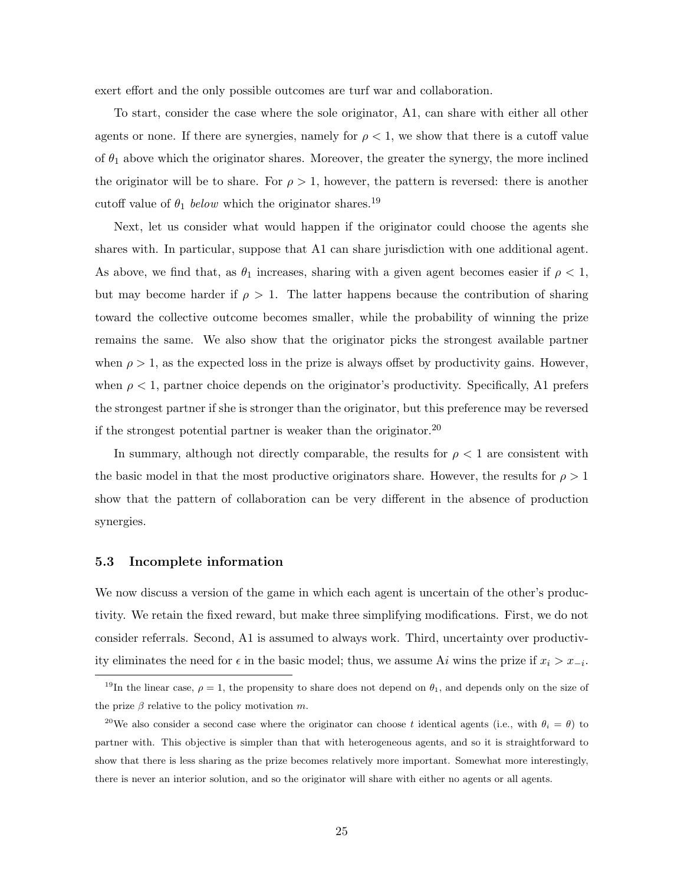exert effort and the only possible outcomes are turf war and collaboration.

To start, consider the case where the sole originator, A1, can share with either all other agents or none. If there are synergies, namely for $\rho < 1$, we show that there is a cutoff value of $\theta_1$ above which the originator shares. Moreover, the greater the synergy, the more inclined the originator will be to share. For $\rho > 1$, however, the pattern is reversed: there is another cutoff value of $\theta_1$ *below* which the originator shares.[19]

Next, let us consider what would happen if the originator could choose the agents she shares with. In particular, suppose that A1 can share jurisdiction with one additional agent. As above, we find that, as $\theta_1$ increases, sharing with a given agent becomes easier if $\rho < 1$, but may become harder if $\rho > 1$. The latter happens because the contribution of sharing toward the collective outcome becomes smaller, while the probability of winning the prize remains the same. We also show that the originator picks the strongest available partner when $\rho > 1$, as the expected loss in the prize is always offset by productivity gains. However, when $\rho < 1$, partner choice depends on the originator's productivity. Specifically, A1 prefers the strongest partner if she is stronger than the originator, but this preference may be reversed if the strongest potential partner is weaker than the originator.[20]

In summary, although not directly comparable, the results for $\rho < 1$ are consistent with the basic model in that the most productive originators share. However, the results for $\rho > 1$ show that the pattern of collaboration can be very different in the absence of production synergies.

### 5.3 Incomplete information

We now discuss a version of the game in which each agent is uncertain of the other's productivity. We retain the fixed reward, but make three simplifying modifications. First, we do not consider referrals. Second, A1 is assumed to always work. Third, uncertainty over productivity eliminates the need for $\epsilon$ in the basic model; thus, we assume A$i$ wins the prize if $x_i > x_{-i}$.

---

[19] In the linear case, $\rho = 1$, the propensity to share does not depend on $\theta_1$, and depends only on the size of the prize $\beta$ relative to the policy motivation $m$.

[20] We also consider a second case where the originator can choose $t$ identical agents (i.e., with $\theta_i = \theta$) to partner with. This objective is simpler than that with heterogeneous agents, and so it is straightforward to show that there is less sharing as the prize becomes relatively more important. Somewhat more interestingly, there is never an interior solution, and so the originator will share with either no agents or all agents.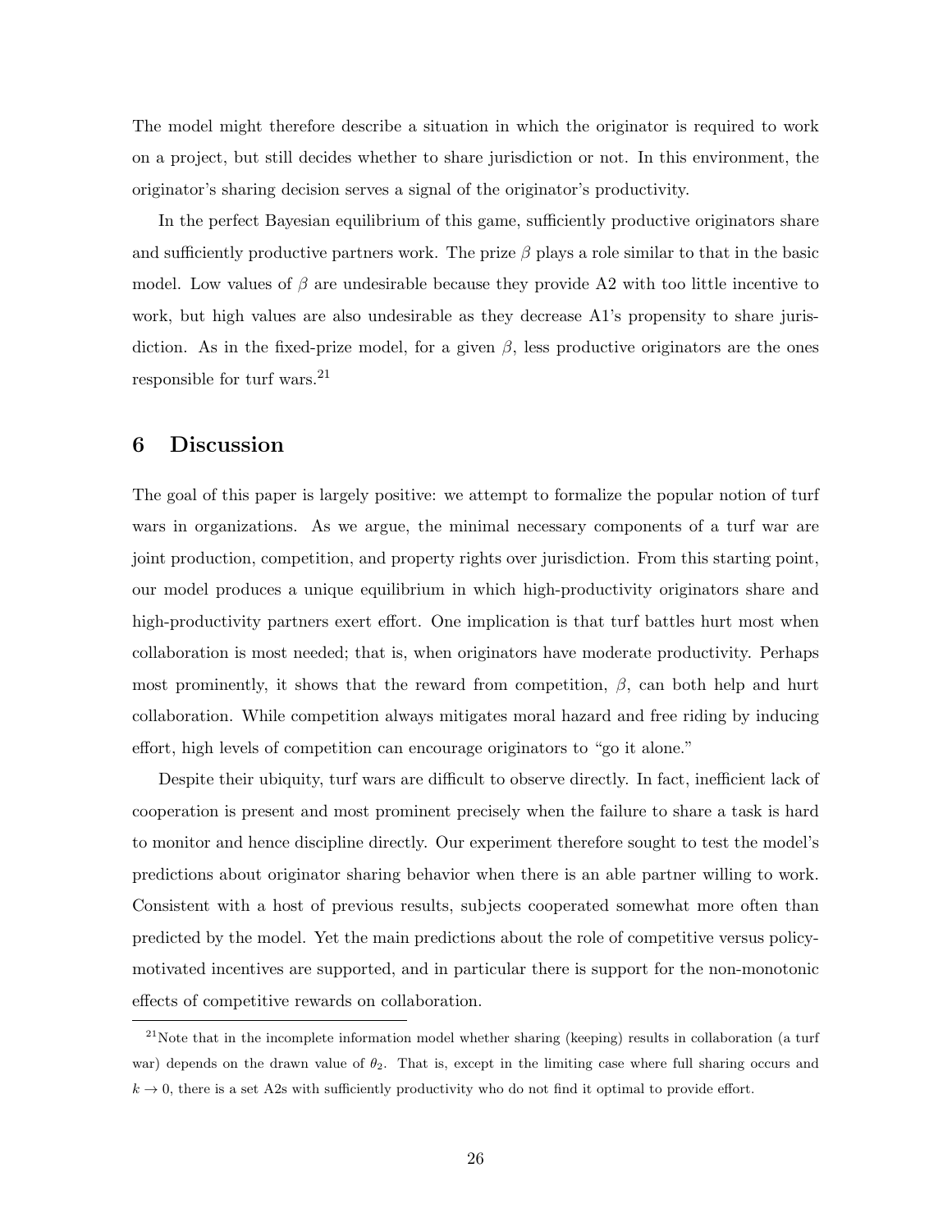The model might therefore describe a situation in which the originator is required to work on a project, but still decides whether to share jurisdiction or not. In this environment, the originator's sharing decision serves a signal of the originator's productivity.

In the perfect Bayesian equilibrium of this game, sufficiently productive originators share and sufficiently productive partners work. The prize $\beta$ plays a role similar to that in the basic model. Low values of $\beta$ are undesirable because they provide A2 with too little incentive to work, but high values are also undesirable as they decrease A1's propensity to share jurisdiction. As in the fixed-prize model, for a given $\beta$, less productive originators are the ones responsible for turf wars.[21]

# 6 Discussion

The goal of this paper is largely positive: we attempt to formalize the popular notion of turf wars in organizations. As we argue, the minimal necessary components of a turf war are joint production, competition, and property rights over jurisdiction. From this starting point, our model produces a unique equilibrium in which high-productivity originators share and high-productivity partners exert effort. One implication is that turf battles hurt most when collaboration is most needed; that is, when originators have moderate productivity. Perhaps most prominently, it shows that the reward from competition, $\beta$, can both help and hurt collaboration. While competition always mitigates moral hazard and free riding by inducing effort, high levels of competition can encourage originators to "go it alone."

Despite their ubiquity, turf wars are difficult to observe directly. In fact, inefficient lack of cooperation is present and most prominent precisely when the failure to share a task is hard to monitor and hence discipline directly. Our experiment therefore sought to test the model's predictions about originator sharing behavior when there is an able partner willing to work. Consistent with a host of previous results, subjects cooperated somewhat more often than predicted by the model. Yet the main predictions about the role of competitive versus policy-motivated incentives are supported, and in particular there is support for the non-monotonic effects of competitive rewards on collaboration.

[21] Note that in the incomplete information model whether sharing (keeping) results in collaboration (a turf war) depends on the drawn value of $\theta_2$. That is, except in the limiting case where full sharing occurs and $k \to 0$, there is a set A2s with sufficiently productivity who do not find it optimal to provide effort.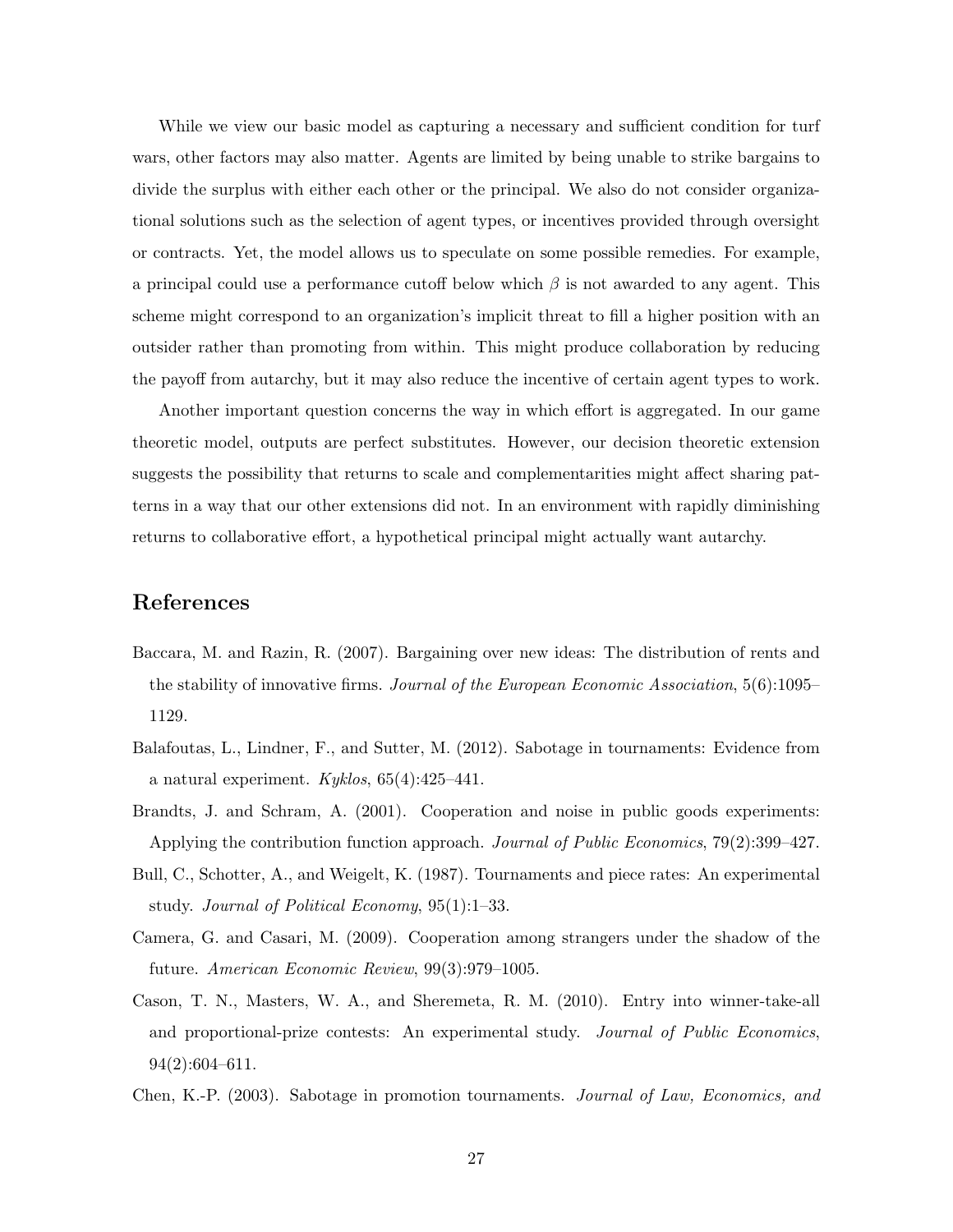While we view our basic model as capturing a necessary and sufficient condition for turf wars, other factors may also matter. Agents are limited by being unable to strike bargains to divide the surplus with either each other or the principal. We also do not consider organizational solutions such as the selection of agent types, or incentives provided through oversight or contracts. Yet, the model allows us to speculate on some possible remedies. For example, a principal could use a performance cutoff below which $\beta$ is not awarded to any agent. This scheme might correspond to an organization's implicit threat to fill a higher position with an outsider rather than promoting from within. This might produce collaboration by reducing the payoff from autarchy, but it may also reduce the incentive of certain agent types to work.

Another important question concerns the way in which effort is aggregated. In our game theoretic model, outputs are perfect substitutes. However, our decision theoretic extension suggests the possibility that returns to scale and complementarities might affect sharing patterns in a way that our other extensions did not. In an environment with rapidly diminishing returns to collaborative effort, a hypothetical principal might actually want autarchy.

## References

Baccara, M. and Razin, R. (2007). Bargaining over new ideas: The distribution of rents and the stability of innovative firms. *Journal of the European Economic Association*, 5(6):1095–1129.

Balafoutas, L., Lindner, F., and Sutter, M. (2012). Sabotage in tournaments: Evidence from a natural experiment. *Kyklos*, 65(4):425–441.

Brandts, J. and Schram, A. (2001). Cooperation and noise in public goods experiments: Applying the contribution function approach. *Journal of Public Economics*, 79(2):399–427.

Bull, C., Schotter, A., and Weigelt, K. (1987). Tournaments and piece rates: An experimental study. *Journal of Political Economy*, 95(1):1–33.

Camera, G. and Casari, M. (2009). Cooperation among strangers under the shadow of the future. *American Economic Review*, 99(3):979–1005.

Cason, T. N., Masters, W. A., and Sheremeta, R. M. (2010). Entry into winner-take-all and proportional-prize contests: An experimental study. *Journal of Public Economics*, 94(2):604–611.

Chen, K.-P. (2003). Sabotage in promotion tournaments. *Journal of Law, Economics, and*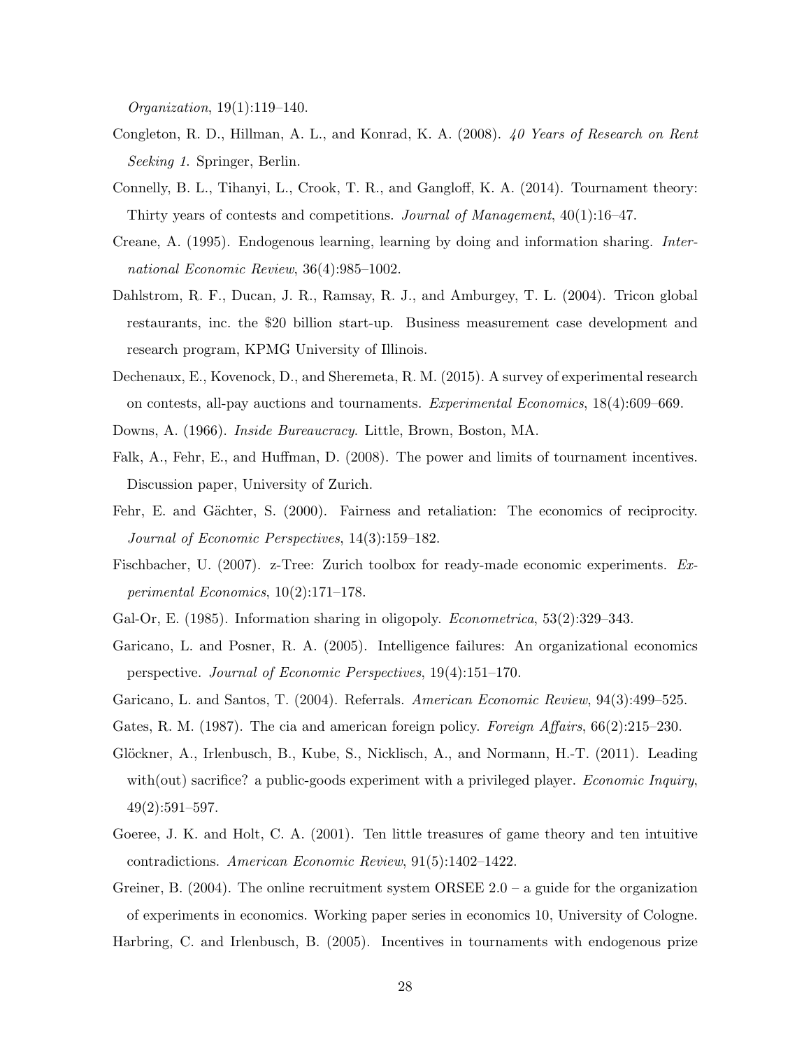*Organization*, 19(1):119–140.

Congleton, R. D., Hillman, A. L., and Konrad, K. A. (2008). *40 Years of Research on Rent Seeking 1*. Springer, Berlin.

Connelly, B. L., Tihanyi, L., Crook, T. R., and Gangloff, K. A. (2014). Tournament theory: Thirty years of contests and competitions. *Journal of Management*, 40(1):16–47.

Creane, A. (1995). Endogenous learning, learning by doing and information sharing. *International Economic Review*, 36(4):985–1002.

Dahlstrom, R. F., Ducan, J. R., Ramsay, R. J., and Amburgey, T. L. (2004). Tricon global restaurants, inc. the $20 billion start-up. Business measurement case development and research program, KPMG University of Illinois.

Dechenaux, E., Kovenock, D., and Sheremeta, R. M. (2015). A survey of experimental research on contests, all-pay auctions and tournaments. *Experimental Economics*, 18(4):609–669.

Downs, A. (1966). *Inside Bureaucracy*. Little, Brown, Boston, MA.

Falk, A., Fehr, E., and Huffman, D. (2008). The power and limits of tournament incentives. Discussion paper, University of Zurich.

Fehr, E. and Gächter, S. (2000). Fairness and retaliation: The economics of reciprocity. *Journal of Economic Perspectives*, 14(3):159–182.

Fischbacher, U. (2007). z-Tree: Zurich toolbox for ready-made economic experiments. *Experimental Economics*, 10(2):171–178.

Gal-Or, E. (1985). Information sharing in oligopoly. *Econometrica*, 53(2):329–343.

Garicano, L. and Posner, R. A. (2005). Intelligence failures: An organizational economics perspective. *Journal of Economic Perspectives*, 19(4):151–170.

Garicano, L. and Santos, T. (2004). Referrals. *American Economic Review*, 94(3):499–525.

Gates, R. M. (1987). The cia and american foreign policy. *Foreign Affairs*, 66(2):215–230.

Glöckner, A., Irlenbusch, B., Kube, S., Nicklisch, A., and Normann, H.-T. (2011). Leading with(out) sacrifice? a public-goods experiment with a privileged player. *Economic Inquiry*, 49(2):591–597.

Goeree, J. K. and Holt, C. A. (2001). Ten little treasures of game theory and ten intuitive contradictions. *American Economic Review*, 91(5):1402–1422.

Greiner, B. (2004). The online recruitment system ORSEE 2.0 – a guide for the organization of experiments in economics. Working paper series in economics 10, University of Cologne.

Harbring, C. and Irlenbusch, B. (2005). Incentives in tournaments with endogenous prize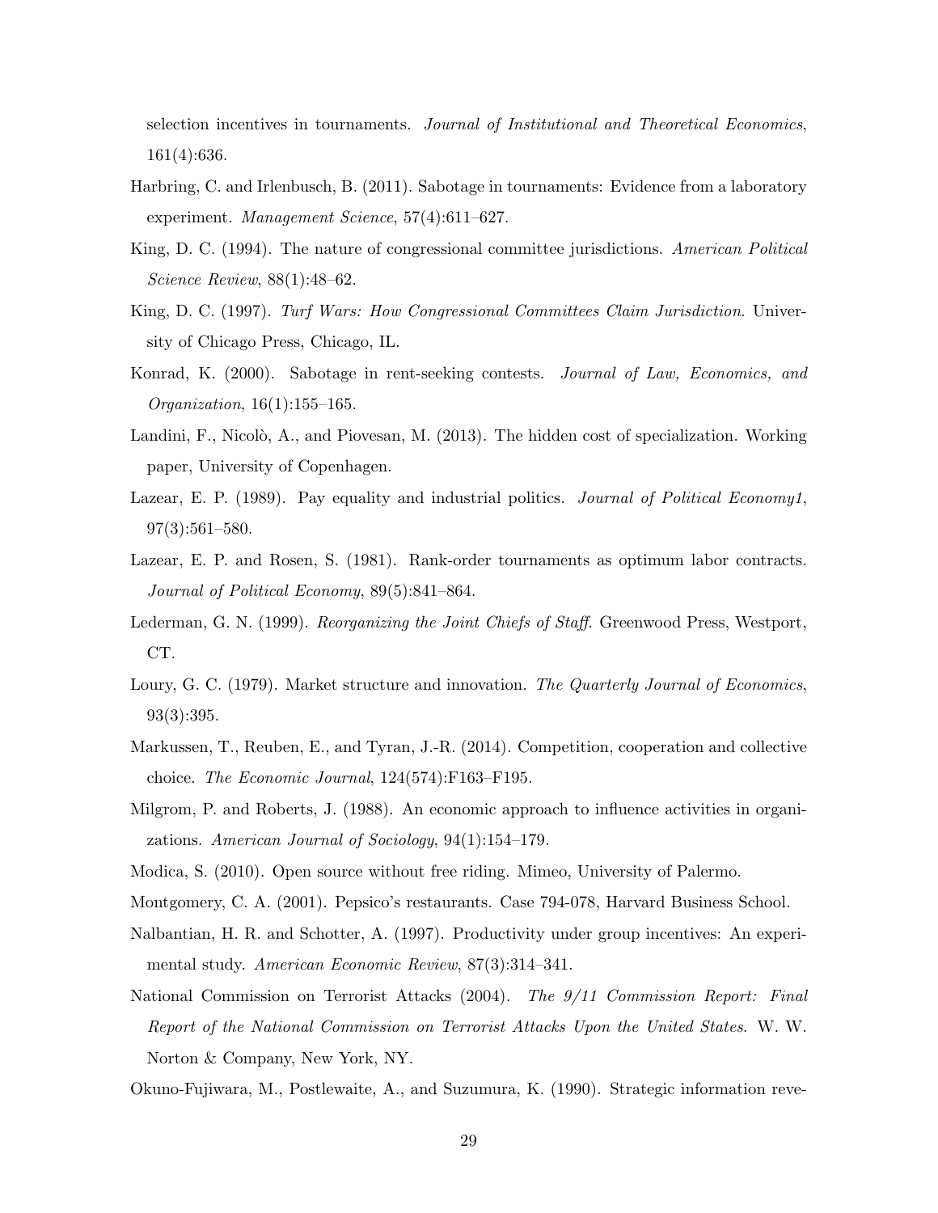selection incentives in tournaments. *Journal of Institutional and Theoretical Economics*, 161(4):636.

Harbring, C. and Irlenbusch, B. (2011). Sabotage in tournaments: Evidence from a laboratory experiment. *Management Science*, 57(4):611–627.

King, D. C. (1994). The nature of congressional committee jurisdictions. *American Political Science Review*, 88(1):48–62.

King, D. C. (1997). *Turf Wars: How Congressional Committees Claim Jurisdiction*. University of Chicago Press, Chicago, IL.

Konrad, K. (2000). Sabotage in rent-seeking contests. *Journal of Law, Economics, and Organization*, 16(1):155–165.

Landini, F., Nicolò, A., and Piovesan, M. (2013). The hidden cost of specialization. Working paper, University of Copenhagen.

Lazear, E. P. (1989). Pay equality and industrial politics. *Journal of Political Economy1*, 97(3):561–580.

Lazear, E. P. and Rosen, S. (1981). Rank-order tournaments as optimum labor contracts. *Journal of Political Economy*, 89(5):841–864.

Lederman, G. N. (1999). *Reorganizing the Joint Chiefs of Staff*. Greenwood Press, Westport, CT.

Loury, G. C. (1979). Market structure and innovation. *The Quarterly Journal of Economics*, 93(3):395.

Markussen, T., Reuben, E., and Tyran, J.-R. (2014). Competition, cooperation and collective choice. *The Economic Journal*, 124(574):F163–F195.

Milgrom, P. and Roberts, J. (1988). An economic approach to influence activities in organizations. *American Journal of Sociology*, 94(1):154–179.

Modica, S. (2010). Open source without free riding. Mimeo, University of Palermo.

Montgomery, C. A. (2001). Pepsico's restaurants. Case 794-078, Harvard Business School.

Nalbantian, H. R. and Schotter, A. (1997). Productivity under group incentives: An experimental study. *American Economic Review*, 87(3):314–341.

National Commission on Terrorist Attacks (2004). *The 9/11 Commission Report: Final Report of the National Commission on Terrorist Attacks Upon the United States*. W. W. Norton & Company, New York, NY.

Okuno-Fujiwara, M., Postlewaite, A., and Suzumura, K. (1990). Strategic information reve-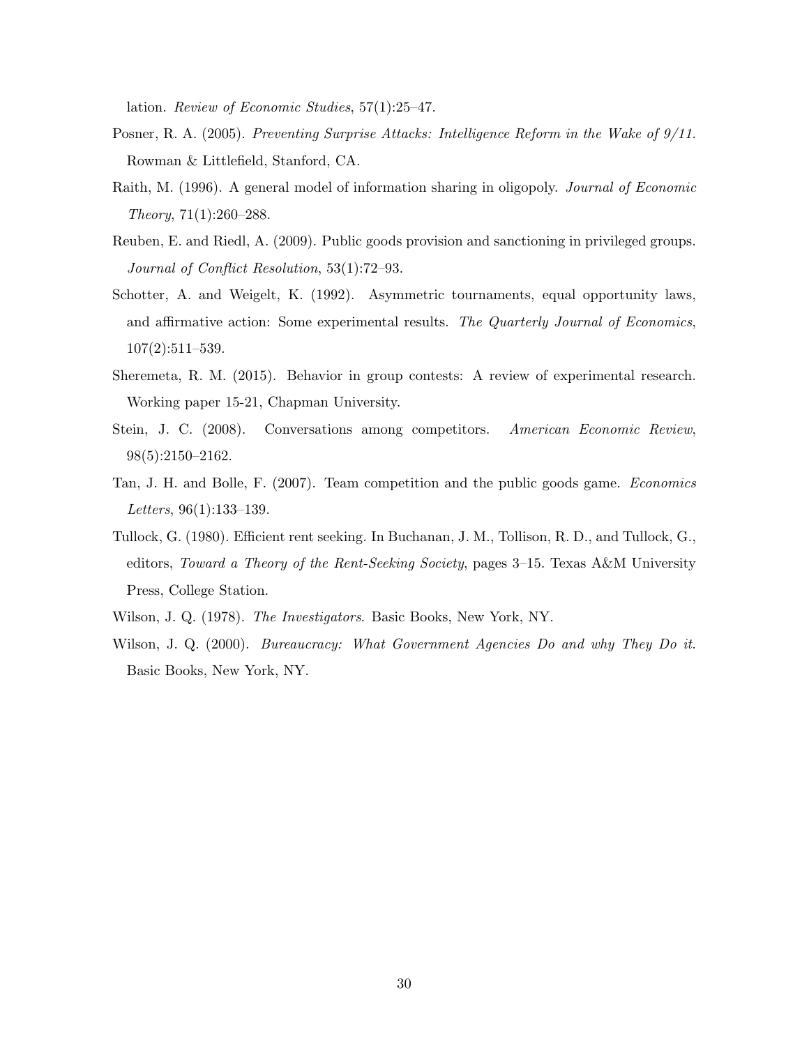lation. *Review of Economic Studies*, 57(1):25–47.

Posner, R. A. (2005). *Preventing Surprise Attacks: Intelligence Reform in the Wake of 9/11*. Rowman & Littlefield, Stanford, CA.

Raith, M. (1996). A general model of information sharing in oligopoly. *Journal of Economic Theory*, 71(1):260–288.

Reuben, E. and Riedl, A. (2009). Public goods provision and sanctioning in privileged groups. *Journal of Conflict Resolution*, 53(1):72–93.

Schotter, A. and Weigelt, K. (1992). Asymmetric tournaments, equal opportunity laws, and affirmative action: Some experimental results. *The Quarterly Journal of Economics*, 107(2):511–539.

Sheremeta, R. M. (2015). Behavior in group contests: A review of experimental research. Working paper 15-21, Chapman University.

Stein, J. C. (2008). Conversations among competitors. *American Economic Review*, 98(5):2150–2162.

Tan, J. H. and Bolle, F. (2007). Team competition and the public goods game. *Economics Letters*, 96(1):133–139.

Tullock, G. (1980). Efficient rent seeking. In Buchanan, J. M., Tollison, R. D., and Tullock, G., editors, *Toward a Theory of the Rent-Seeking Society*, pages 3–15. Texas A&M University Press, College Station.

Wilson, J. Q. (1978). *The Investigators*. Basic Books, New York, NY.

Wilson, J. Q. (2000). *Bureaucracy: What Government Agencies Do and why They Do it*. Basic Books, New York, NY.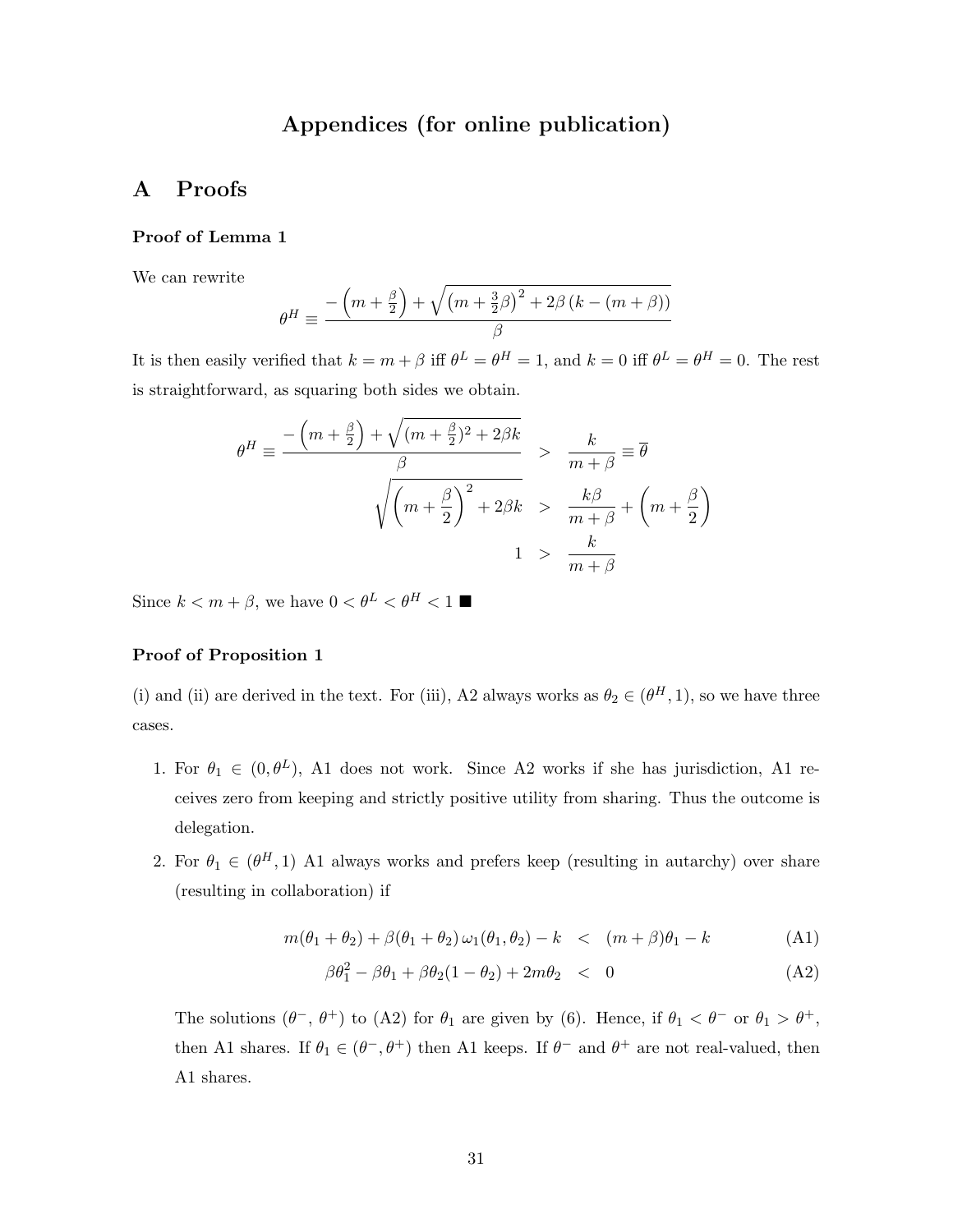# Appendices (for online publication)

## A Proofs

### Proof of Lemma 1

We can rewrite

$$\theta^H \equiv \frac{-\left(m+\frac{\beta}{2}\right)+\sqrt{\left(m+\frac{3}{2}\beta\right)^2+2\beta\left(k-(m+\beta)\right)}}{\beta}$$

It is then easily verified that $k = m + \beta$ iff $\theta^L = \theta^H = 1$, and $k = 0$ iff $\theta^L = \theta^H = 0$. The rest is straightforward, as squaring both sides we obtain.

$$\begin{aligned}
\theta^H \equiv \frac{-\left(m+\frac{\beta}{2}\right)+\sqrt{(m+\frac{\beta}{2})^2+2\beta k}}{\beta} &> \frac{k}{m+\beta} \equiv \overline{\theta} \\
\sqrt{\left(m+\frac{\beta}{2}\right)^2+2\beta k} &> \frac{k\beta}{m+\beta}+\left(m+\frac{\beta}{2}\right) \\
1 &> \frac{k}{m+\beta}
\end{aligned}$$

Since $k < m + \beta$, we have $0 < \theta^L < \theta^H < 1$ ■

### Proof of Proposition 1

(i) and (ii) are derived in the text. For (iii), A2 always works as $\theta_2 \in (\theta^H, 1)$, so we have three cases.

1. For $\theta_1 \in (0, \theta^L)$, A1 does not work. Since A2 works if she has jurisdiction, A1 receives zero from keeping and strictly positive utility from sharing. Thus the outcome is delegation.
2. For $\theta_1 \in (\theta^H, 1)$ A1 always works and prefers keep (resulting in autarchy) over share (resulting in collaboration) if

$$m(\theta_1+\theta_2)+\beta(\theta_1+\theta_2)\,\omega_1(\theta_1,\theta_2)-k \;<\; (m+\beta)\theta_1-k \tag{A1}$$

$$\beta\theta_1^2-\beta\theta_1+\beta\theta_2(1-\theta_2)+2m\theta_2 \;<\; 0 \tag{A2}$$

The solutions ($\theta^-$, $\theta^+$) to (A2) for $\theta_1$ are given by (6). Hence, if $\theta_1 < \theta^-$ or $\theta_1 > \theta^+$, then A1 shares. If $\theta_1 \in (\theta^-, \theta^+)$ then A1 keeps. If $\theta^-$ and $\theta^+$ are not real-valued, then A1 shares.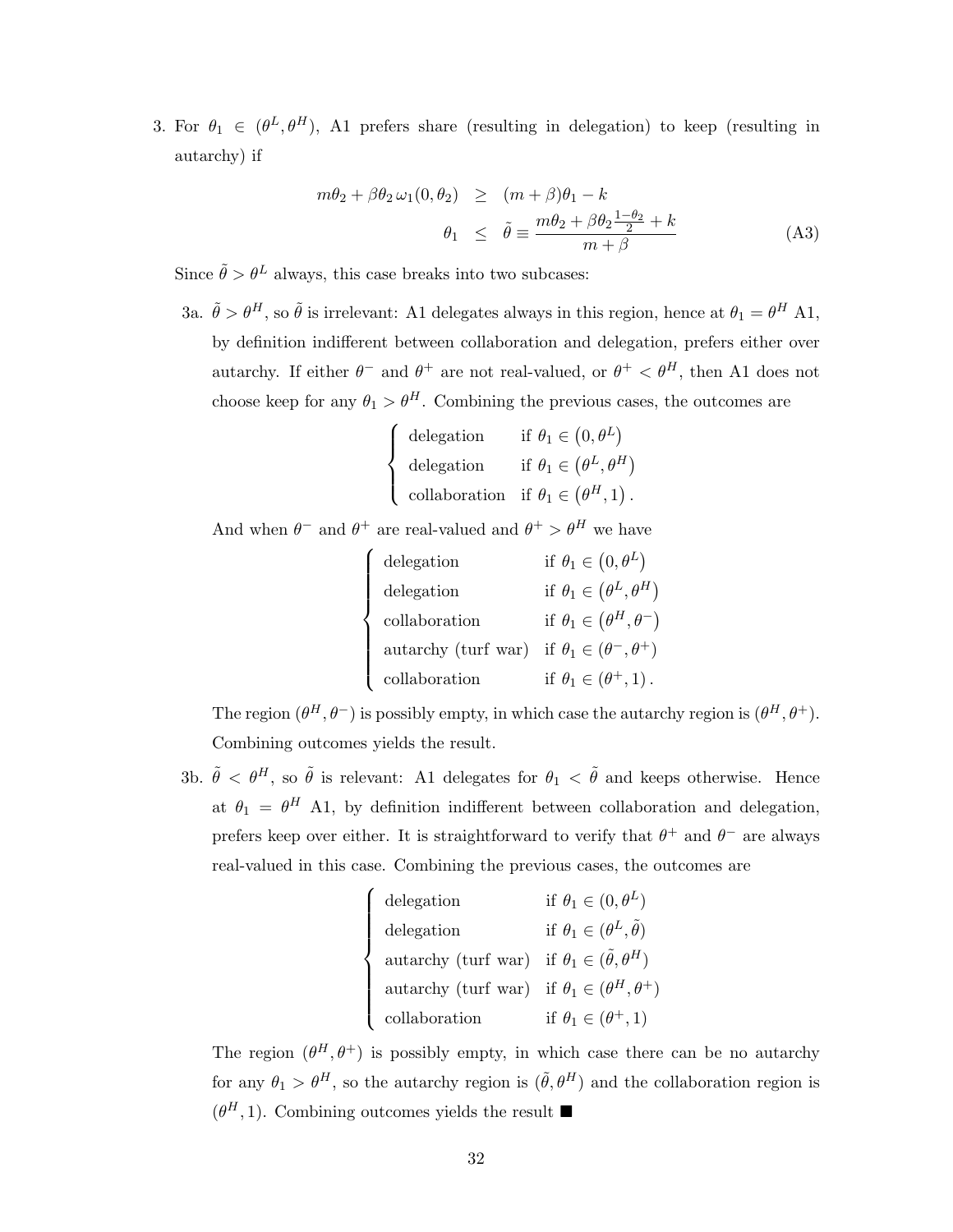3. For $\theta_1 \in (\theta^L, \theta^H)$, A1 prefers share (resulting in delegation) to keep (resulting in autarchy) if

$$
\begin{aligned}
m\theta_2 + \beta\theta_2\,\omega_1(0,\theta_2) &\geq (m+\beta)\theta_1 - k \\
\theta_1 &\leq \tilde{\theta} \equiv \frac{m\theta_2 + \beta\theta_2\frac{1-\theta_2}{2} + k}{m+\beta}
\end{aligned}
\tag{A3}
$$

Since $\tilde{\theta} > \theta^L$ always, this case breaks into two subcases:

3a. $\tilde{\theta} > \theta^H$, so $\tilde{\theta}$ is irrelevant: A1 delegates always in this region, hence at $\theta_1 = \theta^H$ A1, by definition indifferent between collaboration and delegation, prefers either over autarchy. If either $\theta^-$ and $\theta^+$ are not real-valued, or $\theta^+ < \theta^H$, then A1 does not choose keep for any $\theta_1 > \theta^H$. Combining the previous cases, the outcomes are

$$
\begin{cases}
\text{delegation} & \text{if } \theta_1 \in \left(0, \theta^L\right) \\
\text{delegation} & \text{if } \theta_1 \in \left(\theta^L, \theta^H\right) \\
\text{collaboration} & \text{if } \theta_1 \in \left(\theta^H, 1\right).
\end{cases}
$$

And when $\theta^-$ and $\theta^+$ are real-valued and $\theta^+ > \theta^H$ we have

$$
\begin{cases}
\text{delegation} & \text{if } \theta_1 \in \left(0, \theta^L\right) \\
\text{delegation} & \text{if } \theta_1 \in \left(\theta^L, \theta^H\right) \\
\text{collaboration} & \text{if } \theta_1 \in \left(\theta^H, \theta^-\right) \\
\text{autarchy (turf war)} & \text{if } \theta_1 \in \left(\theta^-, \theta^+\right) \\
\text{collaboration} & \text{if } \theta_1 \in \left(\theta^+, 1\right).
\end{cases}
$$

The region $(\theta^H, \theta^-)$ is possibly empty, in which case the autarchy region is $(\theta^H, \theta^+)$. Combining outcomes yields the result.

3b. $\tilde{\theta} < \theta^H$, so $\tilde{\theta}$ is relevant: A1 delegates for $\theta_1 < \tilde{\theta}$ and keeps otherwise. Hence at $\theta_1 = \theta^H$ A1, by definition indifferent between collaboration and delegation, prefers keep over either. It is straightforward to verify that $\theta^+$ and $\theta^-$ are always real-valued in this case. Combining the previous cases, the outcomes are

$$
\begin{cases}
\text{delegation} & \text{if } \theta_1 \in (0, \theta^L) \\
\text{delegation} & \text{if } \theta_1 \in (\theta^L, \tilde{\theta}) \\
\text{autarchy (turf war)} & \text{if } \theta_1 \in (\tilde{\theta}, \theta^H) \\
\text{autarchy (turf war)} & \text{if } \theta_1 \in (\theta^H, \theta^+) \\
\text{collaboration} & \text{if } \theta_1 \in (\theta^+, 1)
\end{cases}
$$

The region $(\theta^H, \theta^+)$ is possibly empty, in which case there can be no autarchy for any $\theta_1 > \theta^H$, so the autarchy region is $(\tilde{\theta}, \theta^H)$ and the collaboration region is $(\theta^H, 1)$. Combining outcomes yields the result ■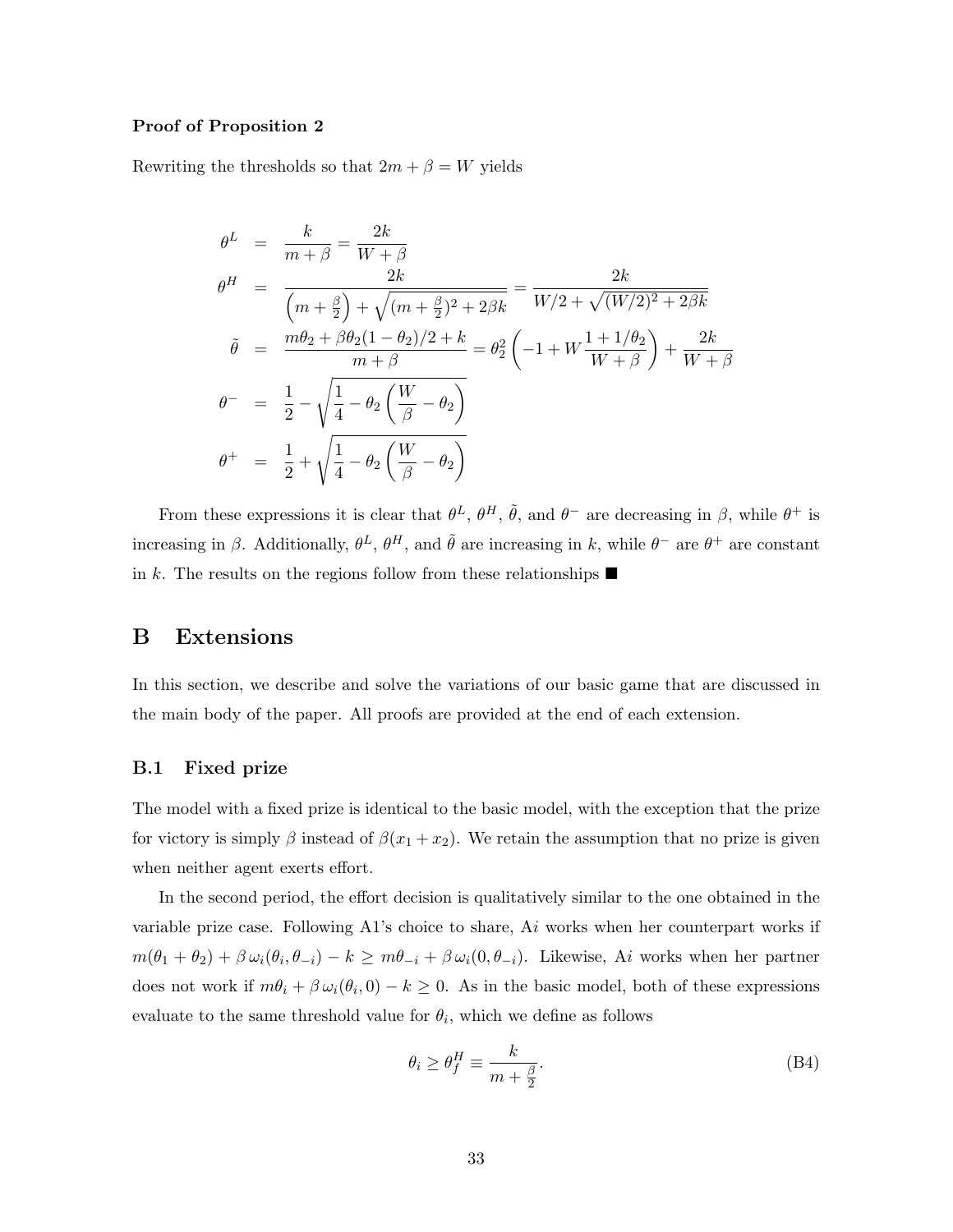**Proof of Proposition 2**

Rewriting the thresholds so that $2m + \beta = W$ yields

$$
\begin{aligned}
\theta^L &= \frac{k}{m+\beta} = \frac{2k}{W+\beta} \\
\theta^H &= \frac{2k}{\left(m+\frac{\beta}{2}\right) + \sqrt{(m+\frac{\beta}{2})^2 + 2\beta k}} = \frac{2k}{W/2 + \sqrt{(W/2)^2 + 2\beta k}} \\
\tilde{\theta} &= \frac{m\theta_2 + \beta\theta_2(1-\theta_2)/2 + k}{m+\beta} = \theta_2^2\left(-1 + W\frac{1+1/\theta_2}{W+\beta}\right) + \frac{2k}{W+\beta} \\
\theta^- &= \frac{1}{2} - \sqrt{\frac{1}{4} - \theta_2\left(\frac{W}{\beta} - \theta_2\right)} \\
\theta^+ &= \frac{1}{2} + \sqrt{\frac{1}{4} - \theta_2\left(\frac{W}{\beta} - \theta_2\right)}
\end{aligned}
$$

From these expressions it is clear that $\theta^L$, $\theta^H$, $\tilde{\theta}$, and $\theta^-$ are decreasing in $\beta$, while $\theta^+$ is increasing in $\beta$. Additionally, $\theta^L$, $\theta^H$, and $\tilde{\theta}$ are increasing in $k$, while $\theta^-$ are $\theta^+$ are constant in $k$. The results on the regions follow from these relationships ■

# B Extensions

In this section, we describe and solve the variations of our basic game that are discussed in the main body of the paper. All proofs are provided at the end of each extension.

## B.1 Fixed prize

The model with a fixed prize is identical to the basic model, with the exception that the prize for victory is simply $\beta$ instead of $\beta(x_1 + x_2)$. We retain the assumption that no prize is given when neither agent exerts effort.

In the second period, the effort decision is qualitatively similar to the one obtained in the variable prize case. Following A1's choice to share, A$i$ works when her counterpart works if $m(\theta_1 + \theta_2) + \beta\,\omega_i(\theta_i, \theta_{-i}) - k \geq m\theta_{-i} + \beta\,\omega_i(0, \theta_{-i})$. Likewise, A$i$ works when her partner does not work if $m\theta_i + \beta\,\omega_i(\theta_i, 0) - k \geq 0$. As in the basic model, both of these expressions evaluate to the same threshold value for $\theta_i$, which we define as follows

$$
\theta_i \geq \theta_f^H \equiv \frac{k}{m + \frac{\beta}{2}}. \tag{B4}
$$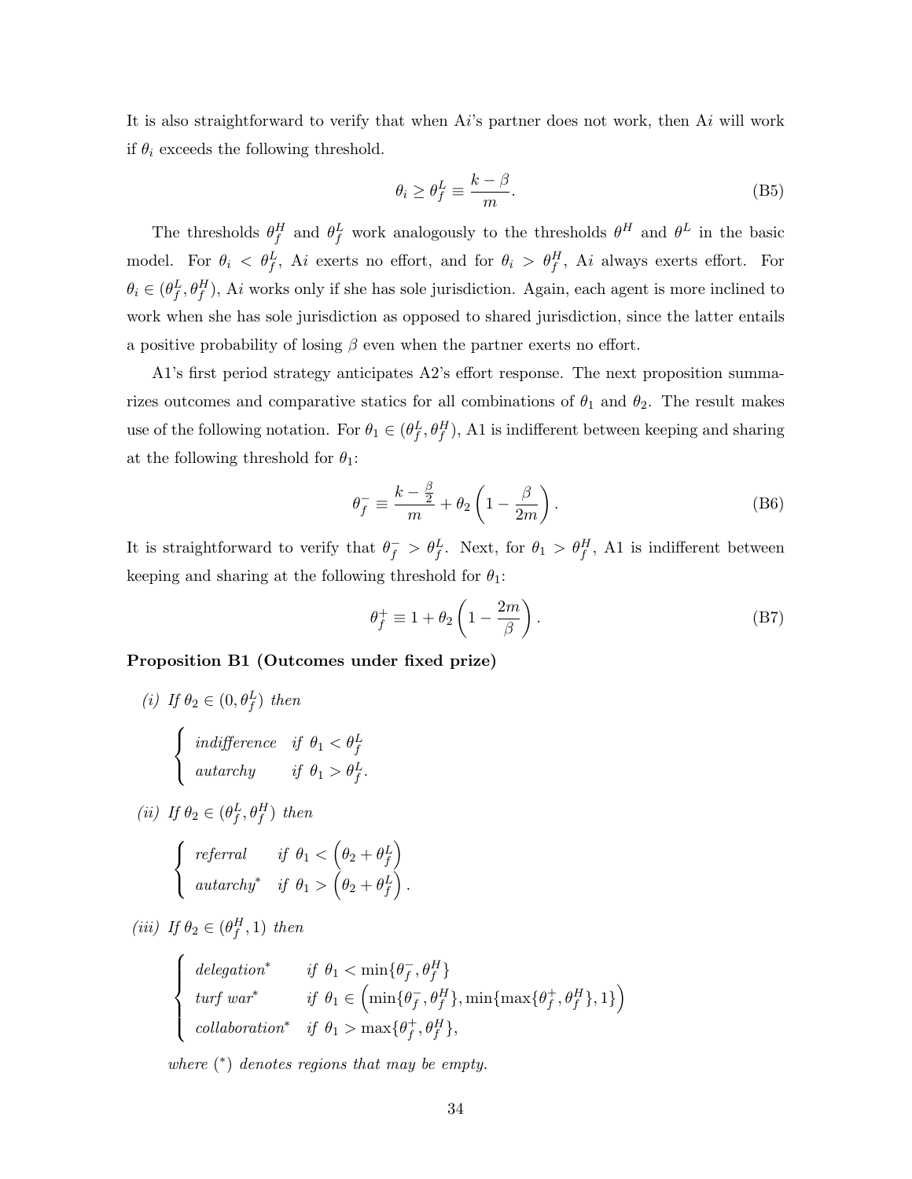It is also straightforward to verify that when A$i$'s partner does not work, then A$i$ will work if $\theta_i$ exceeds the following threshold.

$$\theta_i \geq \theta_f^L \equiv \frac{k - \beta}{m}. \tag{B5}$$

The thresholds $\theta_f^H$ and $\theta_f^L$ work analogously to the thresholds $\theta^H$ and $\theta^L$ in the basic model. For $\theta_i < \theta_f^L$, A$i$ exerts no effort, and for $\theta_i > \theta_f^H$, A$i$ always exerts effort. For $\theta_i \in (\theta_f^L, \theta_f^H)$, A$i$ works only if she has sole jurisdiction. Again, each agent is more inclined to work when she has sole jurisdiction as opposed to shared jurisdiction, since the latter entails a positive probability of losing $\beta$ even when the partner exerts no effort.

A1's first period strategy anticipates A2's effort response. The next proposition summarizes outcomes and comparative statics for all combinations of $\theta_1$ and $\theta_2$. The result makes use of the following notation. For $\theta_1 \in (\theta_f^L, \theta_f^H)$, A1 is indifferent between keeping and sharing at the following threshold for $\theta_1$:

$$\theta_f^- \equiv \frac{k - \frac{\beta}{2}}{m} + \theta_2 \left(1 - \frac{\beta}{2m}\right). \tag{B6}$$

It is straightforward to verify that $\theta_f^- > \theta_f^L$. Next, for $\theta_1 > \theta_f^H$, A1 is indifferent between keeping and sharing at the following threshold for $\theta_1$:

$$\theta_f^+ \equiv 1 + \theta_2 \left(1 - \frac{2m}{\beta}\right). \tag{B7}$$

**Proposition B1 (Outcomes under fixed prize)**

*(i) If $\theta_2 \in (0, \theta_f^L)$ then*

$$\begin{cases} \textit{indifference} & \textit{if } \theta_1 < \theta_f^L \\ \textit{autarchy} & \textit{if } \theta_1 > \theta_f^L. \end{cases}$$

*(ii) If $\theta_2 \in (\theta_f^L, \theta_f^H)$ then*

$$\begin{cases} \textit{referral} & \textit{if } \theta_1 < \left(\theta_2 + \theta_f^L\right) \\ \textit{autarchy}^* & \textit{if } \theta_1 > \left(\theta_2 + \theta_f^L\right). \end{cases}$$

*(iii) If $\theta_2 \in (\theta_f^H, 1)$ then*

$$\begin{cases} \textit{delegation}^* & \textit{if } \theta_1 < \min\{\theta_f^-, \theta_f^H\} \\ \textit{turf war}^* & \textit{if } \theta_1 \in \left(\min\{\theta_f^-, \theta_f^H\}, \min\{\max\{\theta_f^+, \theta_f^H\}, 1\}\right) \\ \textit{collaboration}^* & \textit{if } \theta_1 > \max\{\theta_f^+, \theta_f^H\}, \end{cases}$$

*where $(^*)$ denotes regions that may be empty.*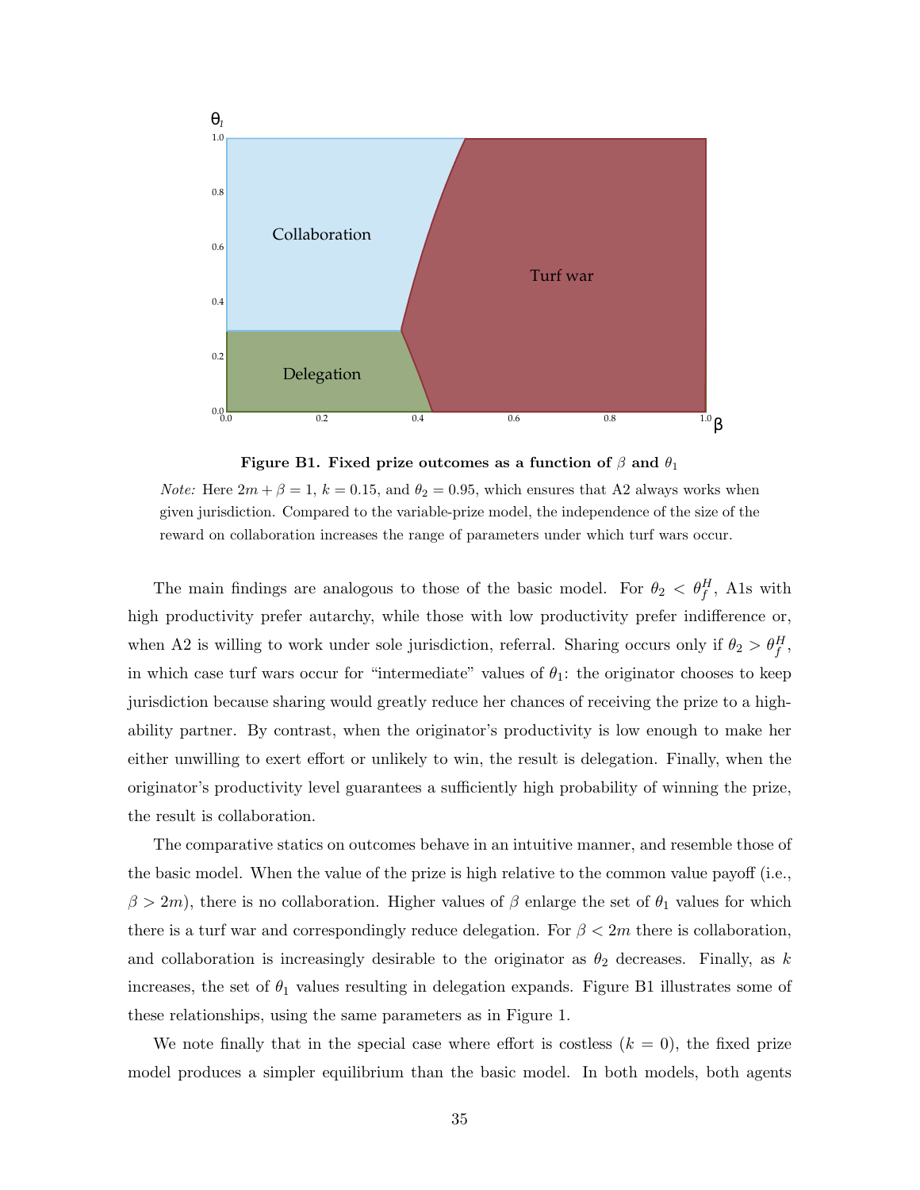**Figure B1. Fixed prize outcomes as a function of $\beta$ and $\theta_1$**

*Note:* Here $2m + \beta = 1$, $k = 0.15$, and $\theta_2 = 0.95$, which ensures that A2 always works when given jurisdiction. Compared to the variable-prize model, the independence of the size of the reward on collaboration increases the range of parameters under which turf wars occur.

The main findings are analogous to those of the basic model. For $\theta_2 < \theta_f^H$, A1s with high productivity prefer autarchy, while those with low productivity prefer indifference or, when A2 is willing to work under sole jurisdiction, referral. Sharing occurs only if $\theta_2 > \theta_f^H$, in which case turf wars occur for "intermediate" values of $\theta_1$: the originator chooses to keep jurisdiction because sharing would greatly reduce her chances of receiving the prize to a high-ability partner. By contrast, when the originator's productivity is low enough to make her either unwilling to exert effort or unlikely to win, the result is delegation. Finally, when the originator's productivity level guarantees a sufficiently high probability of winning the prize, the result is collaboration.

The comparative statics on outcomes behave in an intuitive manner, and resemble those of the basic model. When the value of the prize is high relative to the common value payoff (i.e., $\beta > 2m$), there is no collaboration. Higher values of $\beta$ enlarge the set of $\theta_1$ values for which there is a turf war and correspondingly reduce delegation. For $\beta < 2m$ there is collaboration, and collaboration is increasingly desirable to the originator as $\theta_2$ decreases. Finally, as $k$ increases, the set of $\theta_1$ values resulting in delegation expands. Figure B1 illustrates some of these relationships, using the same parameters as in Figure 1.

We note finally that in the special case where effort is costless ($k = 0$), the fixed prize model produces a simpler equilibrium than the basic model. In both models, both agents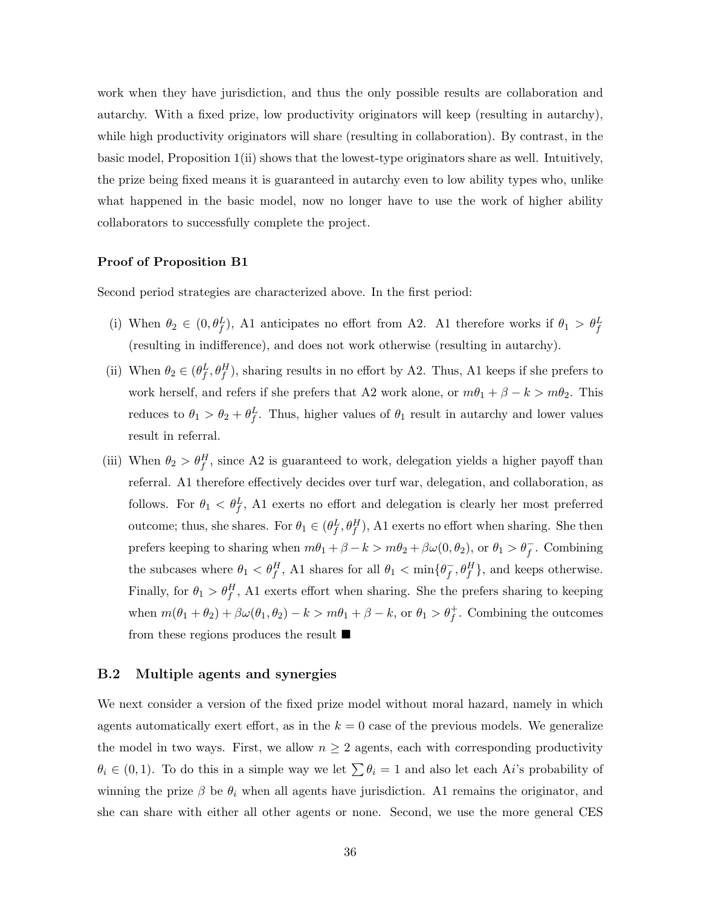work when they have jurisdiction, and thus the only possible results are collaboration and autarchy. With a fixed prize, low productivity originators will keep (resulting in autarchy), while high productivity originators will share (resulting in collaboration). By contrast, in the basic model, Proposition 1(ii) shows that the lowest-type originators share as well. Intuitively, the prize being fixed means it is guaranteed in autarchy even to low ability types who, unlike what happened in the basic model, now no longer have to use the work of higher ability collaborators to successfully complete the project.

**Proof of Proposition B1**

Second period strategies are characterized above. In the first period:

(i) When $\theta_2 \in (0, \theta_f^L)$, A1 anticipates no effort from A2. A1 therefore works if $\theta_1 > \theta_f^L$ (resulting in indifference), and does not work otherwise (resulting in autarchy).

(ii) When $\theta_2 \in (\theta_f^L, \theta_f^H)$, sharing results in no effort by A2. Thus, A1 keeps if she prefers to work herself, and refers if she prefers that A2 work alone, or $m\theta_1 + \beta - k > m\theta_2$. This reduces to $\theta_1 > \theta_2 + \theta_f^L$. Thus, higher values of $\theta_1$ result in autarchy and lower values result in referral.

(iii) When $\theta_2 > \theta_f^H$, since A2 is guaranteed to work, delegation yields a higher payoff than referral. A1 therefore effectively decides over turf war, delegation, and collaboration, as follows. For $\theta_1 < \theta_f^L$, A1 exerts no effort and delegation is clearly her most preferred outcome; thus, she shares. For $\theta_1 \in (\theta_f^L, \theta_f^H)$, A1 exerts no effort when sharing. She then prefers keeping to sharing when $m\theta_1 + \beta - k > m\theta_2 + \beta\omega(0, \theta_2)$, or $\theta_1 > \theta_f^-$. Combining the subcases where $\theta_1 < \theta_f^H$, A1 shares for all $\theta_1 < \min\{\theta_f^-, \theta_f^H\}$, and keeps otherwise. Finally, for $\theta_1 > \theta_f^H$, A1 exerts effort when sharing. She the prefers sharing to keeping when $m(\theta_1 + \theta_2) + \beta\omega(\theta_1, \theta_2) - k > m\theta_1 + \beta - k$, or $\theta_1 > \theta_f^+$. Combining the outcomes from these regions produces the result ■

## B.2 Multiple agents and synergies

We next consider a version of the fixed prize model without moral hazard, namely in which agents automatically exert effort, as in the $k = 0$ case of the previous models. We generalize the model in two ways. First, we allow $n \geq 2$ agents, each with corresponding productivity $\theta_i \in (0, 1)$. To do this in a simple way we let $\sum \theta_i = 1$ and also let each A$i$'s probability of winning the prize $\beta$ be $\theta_i$ when all agents have jurisdiction. A1 remains the originator, and she can share with either all other agents or none. Second, we use the more general CES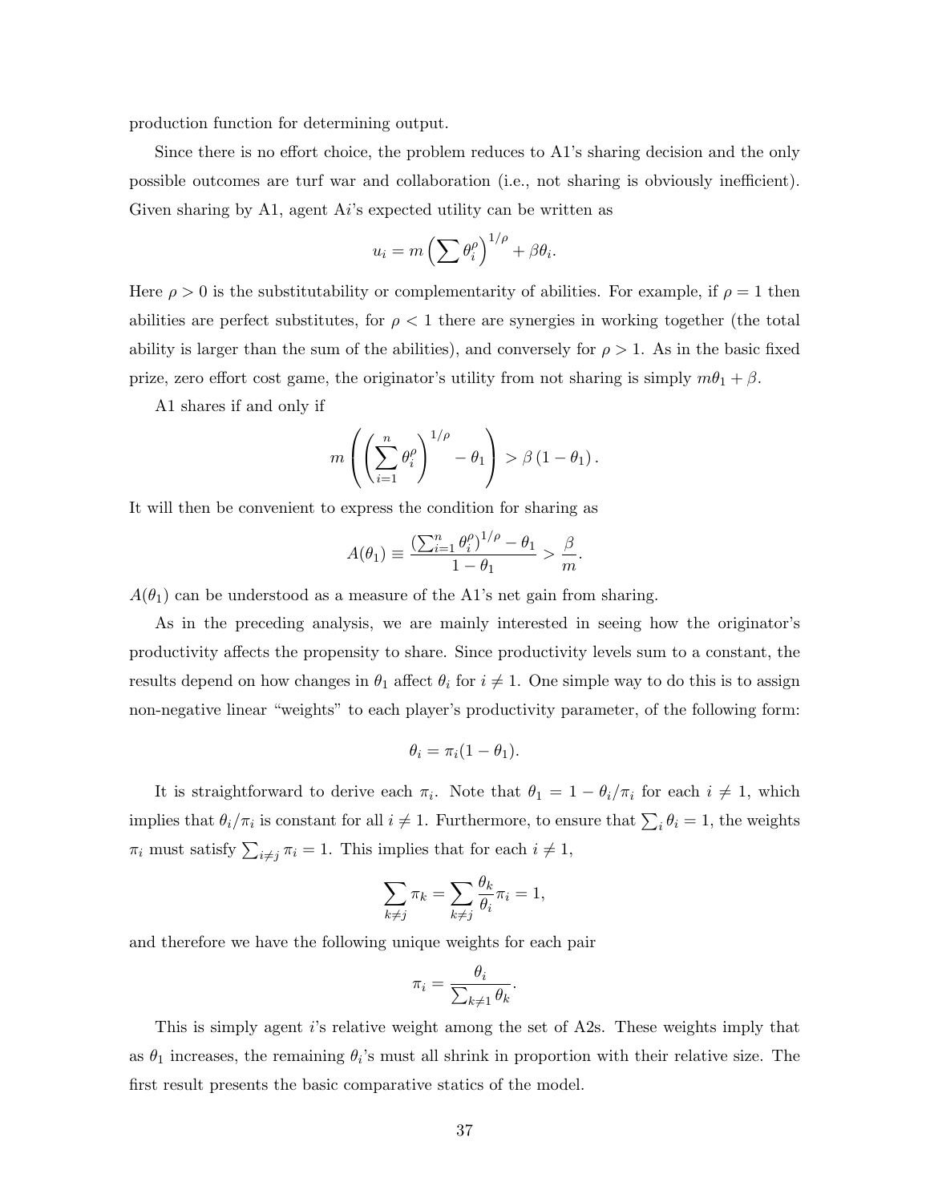production function for determining output.

Since there is no effort choice, the problem reduces to A1's sharing decision and the only possible outcomes are turf war and collaboration (i.e., not sharing is obviously inefficient). Given sharing by A1, agent A$i$'s expected utility can be written as

$$u_i = m\left(\sum \theta_i^\rho\right)^{1/\rho} + \beta\theta_i.$$

Here $\rho > 0$ is the substitutability or complementarity of abilities. For example, if $\rho = 1$ then abilities are perfect substitutes, for $\rho < 1$ there are synergies in working together (the total ability is larger than the sum of the abilities), and conversely for $\rho > 1$. As in the basic fixed prize, zero effort cost game, the originator's utility from not sharing is simply $m\theta_1 + \beta$.

A1 shares if and only if

$$m\left(\left(\sum_{i=1}^n \theta_i^\rho\right)^{1/\rho} - \theta_1\right) > \beta\left(1 - \theta_1\right).$$

It will then be convenient to express the condition for sharing as

$$A(\theta_1) \equiv \frac{\left(\sum_{i=1}^n \theta_i^\rho\right)^{1/\rho} - \theta_1}{1 - \theta_1} > \frac{\beta}{m}.$$

$A(\theta_1)$ can be understood as a measure of the A1's net gain from sharing.

As in the preceding analysis, we are mainly interested in seeing how the originator's productivity affects the propensity to share. Since productivity levels sum to a constant, the results depend on how changes in $\theta_1$ affect $\theta_i$ for $i \neq 1$. One simple way to do this is to assign non-negative linear "weights" to each player's productivity parameter, of the following form:

$$\theta_i = \pi_i(1 - \theta_1).$$

It is straightforward to derive each $\pi_i$. Note that $\theta_1 = 1 - \theta_i/\pi_i$ for each $i \neq 1$, which implies that $\theta_i/\pi_i$ is constant for all $i \neq 1$. Furthermore, to ensure that $\sum_i \theta_i = 1$, the weights $\pi_i$ must satisfy $\sum_{i \neq j} \pi_i = 1$. This implies that for each $i \neq 1$,

$$\sum_{k \neq j} \pi_k = \sum_{k \neq j} \frac{\theta_k}{\theta_i}\pi_i = 1,$$

and therefore we have the following unique weights for each pair

$$\pi_i = \frac{\theta_i}{\sum_{k \neq 1} \theta_k}.$$

This is simply agent $i$'s relative weight among the set of A2s. These weights imply that as $\theta_1$ increases, the remaining $\theta_i$'s must all shrink in proportion with their relative size. The first result presents the basic comparative statics of the model.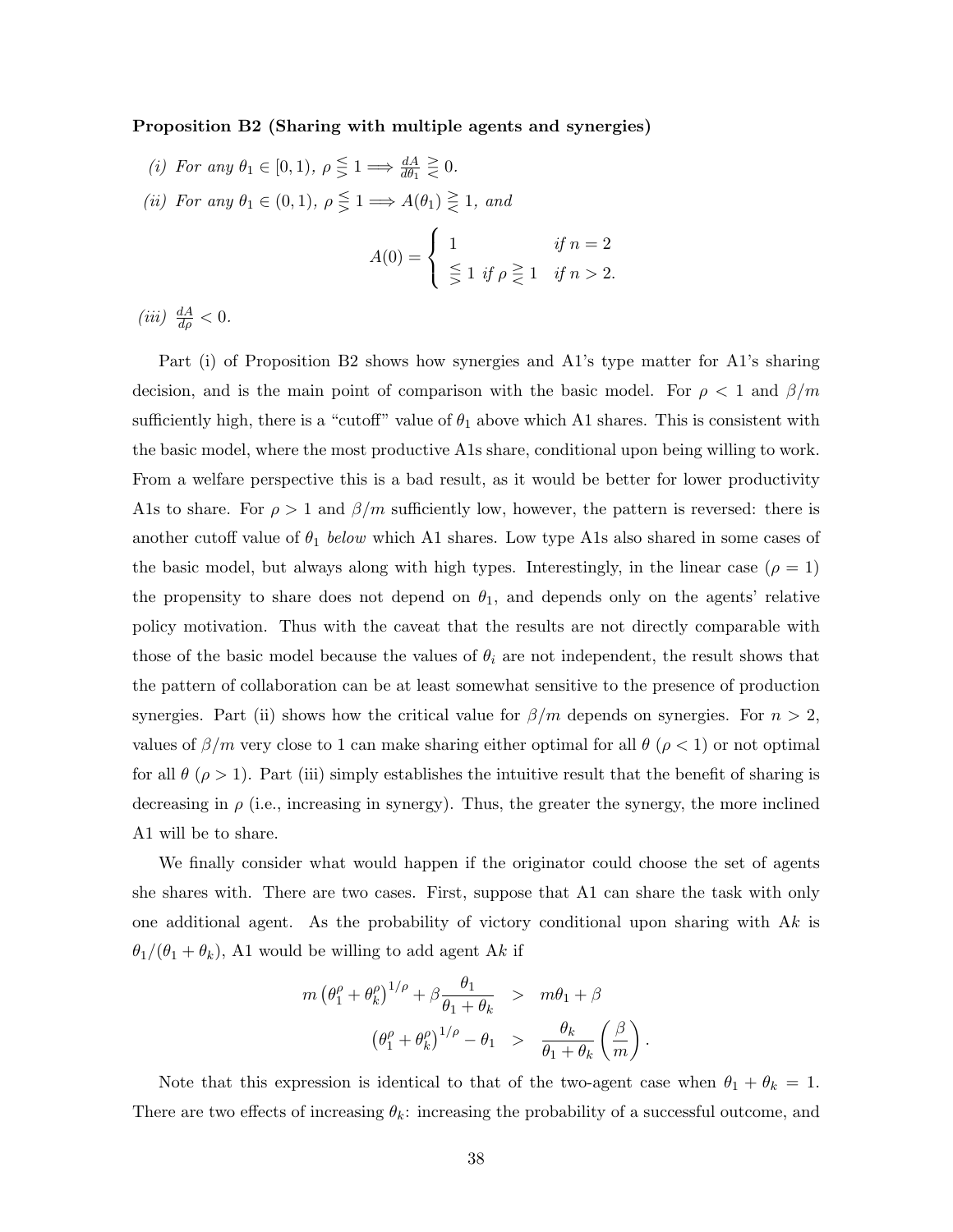**Proposition B2 (Sharing with multiple agents and synergies)**

*(i) For any* $\theta_1 \in [0, 1)$, $\rho \lesseqgtr 1 \Longrightarrow \frac{dA}{d\theta_1} \gtreqless 0$.

*(ii) For any* $\theta_1 \in (0, 1)$, $\rho \lesseqgtr 1 \Longrightarrow A(\theta_1) \gtreqless 1$, *and*

$$A(0) = \begin{cases} 1 & \text{if } n = 2 \\ \lesseqgtr 1 \text{ if } \rho \gtreqless 1 & \text{if } n > 2. \end{cases}$$

*(iii)* $\frac{dA}{d\rho} < 0$.

Part (i) of Proposition B2 shows how synergies and A1's type matter for A1's sharing decision, and is the main point of comparison with the basic model. For $\rho < 1$ and $\beta/m$ sufficiently high, there is a "cutoff" value of $\theta_1$ above which A1 shares. This is consistent with the basic model, where the most productive A1s share, conditional upon being willing to work. From a welfare perspective this is a bad result, as it would be better for lower productivity A1s to share. For $\rho > 1$ and $\beta/m$ sufficiently low, however, the pattern is reversed: there is another cutoff value of $\theta_1$ *below* which A1 shares. Low type A1s also shared in some cases of the basic model, but always along with high types. Interestingly, in the linear case ($\rho = 1$) the propensity to share does not depend on $\theta_1$, and depends only on the agents' relative policy motivation. Thus with the caveat that the results are not directly comparable with those of the basic model because the values of $\theta_i$ are not independent, the result shows that the pattern of collaboration can be at least somewhat sensitive to the presence of production synergies. Part (ii) shows how the critical value for $\beta/m$ depends on synergies. For $n > 2$, values of $\beta/m$ very close to 1 can make sharing either optimal for all $\theta$ ($\rho < 1$) or not optimal for all $\theta$ ($\rho > 1$). Part (iii) simply establishes the intuitive result that the benefit of sharing is decreasing in $\rho$ (i.e., increasing in synergy). Thus, the greater the synergy, the more inclined A1 will be to share.

We finally consider what would happen if the originator could choose the set of agents she shares with. There are two cases. First, suppose that A1 can share the task with only one additional agent. As the probability of victory conditional upon sharing with A$k$ is $\theta_1/(\theta_1 + \theta_k)$, A1 would be willing to add agent A$k$ if

$$\begin{aligned} m\left(\theta_1^\rho + \theta_k^\rho\right)^{1/\rho} + \beta\frac{\theta_1}{\theta_1 + \theta_k} &> m\theta_1 + \beta \\ \left(\theta_1^\rho + \theta_k^\rho\right)^{1/\rho} - \theta_1 &> \frac{\theta_k}{\theta_1 + \theta_k}\left(\frac{\beta}{m}\right). \end{aligned}$$

Note that this expression is identical to that of the two-agent case when $\theta_1 + \theta_k = 1$. There are two effects of increasing $\theta_k$: increasing the probability of a successful outcome, and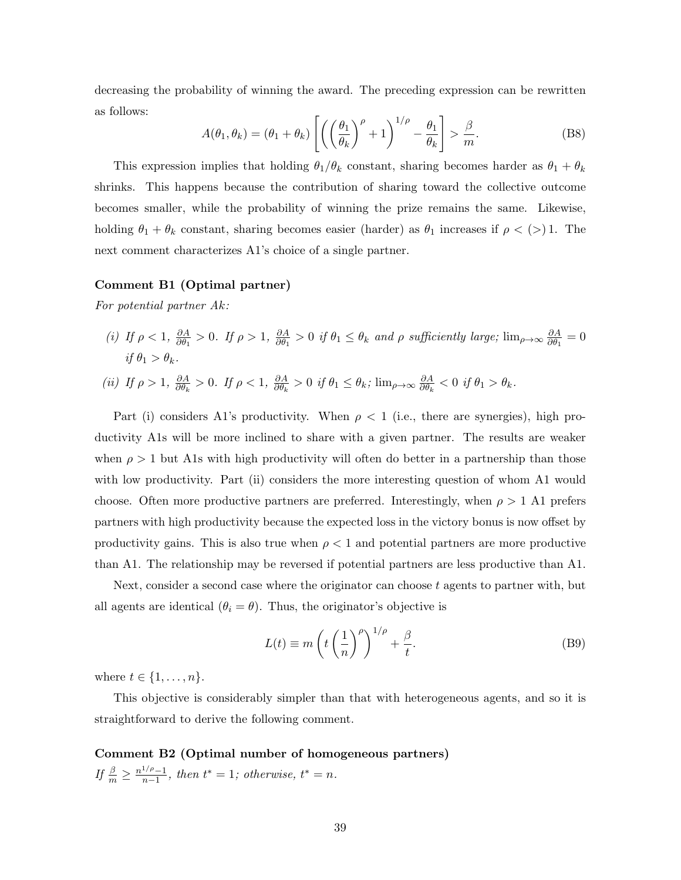decreasing the probability of winning the award. The preceding expression can be rewritten as follows:

$$A(\theta_1, \theta_k) = (\theta_1 + \theta_k) \left[ \left( \left( \frac{\theta_1}{\theta_k} \right)^{\rho} + 1 \right)^{1/\rho} - \frac{\theta_1}{\theta_k} \right] > \frac{\beta}{m}. \tag{B8}$$

This expression implies that holding $\theta_1/\theta_k$ constant, sharing becomes harder as $\theta_1 + \theta_k$ shrinks. This happens because the contribution of sharing toward the collective outcome becomes smaller, while the probability of winning the prize remains the same. Likewise, holding $\theta_1 + \theta_k$ constant, sharing becomes easier (harder) as $\theta_1$ increases if $\rho < (>) \, 1$. The next comment characterizes A1's choice of a single partner.

**Comment B1 (Optimal partner)**

*For potential partner Ak:*

*(i) If $\rho < 1$, $\frac{\partial A}{\partial \theta_1} > 0$. If $\rho > 1$, $\frac{\partial A}{\partial \theta_1} > 0$ if $\theta_1 \leq \theta_k$ and $\rho$ sufficiently large; $\lim_{\rho \to \infty} \frac{\partial A}{\partial \theta_1} = 0$ if $\theta_1 > \theta_k$.*

*(ii) If $\rho > 1$, $\frac{\partial A}{\partial \theta_k} > 0$. If $\rho < 1$, $\frac{\partial A}{\partial \theta_k} > 0$ if $\theta_1 \leq \theta_k$; $\lim_{\rho \to \infty} \frac{\partial A}{\partial \theta_k} < 0$ if $\theta_1 > \theta_k$.*

Part (i) considers A1's productivity. When $\rho < 1$ (i.e., there are synergies), high productivity A1s will be more inclined to share with a given partner. The results are weaker when $\rho > 1$ but A1s with high productivity will often do better in a partnership than those with low productivity. Part (ii) considers the more interesting question of whom A1 would choose. Often more productive partners are preferred. Interestingly, when $\rho > 1$ A1 prefers partners with high productivity because the expected loss in the victory bonus is now offset by productivity gains. This is also true when $\rho < 1$ and potential partners are more productive than A1. The relationship may be reversed if potential partners are less productive than A1.

Next, consider a second case where the originator can choose $t$ agents to partner with, but all agents are identical ($\theta_i = \theta$). Thus, the originator's objective is

$$L(t) \equiv m \left( t \left( \frac{1}{n} \right)^{\rho} \right)^{1/\rho} + \frac{\beta}{t}. \tag{B9}$$

where $t \in \{1, \ldots, n\}$.

This objective is considerably simpler than that with heterogeneous agents, and so it is straightforward to derive the following comment.

**Comment B2 (Optimal number of homogeneous partners)**

*If $\frac{\beta}{m} \geq \frac{n^{1/\rho} - 1}{n - 1}$, then $t^* = 1$; otherwise, $t^* = n$.*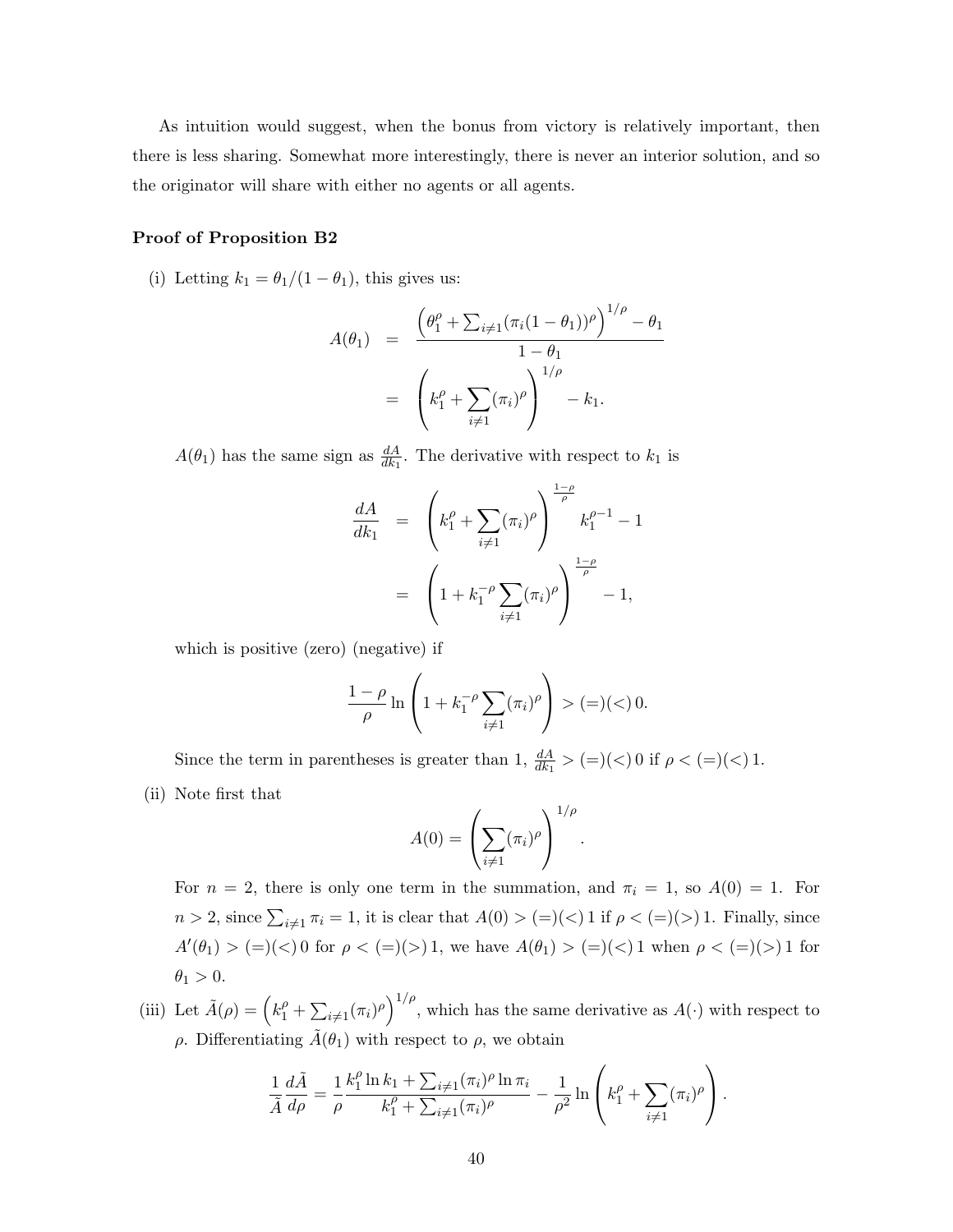As intuition would suggest, when the bonus from victory is relatively important, then there is less sharing. Somewhat more interestingly, there is never an interior solution, and so the originator will share with either no agents or all agents.

**Proof of Proposition B2**

(i) Letting $k_1 = \theta_1/(1-\theta_1)$, this gives us:

$$A(\theta_1) = \frac{\left(\theta_1^\rho + \sum_{i\neq 1}(\pi_i(1-\theta_1))^\rho\right)^{1/\rho} - \theta_1}{1-\theta_1}$$
$$= \left(k_1^\rho + \sum_{i\neq 1}(\pi_i)^\rho\right)^{1/\rho} - k_1.$$

$A(\theta_1)$ has the same sign as $\frac{dA}{dk_1}$. The derivative with respect to $k_1$ is

$$\frac{dA}{dk_1} = \left(k_1^\rho + \sum_{i\neq 1}(\pi_i)^\rho\right)^{\frac{1-\rho}{\rho}} k_1^{\rho-1} - 1$$
$$= \left(1 + k_1^{-\rho}\sum_{i\neq 1}(\pi_i)^\rho\right)^{\frac{1-\rho}{\rho}} - 1,$$

which is positive (zero) (negative) if

$$\frac{1-\rho}{\rho}\ln\left(1 + k_1^{-\rho}\sum_{i\neq 1}(\pi_i)^\rho\right) > (=)(<)\, 0.$$

Since the term in parentheses is greater than 1, $\frac{dA}{dk_1} > (=)(<)\, 0$ if $\rho < (=)(<)\, 1$.

(ii) Note first that

$$A(0) = \left(\sum_{i\neq 1}(\pi_i)^\rho\right)^{1/\rho}.$$

For $n = 2$, there is only one term in the summation, and $\pi_i = 1$, so $A(0) = 1$. For $n > 2$, since $\sum_{i\neq 1}\pi_i = 1$, it is clear that $A(0) > (=)(<)\, 1$ if $\rho < (=)(>)\, 1$. Finally, since $A'(\theta_1) > (=)(<)\, 0$ for $\rho < (=)(>)\, 1$, we have $A(\theta_1) > (=)(<)\, 1$ when $\rho < (=)(>)\, 1$ for $\theta_1 > 0$.

(iii) Let $\tilde{A}(\rho) = \left(k_1^\rho + \sum_{i\neq 1}(\pi_i)^\rho\right)^{1/\rho}$, which has the same derivative as $A(\cdot)$ with respect to $\rho$. Differentiating $\tilde{A}(\theta_1)$ with respect to $\rho$, we obtain

$$\frac{1}{\tilde{A}}\frac{d\tilde{A}}{d\rho} = \frac{1}{\rho}\frac{k_1^\rho \ln k_1 + \sum_{i\neq 1}(\pi_i)^\rho \ln \pi_i}{k_1^\rho + \sum_{i\neq 1}(\pi_i)^\rho} - \frac{1}{\rho^2}\ln\left(k_1^\rho + \sum_{i\neq 1}(\pi_i)^\rho\right).$$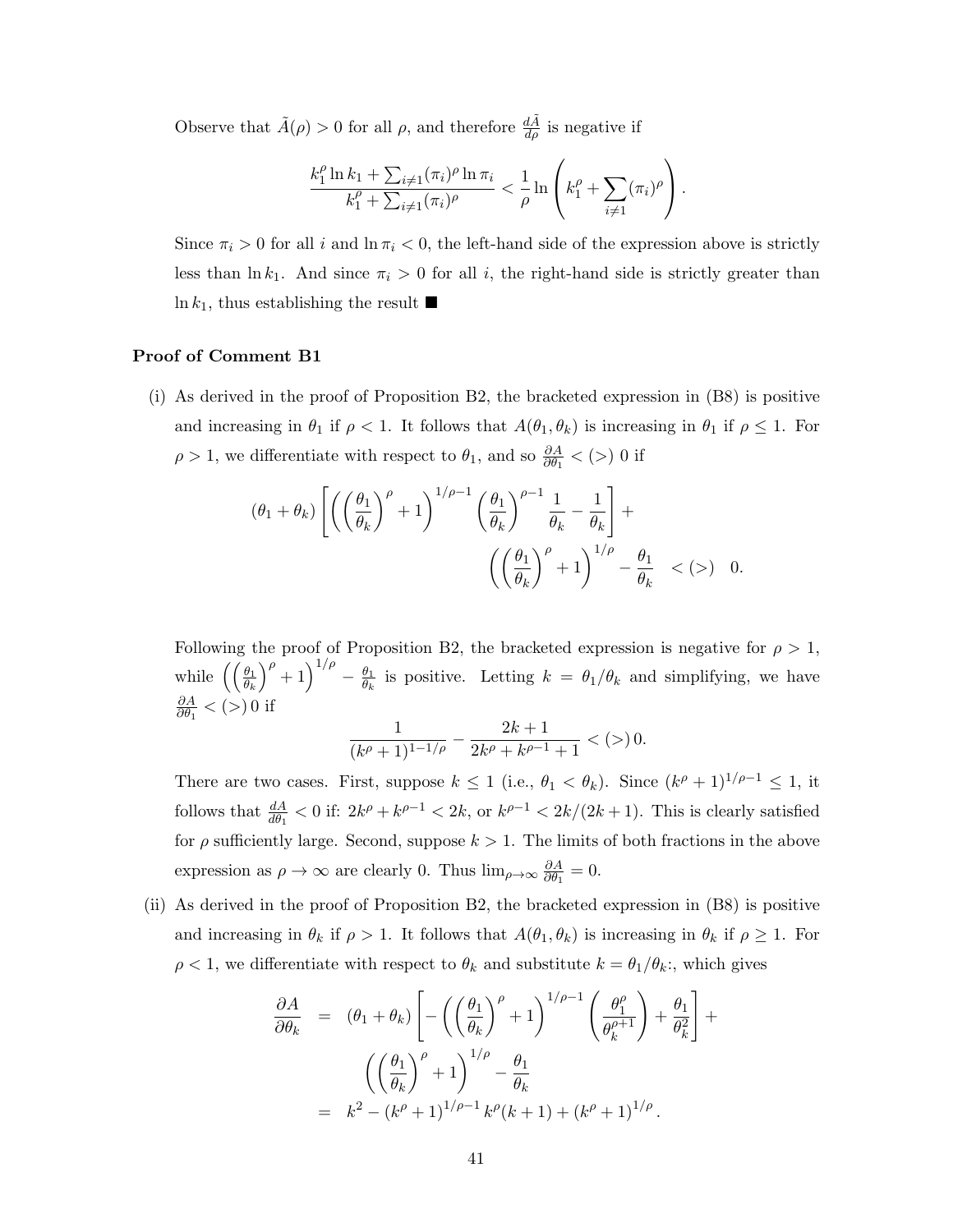Observe that $\tilde{A}(\rho) > 0$ for all $\rho$, and therefore $\frac{d\tilde{A}}{d\rho}$ is negative if

$$\frac{k_1^\rho \ln k_1 + \sum_{i \neq 1} (\pi_i)^\rho \ln \pi_i}{k_1^\rho + \sum_{i \neq 1} (\pi_i)^\rho} < \frac{1}{\rho} \ln \left( k_1^\rho + \sum_{i \neq 1} (\pi_i)^\rho \right).$$

Since $\pi_i > 0$ for all $i$ and $\ln \pi_i < 0$, the left-hand side of the expression above is strictly less than $\ln k_1$. And since $\pi_i > 0$ for all $i$, the right-hand side is strictly greater than $\ln k_1$, thus establishing the result ■

**Proof of Comment B1**

(i) As derived in the proof of Proposition B2, the bracketed expression in (B8) is positive and increasing in $\theta_1$ if $\rho < 1$. It follows that $A(\theta_1, \theta_k)$ is increasing in $\theta_1$ if $\rho \leq 1$. For $\rho > 1$, we differentiate with respect to $\theta_1$, and so $\frac{\partial A}{\partial \theta_1} < (>)\, 0$ if

$$(\theta_1 + \theta_k) \left[ \left( \left( \frac{\theta_1}{\theta_k} \right)^\rho + 1 \right)^{1/\rho - 1} \left( \frac{\theta_1}{\theta_k} \right)^{\rho - 1} \frac{1}{\theta_k} - \frac{1}{\theta_k} \right] + \left( \left( \frac{\theta_1}{\theta_k} \right)^\rho + 1 \right)^{1/\rho} - \frac{\theta_1}{\theta_k} \quad < (>) \quad 0.$$

Following the proof of Proposition B2, the bracketed expression is negative for $\rho > 1$, while $\left( \left( \frac{\theta_1}{\theta_k} \right)^\rho + 1 \right)^{1/\rho} - \frac{\theta_1}{\theta_k}$ is positive. Letting $k = \theta_1/\theta_k$ and simplifying, we have $\frac{\partial A}{\partial \theta_1} < (>)\, 0$ if

$$\frac{1}{(k^\rho + 1)^{1 - 1/\rho}} - \frac{2k + 1}{2k^\rho + k^{\rho - 1} + 1} < (>)\, 0.$$

There are two cases. First, suppose $k \leq 1$ (i.e., $\theta_1 < \theta_k$). Since $(k^\rho + 1)^{1/\rho - 1} \leq 1$, it follows that $\frac{dA}{d\theta_1} < 0$ if: $2k^\rho + k^{\rho - 1} < 2k$, or $k^{\rho - 1} < 2k/(2k + 1)$. This is clearly satisfied for $\rho$ sufficiently large. Second, suppose $k > 1$. The limits of both fractions in the above expression as $\rho \to \infty$ are clearly 0. Thus $\lim_{\rho \to \infty} \frac{\partial A}{\partial \theta_1} = 0$.

(ii) As derived in the proof of Proposition B2, the bracketed expression in (B8) is positive and increasing in $\theta_k$ if $\rho > 1$. It follows that $A(\theta_1, \theta_k)$ is increasing in $\theta_k$ if $\rho \geq 1$. For $\rho < 1$, we differentiate with respect to $\theta_k$ and substitute $k = \theta_1/\theta_k$:, which gives

$$\begin{aligned}
\frac{\partial A}{\partial \theta_k} &= (\theta_1 + \theta_k) \left[ - \left( \left( \frac{\theta_1}{\theta_k} \right)^\rho + 1 \right)^{1/\rho - 1} \left( \frac{\theta_1^\rho}{\theta_k^{\rho + 1}} \right) + \frac{\theta_1}{\theta_k^2} \right] + \\
&\qquad \left( \left( \frac{\theta_1}{\theta_k} \right)^\rho + 1 \right)^{1/\rho} - \frac{\theta_1}{\theta_k} \\
&= k^2 - (k^\rho + 1)^{1/\rho - 1} k^\rho (k + 1) + (k^\rho + 1)^{1/\rho}.
\end{aligned}$$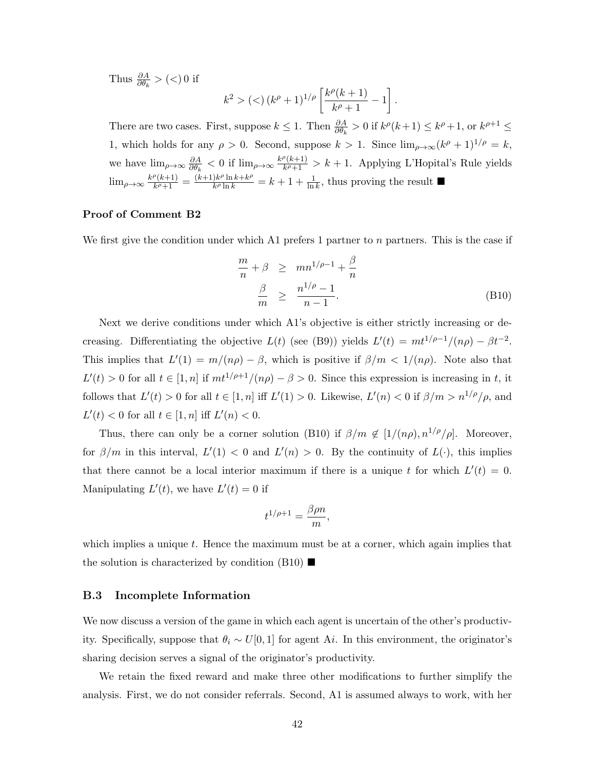Thus $\frac{\partial A}{\partial \theta_k} > (<)\, 0$ if

$$k^2 > (<)\, (k^\rho + 1)^{1/\rho} \left[ \frac{k^\rho (k+1)}{k^\rho + 1} - 1 \right].$$

There are two cases. First, suppose $k \leq 1$. Then $\frac{\partial A}{\partial \theta_k} > 0$ if $k^\rho(k+1) \leq k^\rho + 1$, or $k^{\rho+1} \leq 1$, which holds for any $\rho > 0$. Second, suppose $k > 1$. Since $\lim_{\rho \to \infty} (k^\rho + 1)^{1/\rho} = k$, we have $\lim_{\rho \to \infty} \frac{\partial A}{\partial \theta_k} < 0$ if $\lim_{\rho \to \infty} \frac{k^\rho (k+1)}{k^\rho + 1} > k + 1$. Applying L'Hopital's Rule yields $\lim_{\rho \to \infty} \frac{k^\rho(k+1)}{k^\rho + 1} = \frac{(k+1) k^\rho \ln k + k^\rho}{k^\rho \ln k} = k + 1 + \frac{1}{\ln k}$, thus proving the result ■

### Proof of Comment B2

We first give the condition under which A1 prefers 1 partner to $n$ partners. This is the case if

$$\begin{aligned} \frac{m}{n} + \beta &\geq mn^{1/\rho - 1} + \frac{\beta}{n} \\ \frac{\beta}{m} &\geq \frac{n^{1/\rho} - 1}{n - 1}. \end{aligned} \tag{B10}$$

Next we derive conditions under which A1's objective is either strictly increasing or decreasing. Differentiating the objective $L(t)$ (see (B9)) yields $L'(t) = mt^{1/\rho - 1}/(n\rho) - \beta t^{-2}$. This implies that $L'(1) = m/(n\rho) - \beta$, which is positive if $\beta/m < 1/(n\rho)$. Note also that $L'(t) > 0$ for all $t \in [1, n]$ if $mt^{1/\rho+1}/(n\rho) - \beta > 0$. Since this expression is increasing in $t$, it follows that $L'(t) > 0$ for all $t \in [1, n]$ iff $L'(1) > 0$. Likewise, $L'(n) < 0$ if $\beta/m > n^{1/\rho}/\rho$, and $L'(t) < 0$ for all $t \in [1, n]$ iff $L'(n) < 0$.

Thus, there can only be a corner solution (B10) if $\beta/m \notin [1/(n\rho), n^{1/\rho}/\rho]$. Moreover, for $\beta/m$ in this interval, $L'(1) < 0$ and $L'(n) > 0$. By the continuity of $L(\cdot)$, this implies that there cannot be a local interior maximum if there is a unique $t$ for which $L'(t) = 0$. Manipulating $L'(t)$, we have $L'(t) = 0$ if

$$t^{1/\rho + 1} = \frac{\beta \rho n}{m},$$

which implies a unique $t$. Hence the maximum must be at a corner, which again implies that the solution is characterized by condition (B10) ■

## B.3 Incomplete Information

We now discuss a version of the game in which each agent is uncertain of the other's productivity. Specifically, suppose that $\theta_i \sim U[0, 1]$ for agent A$i$. In this environment, the originator's sharing decision serves a signal of the originator's productivity.

We retain the fixed reward and make three other modifications to further simplify the analysis. First, we do not consider referrals. Second, A1 is assumed always to work, with her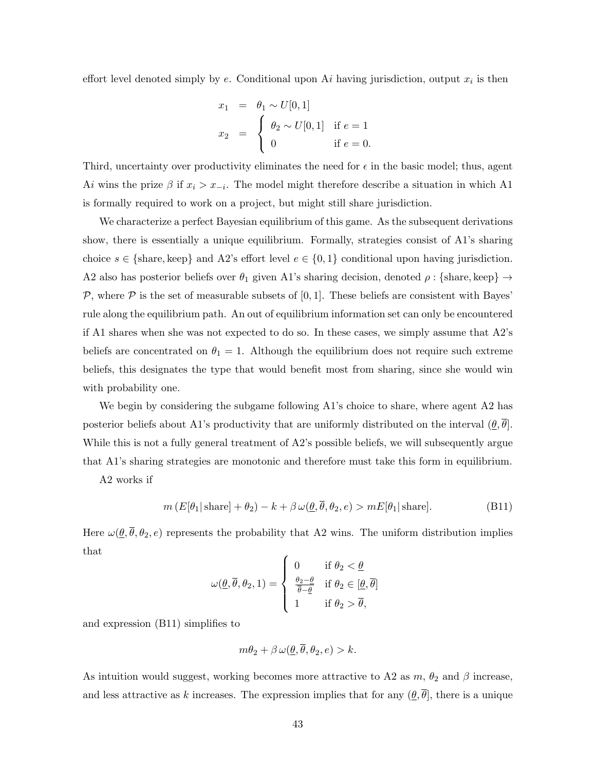effort level denoted simply by $e$. Conditional upon A$i$ having jurisdiction, output $x_i$ is then

$$
\begin{aligned}
x_1 &= \theta_1 \sim U[0,1] \\
x_2 &= \begin{cases} \theta_2 \sim U[0,1] & \text{if } e = 1 \\ 0 & \text{if } e = 0. \end{cases}
\end{aligned}
$$

Third, uncertainty over productivity eliminates the need for $\epsilon$ in the basic model; thus, agent A$i$ wins the prize $\beta$ if $x_i > x_{-i}$. The model might therefore describe a situation in which A1 is formally required to work on a project, but might still share jurisdiction.

We characterize a perfect Bayesian equilibrium of this game. As the subsequent derivations show, there is essentially a unique equilibrium. Formally, strategies consist of A1's sharing choice $s \in \{\text{share}, \text{keep}\}$ and A2's effort level $e \in \{0,1\}$ conditional upon having jurisdiction. A2 also has posterior beliefs over $\theta_1$ given A1's sharing decision, denoted $\rho : \{\text{share}, \text{keep}\} \to \mathcal{P}$, where $\mathcal{P}$ is the set of measurable subsets of $[0,1]$. These beliefs are consistent with Bayes' rule along the equilibrium path. An out of equilibrium information set can only be encountered if A1 shares when she was not expected to do so. In these cases, we simply assume that A2's beliefs are concentrated on $\theta_1 = 1$. Although the equilibrium does not require such extreme beliefs, this designates the type that would benefit most from sharing, since she would win with probability one.

We begin by considering the subgame following A1's choice to share, where agent A2 has posterior beliefs about A1's productivity that are uniformly distributed on the interval $(\underline{\theta}, \overline{\theta}]$. While this is not a fully general treatment of A2's possible beliefs, we will subsequently argue that A1's sharing strategies are monotonic and therefore must take this form in equilibrium.

A2 works if

$$
m\left(E[\theta_1|\,\text{share}] + \theta_2\right) - k + \beta\, \omega(\underline{\theta}, \overline{\theta}, \theta_2, e) > mE[\theta_1|\,\text{share}]. \tag{B11}
$$

Here $\omega(\underline{\theta}, \overline{\theta}, \theta_2, e)$ represents the probability that A2 wins. The uniform distribution implies that

$$
\omega(\underline{\theta}, \overline{\theta}, \theta_2, 1) = \begin{cases} 0 & \text{if } \theta_2 < \underline{\theta} \\ \frac{\theta_2 - \underline{\theta}}{\overline{\theta} - \underline{\theta}} & \text{if } \theta_2 \in [\underline{\theta}, \overline{\theta}] \\ 1 & \text{if } \theta_2 > \overline{\theta}, \end{cases}
$$

and expression (B11) simplifies to

$$
m\theta_2 + \beta\, \omega(\underline{\theta}, \overline{\theta}, \theta_2, e) > k.
$$

As intuition would suggest, working becomes more attractive to A2 as $m$, $\theta_2$ and $\beta$ increase, and less attractive as $k$ increases. The expression implies that for any $(\underline{\theta}, \overline{\theta}]$, there is a unique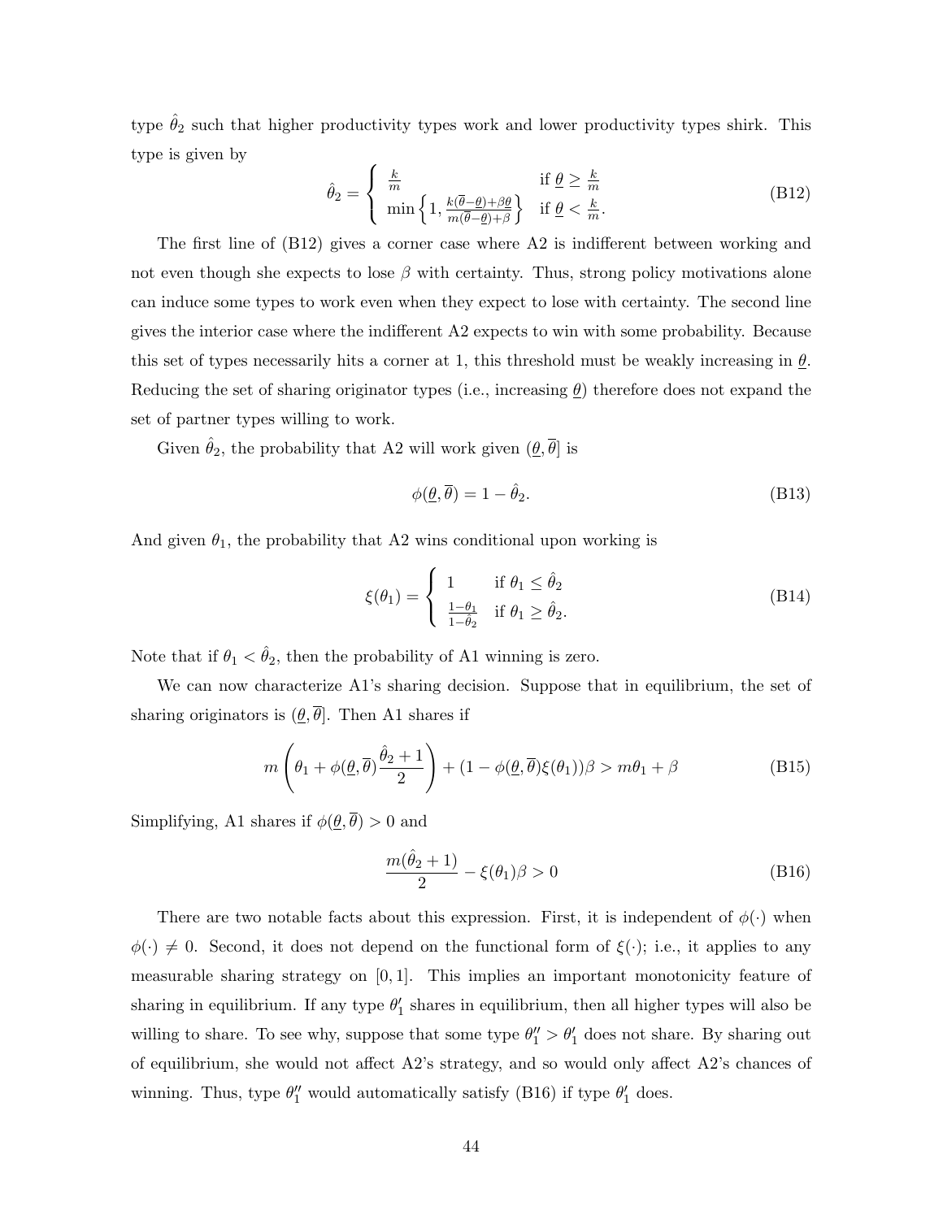type $\hat{\theta}_2$ such that higher productivity types work and lower productivity types shirk. This type is given by

$$\hat{\theta}_2 = \begin{cases} \frac{k}{m} & \text{if } \underline{\theta} \geq \frac{k}{m} \\ \min\left\{1, \frac{k(\overline{\theta}-\underline{\theta})+\beta\underline{\theta}}{m(\overline{\theta}-\underline{\theta})+\beta}\right\} & \text{if } \underline{\theta} < \frac{k}{m}. \end{cases} \tag{B12}$$

The first line of (B12) gives a corner case where A2 is indifferent between working and not even though she expects to lose $\beta$ with certainty. Thus, strong policy motivations alone can induce some types to work even when they expect to lose with certainty. The second line gives the interior case where the indifferent A2 expects to win with some probability. Because this set of types necessarily hits a corner at 1, this threshold must be weakly increasing in $\underline{\theta}$. Reducing the set of sharing originator types (i.e., increasing $\underline{\theta}$) therefore does not expand the set of partner types willing to work.

Given $\hat{\theta}_2$, the probability that A2 will work given $(\underline{\theta}, \overline{\theta}]$ is

$$\phi(\underline{\theta}, \overline{\theta}) = 1 - \hat{\theta}_2. \tag{B13}$$

And given $\theta_1$, the probability that A2 wins conditional upon working is

$$\xi(\theta_1) = \begin{cases} 1 & \text{if } \theta_1 \leq \hat{\theta}_2 \\ \frac{1-\theta_1}{1-\hat{\theta}_2} & \text{if } \theta_1 \geq \hat{\theta}_2. \end{cases} \tag{B14}$$

Note that if $\theta_1 < \hat{\theta}_2$, then the probability of A1 winning is zero.

We can now characterize A1's sharing decision. Suppose that in equilibrium, the set of sharing originators is $(\underline{\theta}, \overline{\theta}]$. Then A1 shares if

$$m\left(\theta_1 + \phi(\underline{\theta}, \overline{\theta})\frac{\hat{\theta}_2 + 1}{2}\right) + (1 - \phi(\underline{\theta}, \overline{\theta})\xi(\theta_1))\beta > m\theta_1 + \beta \tag{B15}$$

Simplifying, A1 shares if $\phi(\underline{\theta}, \overline{\theta}) > 0$ and

$$\frac{m(\hat{\theta}_2 + 1)}{2} - \xi(\theta_1)\beta > 0 \tag{B16}$$

There are two notable facts about this expression. First, it is independent of $\phi(\cdot)$ when $\phi(\cdot) \neq 0$. Second, it does not depend on the functional form of $\xi(\cdot)$; i.e., it applies to any measurable sharing strategy on $[0, 1]$. This implies an important monotonicity feature of sharing in equilibrium. If any type $\theta_1'$ shares in equilibrium, then all higher types will also be willing to share. To see why, suppose that some type $\theta_1'' > \theta_1'$ does not share. By sharing out of equilibrium, she would not affect A2's strategy, and so would only affect A2's chances of winning. Thus, type $\theta_1''$ would automatically satisfy (B16) if type $\theta_1'$ does.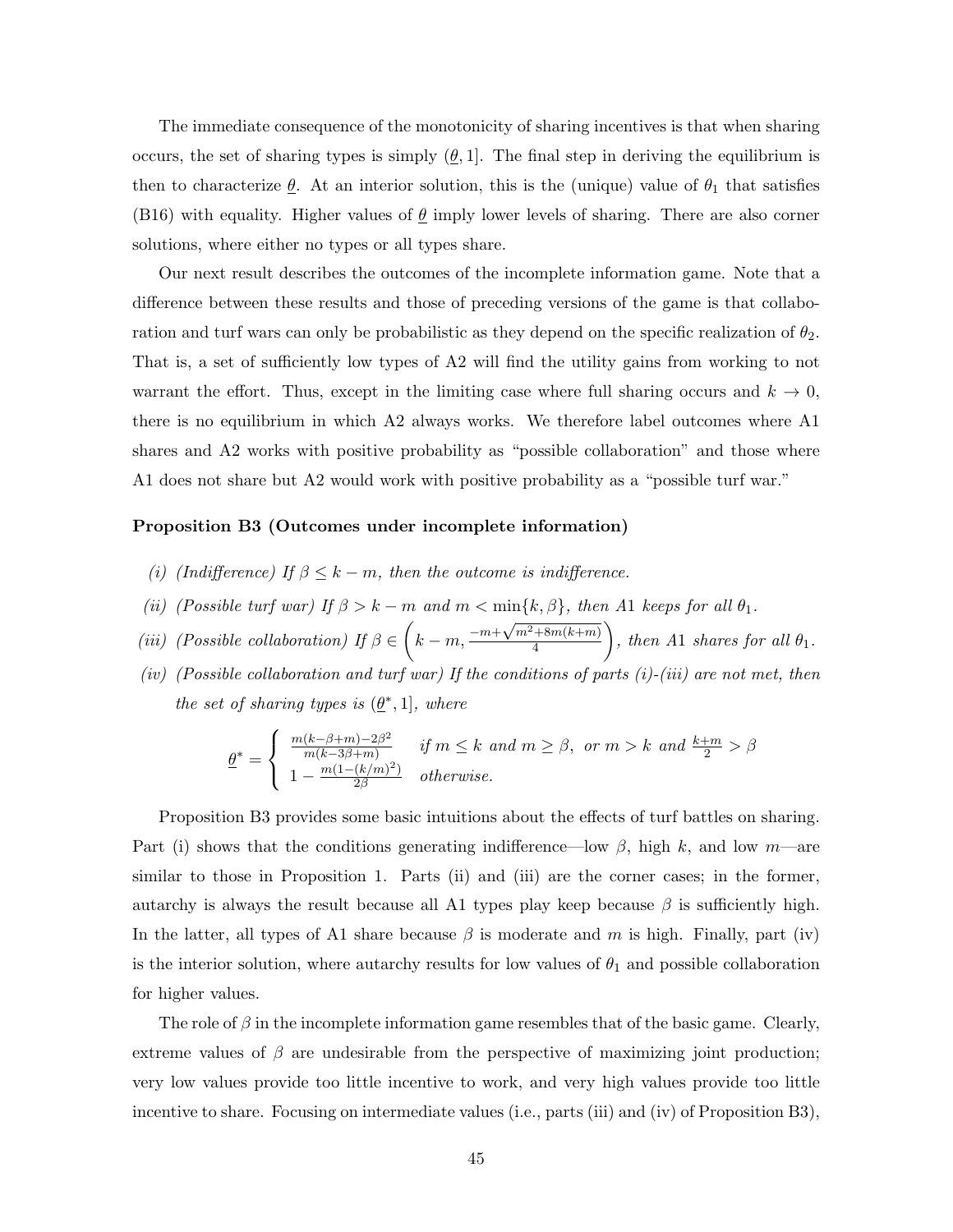The immediate consequence of the monotonicity of sharing incentives is that when sharing occurs, the set of sharing types is simply $(\underline{\theta}, 1]$. The final step in deriving the equilibrium is then to characterize $\underline{\theta}$. At an interior solution, this is the (unique) value of $\theta_1$ that satisfies (B16) with equality. Higher values of $\underline{\theta}$ imply lower levels of sharing. There are also corner solutions, where either no types or all types share.

Our next result describes the outcomes of the incomplete information game. Note that a difference between these results and those of preceding versions of the game is that collaboration and turf wars can only be probabilistic as they depend on the specific realization of $\theta_2$. That is, a set of sufficiently low types of A2 will find the utility gains from working to not warrant the effort. Thus, except in the limiting case where full sharing occurs and $k \to 0$, there is no equilibrium in which A2 always works. We therefore label outcomes where A1 shares and A2 works with positive probability as "possible collaboration" and those where A1 does not share but A2 would work with positive probability as a "possible turf war."

**Proposition B3 (Outcomes under incomplete information)**

*(i) (Indifference) If $\beta \leq k - m$, then the outcome is indifference.*

*(ii) (Possible turf war) If $\beta > k - m$ and $m < \min\{k, \beta\}$, then A1 keeps for all $\theta_1$.*

*(iii) (Possible collaboration) If $\beta \in \left(k - m, \frac{-m+\sqrt{m^2+8m(k+m)}}{4}\right)$, then A1 shares for all $\theta_1$.*

*(iv) (Possible collaboration and turf war) If the conditions of parts (i)-(iii) are not met, then the set of sharing types is $(\underline{\theta}^*, 1]$, where*

$$\underline{\theta}^* = \begin{cases} \frac{m(k-\beta+m)-2\beta^2}{m(k-3\beta+m)} & \text{if } m \leq k \text{ and } m \geq \beta, \text{ or } m > k \text{ and } \frac{k+m}{2} > \beta \\ 1 - \frac{m(1-(k/m)^2)}{2\beta} & \text{otherwise.} \end{cases}$$

Proposition B3 provides some basic intuitions about the effects of turf battles on sharing. Part (i) shows that the conditions generating indifference—low $\beta$, high $k$, and low $m$—are similar to those in Proposition 1. Parts (ii) and (iii) are the corner cases; in the former, autarchy is always the result because all A1 types play keep because $\beta$ is sufficiently high. In the latter, all types of A1 share because $\beta$ is moderate and $m$ is high. Finally, part (iv) is the interior solution, where autarchy results for low values of $\theta_1$ and possible collaboration for higher values.

The role of $\beta$ in the incomplete information game resembles that of the basic game. Clearly, extreme values of $\beta$ are undesirable from the perspective of maximizing joint production; very low values provide too little incentive to work, and very high values provide too little incentive to share. Focusing on intermediate values (i.e., parts (iii) and (iv) of Proposition B3),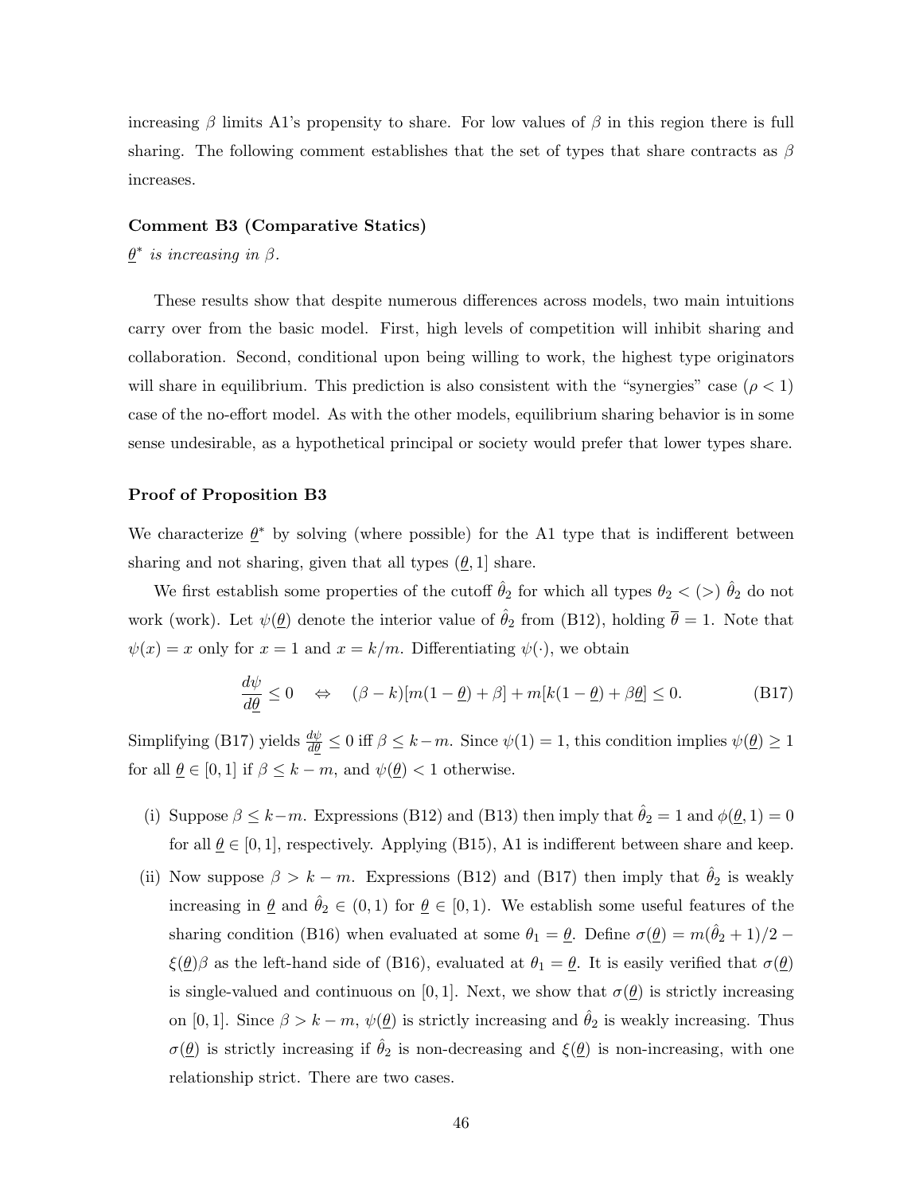increasing $\beta$ limits A1's propensity to share. For low values of $\beta$ in this region there is full sharing. The following comment establishes that the set of types that share contracts as $\beta$ increases.

**Comment B3 (Comparative Statics)**

*$\underline{\theta}^*$ is increasing in $\beta$.*

These results show that despite numerous differences across models, two main intuitions carry over from the basic model. First, high levels of competition will inhibit sharing and collaboration. Second, conditional upon being willing to work, the highest type originators will share in equilibrium. This prediction is also consistent with the "synergies" case ($\rho < 1$) case of the no-effort model. As with the other models, equilibrium sharing behavior is in some sense undesirable, as a hypothetical principal or society would prefer that lower types share.

**Proof of Proposition B3**

We characterize $\underline{\theta}^*$ by solving (where possible) for the A1 type that is indifferent between sharing and not sharing, given that all types $(\underline{\theta}, 1]$ share.

We first establish some properties of the cutoff $\hat{\theta}_2$ for which all types $\theta_2 < (>)\ \hat{\theta}_2$ do not work (work). Let $\psi(\underline{\theta})$ denote the interior value of $\hat{\theta}_2$ from (B12), holding $\overline{\theta} = 1$. Note that $\psi(x) = x$ only for $x = 1$ and $x = k/m$. Differentiating $\psi(\cdot)$, we obtain

$$\frac{d\psi}{d\underline{\theta}} \leq 0 \quad \Leftrightarrow \quad (\beta - k)[m(1 - \underline{\theta}) + \beta] + m[k(1 - \underline{\theta}) + \beta\underline{\theta}] \leq 0. \tag{B17}$$

Simplifying (B17) yields $\frac{d\psi}{d\underline{\theta}} \leq 0$ iff $\beta \leq k - m$. Since $\psi(1) = 1$, this condition implies $\psi(\underline{\theta}) \geq 1$ for all $\underline{\theta} \in [0, 1]$ if $\beta \leq k - m$, and $\psi(\underline{\theta}) < 1$ otherwise.

(i) Suppose $\beta \leq k - m$. Expressions (B12) and (B13) then imply that $\hat{\theta}_2 = 1$ and $\phi(\underline{\theta}, 1) = 0$ for all $\underline{\theta} \in [0, 1]$, respectively. Applying (B15), A1 is indifferent between share and keep.

(ii) Now suppose $\beta > k - m$. Expressions (B12) and (B17) then imply that $\hat{\theta}_2$ is weakly increasing in $\underline{\theta}$ and $\hat{\theta}_2 \in (0, 1)$ for $\underline{\theta} \in [0, 1)$. We establish some useful features of the sharing condition (B16) when evaluated at some $\theta_1 = \underline{\theta}$. Define $\sigma(\underline{\theta}) = m(\hat{\theta}_2 + 1)/2 - \xi(\underline{\theta})\beta$ as the left-hand side of (B16), evaluated at $\theta_1 = \underline{\theta}$. It is easily verified that $\sigma(\underline{\theta})$ is single-valued and continuous on $[0, 1]$. Next, we show that $\sigma(\underline{\theta})$ is strictly increasing on $[0, 1]$. Since $\beta > k - m$, $\psi(\underline{\theta})$ is strictly increasing and $\hat{\theta}_2$ is weakly increasing. Thus $\sigma(\underline{\theta})$ is strictly increasing if $\hat{\theta}_2$ is non-decreasing and $\xi(\underline{\theta})$ is non-increasing, with one relationship strict. There are two cases.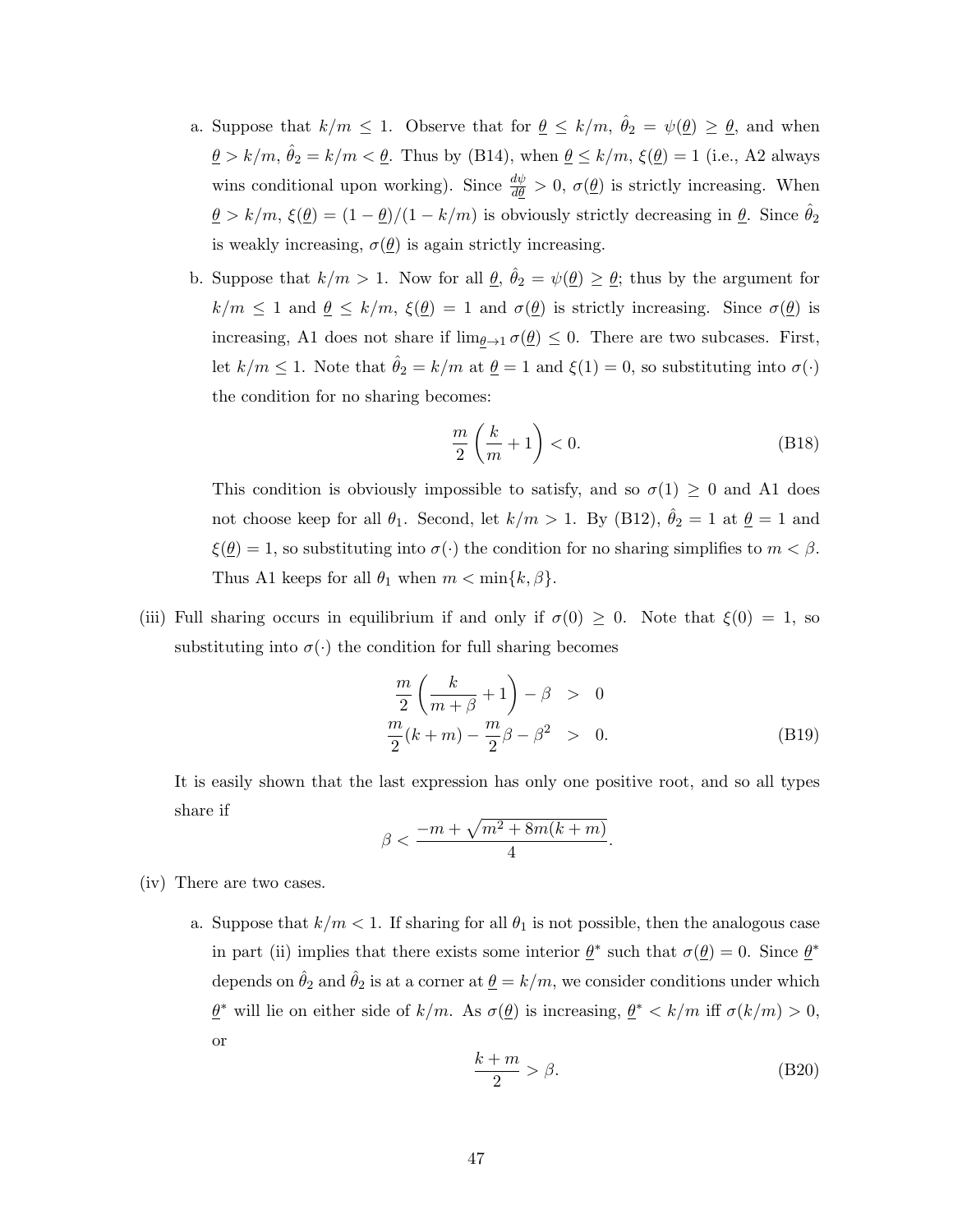a. Suppose that $k/m \leq 1$. Observe that for $\underline{\theta} \leq k/m$, $\hat{\theta}_2 = \psi(\underline{\theta}) \geq \underline{\theta}$, and when $\underline{\theta} > k/m$, $\hat{\theta}_2 = k/m < \underline{\theta}$. Thus by (B14), when $\underline{\theta} \leq k/m$, $\xi(\underline{\theta}) = 1$ (i.e., A2 always wins conditional upon working). Since $\frac{d\psi}{d\underline{\theta}} > 0$, $\sigma(\underline{\theta})$ is strictly increasing. When $\underline{\theta} > k/m$, $\xi(\underline{\theta}) = (1 - \underline{\theta})/(1 - k/m)$ is obviously strictly decreasing in $\underline{\theta}$. Since $\hat{\theta}_2$ is weakly increasing, $\sigma(\underline{\theta})$ is again strictly increasing.

b. Suppose that $k/m > 1$. Now for all $\underline{\theta}$, $\hat{\theta}_2 = \psi(\underline{\theta}) \geq \underline{\theta}$; thus by the argument for $k/m \leq 1$ and $\underline{\theta} \leq k/m$, $\xi(\underline{\theta}) = 1$ and $\sigma(\underline{\theta})$ is strictly increasing. Since $\sigma(\underline{\theta})$ is increasing, A1 does not share if $\lim_{\underline{\theta} \to 1} \sigma(\underline{\theta}) \leq 0$. There are two subcases. First, let $k/m \leq 1$. Note that $\hat{\theta}_2 = k/m$ at $\underline{\theta} = 1$ and $\xi(1) = 0$, so substituting into $\sigma(\cdot)$ the condition for no sharing becomes:

$$\frac{m}{2}\left(\frac{k}{m} + 1\right) < 0. \tag{B18}$$

This condition is obviously impossible to satisfy, and so $\sigma(1) \geq 0$ and A1 does not choose keep for all $\theta_1$. Second, let $k/m > 1$. By (B12), $\hat{\theta}_2 = 1$ at $\underline{\theta} = 1$ and $\xi(\underline{\theta}) = 1$, so substituting into $\sigma(\cdot)$ the condition for no sharing simplifies to $m < \beta$. Thus A1 keeps for all $\theta_1$ when $m < \min\{k, \beta\}$.

(iii) Full sharing occurs in equilibrium if and only if $\sigma(0) \geq 0$. Note that $\xi(0) = 1$, so substituting into $\sigma(\cdot)$ the condition for full sharing becomes

$$\begin{aligned} \frac{m}{2}\left(\frac{k}{m+\beta} + 1\right) - \beta &> 0 \\ \frac{m}{2}(k+m) - \frac{m}{2}\beta - \beta^2 &> 0. \end{aligned} \tag{B19}$$

It is easily shown that the last expression has only one positive root, and so all types share if

$$\beta < \frac{-m + \sqrt{m^2 + 8m(k+m)}}{4}.$$

(iv) There are two cases.

a. Suppose that $k/m < 1$. If sharing for all $\theta_1$ is not possible, then the analogous case in part (ii) implies that there exists some interior $\underline{\theta}^*$ such that $\sigma(\underline{\theta}) = 0$. Since $\underline{\theta}^*$ depends on $\hat{\theta}_2$ and $\hat{\theta}_2$ is at a corner at $\underline{\theta} = k/m$, we consider conditions under which $\underline{\theta}^*$ will lie on either side of $k/m$. As $\sigma(\underline{\theta})$ is increasing, $\underline{\theta}^* < k/m$ iff $\sigma(k/m) > 0$, or

$$\frac{k+m}{2} > \beta. \tag{B20}$$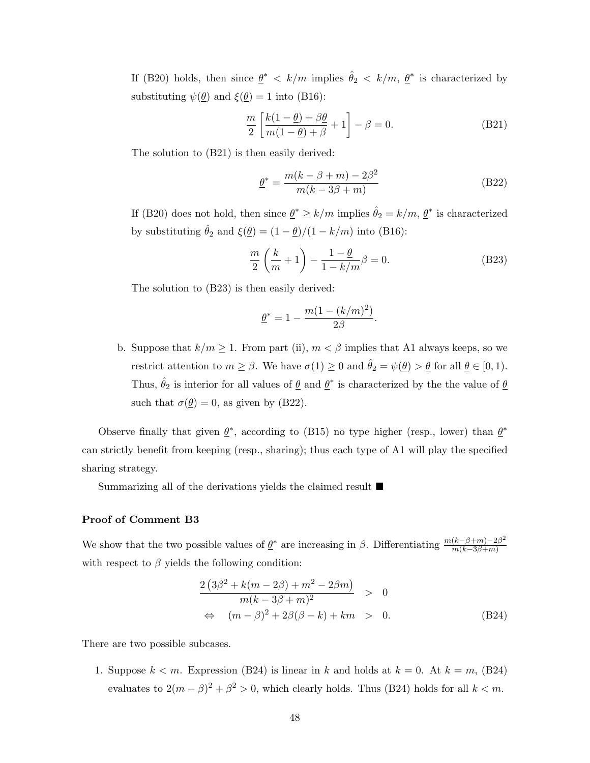If (B20) holds, then since $\underline{\theta}^* < k/m$ implies $\hat{\theta}_2 < k/m$, $\underline{\theta}^*$ is characterized by substituting $\psi(\underline{\theta})$ and $\xi(\underline{\theta}) = 1$ into (B16):

$$\frac{m}{2}\left[\frac{k(1-\underline{\theta}) + \beta\underline{\theta}}{m(1-\underline{\theta}) + \beta} + 1\right] - \beta = 0. \tag{B21}$$

The solution to (B21) is then easily derived:

$$\underline{\theta}^* = \frac{m(k - \beta + m) - 2\beta^2}{m(k - 3\beta + m)} \tag{B22}$$

If (B20) does not hold, then since $\underline{\theta}^* \geq k/m$ implies $\hat{\theta}_2 = k/m$, $\underline{\theta}^*$ is characterized by substituting $\hat{\theta}_2$ and $\xi(\underline{\theta}) = (1-\underline{\theta})/(1-k/m)$ into (B16):

$$\frac{m}{2}\left(\frac{k}{m} + 1\right) - \frac{1-\underline{\theta}}{1-k/m}\beta = 0. \tag{B23}$$

The solution to (B23) is then easily derived:

$$\underline{\theta}^* = 1 - \frac{m(1-(k/m)^2)}{2\beta}.$$

b. Suppose that $k/m \geq 1$. From part (ii), $m < \beta$ implies that A1 always keeps, so we restrict attention to $m \geq \beta$. We have $\sigma(1) \geq 0$ and $\hat{\theta}_2 = \psi(\underline{\theta}) > \underline{\theta}$ for all $\underline{\theta} \in [0, 1)$. Thus, $\hat{\theta}_2$ is interior for all values of $\underline{\theta}$ and $\underline{\theta}^*$ is characterized by the the value of $\underline{\theta}$ such that $\sigma(\underline{\theta}) = 0$, as given by (B22).

Observe finally that given $\underline{\theta}^*$, according to (B15) no type higher (resp., lower) than $\underline{\theta}^*$ can strictly benefit from keeping (resp., sharing); thus each type of A1 will play the specified sharing strategy.

Summarizing all of the derivations yields the claimed result ■

**Proof of Comment B3**

We show that the two possible values of $\underline{\theta}^*$ are increasing in $\beta$. Differentiating $\frac{m(k-\beta+m)-2\beta^2}{m(k-3\beta+m)}$ with respect to $\beta$ yields the following condition:

$$\begin{aligned}
\frac{2\left(3\beta^2 + k(m-2\beta) + m^2 - 2\beta m\right)}{m(k-3\beta+m)^2} &> 0 \\
\Leftrightarrow \quad (m-\beta)^2 + 2\beta(\beta - k) + km &> 0.
\end{aligned} \tag{B24}$$

There are two possible subcases.

1. Suppose $k < m$. Expression (B24) is linear in $k$ and holds at $k = 0$. At $k = m$, (B24) evaluates to $2(m-\beta)^2 + \beta^2 > 0$, which clearly holds. Thus (B24) holds for all $k < m$.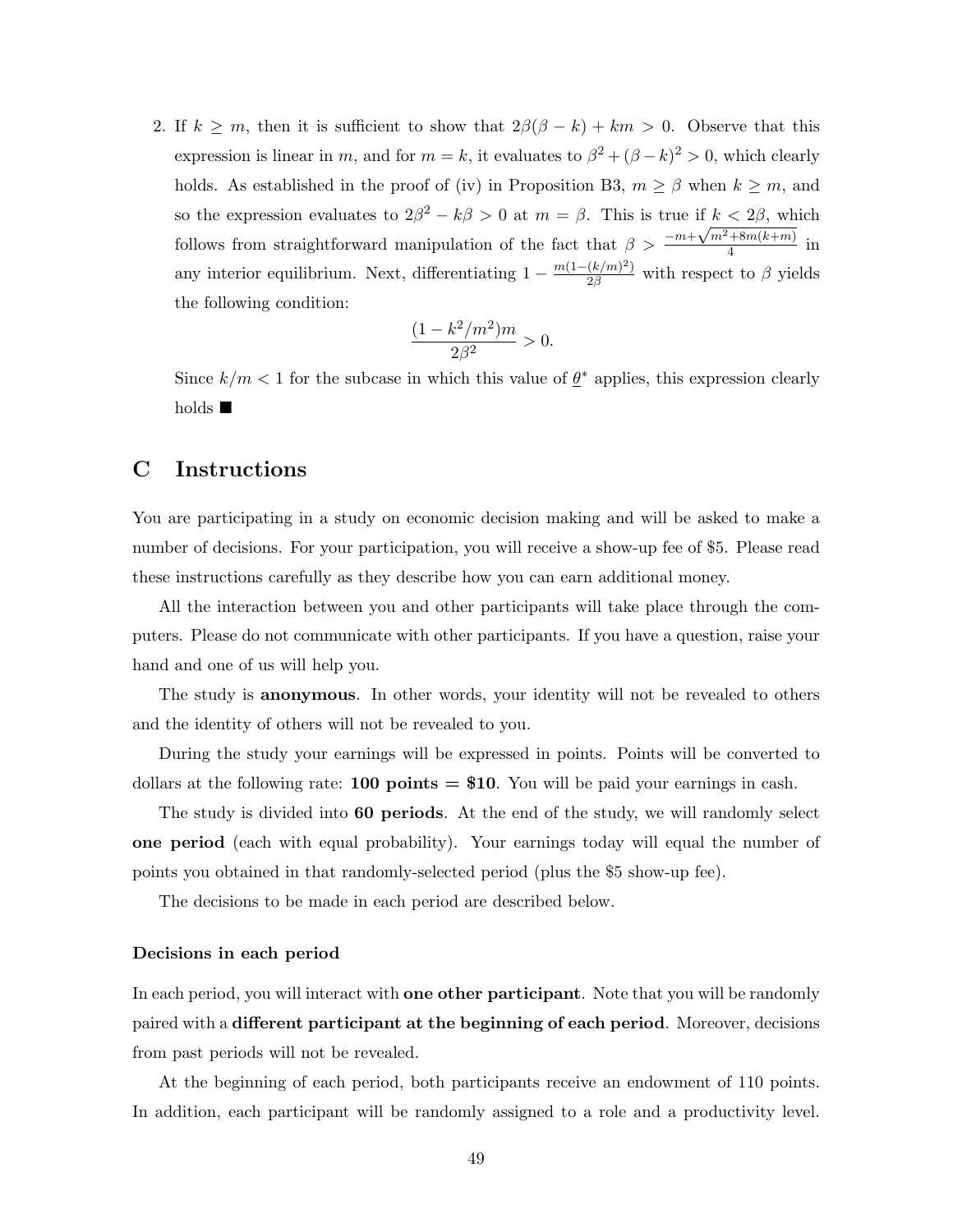2. If $k \geq m$, then it is sufficient to show that $2\beta(\beta - k) + km > 0$. Observe that this expression is linear in $m$, and for $m = k$, it evaluates to $\beta^2 + (\beta - k)^2 > 0$, which clearly holds. As established in the proof of (iv) in Proposition B3, $m \geq \beta$ when $k \geq m$, and so the expression evaluates to $2\beta^2 - k\beta > 0$ at $m = \beta$. This is true if $k < 2\beta$, which follows from straightforward manipulation of the fact that $\beta > \frac{-m+\sqrt{m^2+8m(k+m)}}{4}$ in any interior equilibrium. Next, differentiating $1 - \frac{m(1-(k/m)^2)}{2\beta}$ with respect to $\beta$ yields the following condition:

$$\frac{(1 - k^2/m^2)m}{2\beta^2} > 0.$$

Since $k/m < 1$ for the subcase in which this value of $\underline{\theta}^*$ applies, this expression clearly holds ■

# C Instructions

You are participating in a study on economic decision making and will be asked to make a number of decisions. For your participation, you will receive a show-up fee of $5. Please read these instructions carefully as they describe how you can earn additional money.

All the interaction between you and other participants will take place through the computers. Please do not communicate with other participants. If you have a question, raise your hand and one of us will help you.

The study is **anonymous**. In other words, your identity will not be revealed to others and the identity of others will not be revealed to you.

During the study your earnings will be expressed in points. Points will be converted to dollars at the following rate: **100 points = $10**. You will be paid your earnings in cash.

The study is divided into **60 periods**. At the end of the study, we will randomly select **one period** (each with equal probability). Your earnings today will equal the number of points you obtained in that randomly-selected period (plus the $5 show-up fee).

The decisions to be made in each period are described below.

### Decisions in each period

In each period, you will interact with **one other participant**. Note that you will be randomly paired with a **different participant at the beginning of each period**. Moreover, decisions from past periods will not be revealed.

At the beginning of each period, both participants receive an endowment of 110 points. In addition, each participant will be randomly assigned to a role and a productivity level.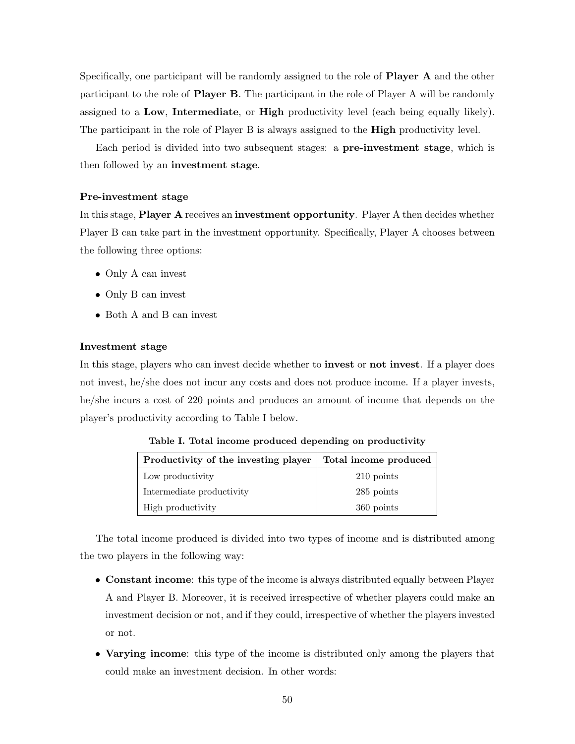Specifically, one participant will be randomly assigned to the role of **Player A** and the other participant to the role of **Player B**. The participant in the role of Player A will be randomly assigned to a **Low**, **Intermediate**, or **High** productivity level (each being equally likely). The participant in the role of Player B is always assigned to the **High** productivity level.

Each period is divided into two subsequent stages: a **pre-investment stage**, which is then followed by an **investment stage**.

**Pre-investment stage**

In this stage, **Player A** receives an **investment opportunity**. Player A then decides whether Player B can take part in the investment opportunity. Specifically, Player A chooses between the following three options:

- Only A can invest
- Only B can invest
- Both A and B can invest

**Investment stage**

In this stage, players who can invest decide whether to **invest** or **not invest**. If a player does not invest, he/she does not incur any costs and does not produce income. If a player invests, he/she incurs a cost of 220 points and produces an amount of income that depends on the player's productivity according to Table I below.

**Table I. Total income produced depending on productivity**

| Productivity of the investing player | Total income produced |
|---|---|
| Low productivity | 210 points |
| Intermediate productivity | 285 points |
| High productivity | 360 points |

The total income produced is divided into two types of income and is distributed among the two players in the following way:

- **Constant income**: this type of the income is always distributed equally between Player A and Player B. Moreover, it is received irrespective of whether players could make an investment decision or not, and if they could, irrespective of whether the players invested or not.
- **Varying income**: this type of the income is distributed only among the players that could make an investment decision. In other words: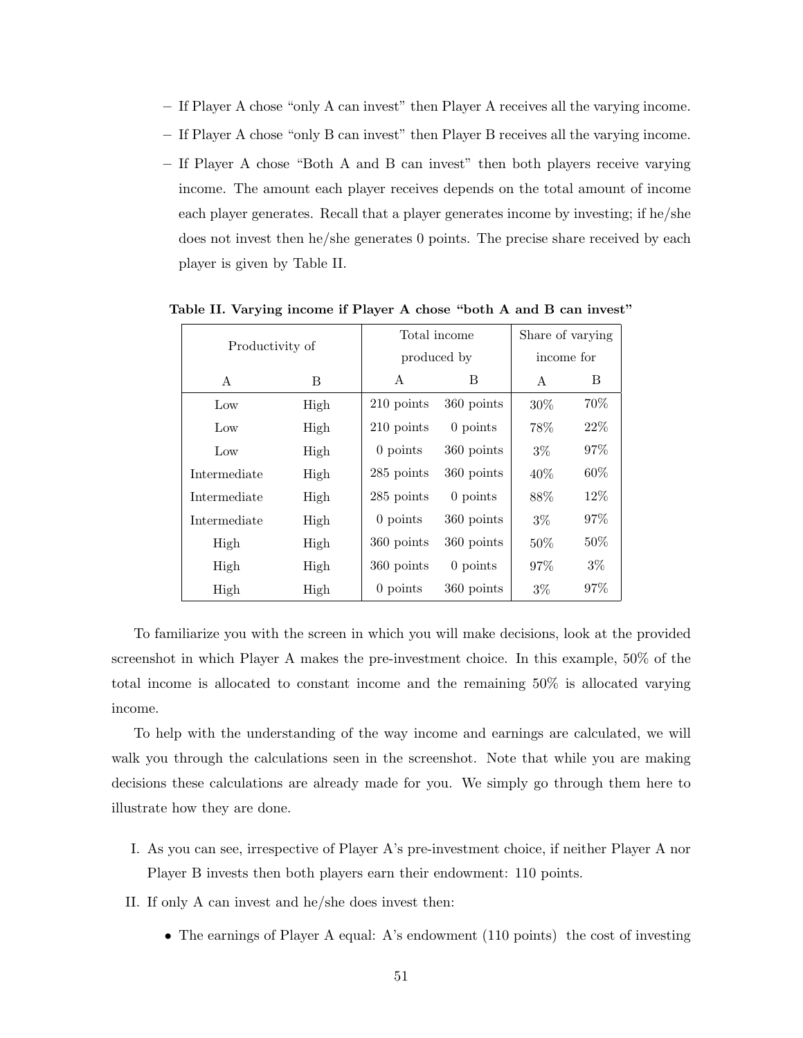- If Player A chose "only A can invest" then Player A receives all the varying income.
- If Player A chose "only B can invest" then Player B receives all the varying income.
- If Player A chose "Both A and B can invest" then both players receive varying income. The amount each player receives depends on the total amount of income each player generates. Recall that a player generates income by investing; if he/she does not invest then he/she generates 0 points. The precise share received by each player is given by Table II.

**Table II. Varying income if Player A chose "both A and B can invest"**

| Productivity of | | Total income produced by | | Share of varying income for | |
|---|---|---|---|---|---|
| A | B | A | B | A | B |
| Low | High | 210 points | 360 points | 30% | 70% |
| Low | High | 210 points | 0 points | 78% | 22% |
| Low | High | 0 points | 360 points | 3% | 97% |
| Intermediate | High | 285 points | 360 points | 40% | 60% |
| Intermediate | High | 285 points | 0 points | 88% | 12% |
| Intermediate | High | 0 points | 360 points | 3% | 97% |
| High | High | 360 points | 360 points | 50% | 50% |
| High | High | 360 points | 0 points | 97% | 3% |
| High | High | 0 points | 360 points | 3% | 97% |

To familiarize you with the screen in which you will make decisions, look at the provided screenshot in which Player A makes the pre-investment choice. In this example, 50% of the total income is allocated to constant income and the remaining 50% is allocated varying income.

To help with the understanding of the way income and earnings are calculated, we will walk you through the calculations seen in the screenshot. Note that while you are making decisions these calculations are already made for you. We simply go through them here to illustrate how they are done.

I. As you can see, irrespective of Player A's pre-investment choice, if neither Player A nor Player B invests then both players earn their endowment: 110 points.

II. If only A can invest and he/she does invest then:

- The earnings of Player A equal: A's endowment (110 points) the cost of investing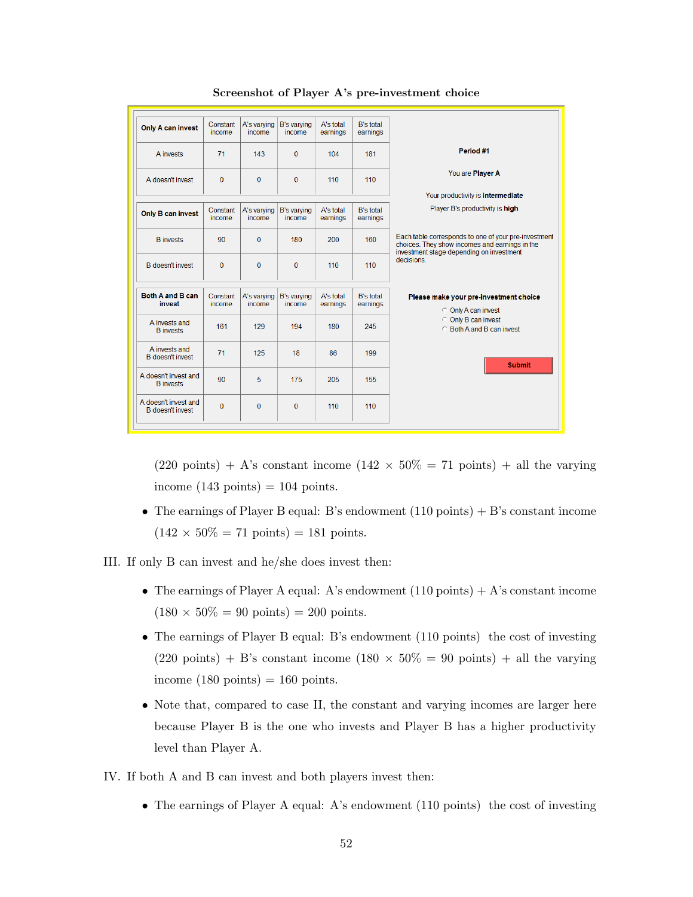**Screenshot of Player A's pre-investment choice**

| Only A can invest | Constant income | A's varying income | B's varying income | A's total earnings | B's total earnings |
|---|---|---|---|---|---|
| A invests | 71 | 143 | 0 | 104 | 181 |
| A doesn't invest | 0 | 0 | 0 | 110 | 110 |

| Only B can invest | Constant income | A's varying income | B's varying income | A's total earnings | B's total earnings |
|---|---|---|---|---|---|
| B invests | 90 | 0 | 180 | 200 | 160 |
| B doesn't invest | 0 | 0 | 0 | 110 | 110 |

| Both A and B can invest | Constant income | A's varying income | B's varying income | A's total earnings | B's total earnings |
|---|---|---|---|---|---|
| A invests and B invests | 161 | 129 | 194 | 180 | 245 |
| A invests and B doesn't invest | 71 | 125 | 18 | 86 | 199 |
| A doesn't invest and B invests | 90 | 5 | 175 | 205 | 155 |
| A doesn't invest and B doesn't invest | 0 | 0 | 0 | 110 | 110 |

Period #1

You are **Player A**

Your productivity is **intermediate**

Player B's productivity is **high**

Each table corresponds to one of your pre-investment choices. They show incomes and earnings in the investment stage depending on investment decisions.

**Please make your pre-investment choice**

- Only A can invest
- Only B can invest
- Both A and B can invest

Submit

(220 points) + A's constant income (142 × 50% = 71 points) + all the varying income (143 points) = 104 points.

- The earnings of Player B equal: B's endowment (110 points) + B's constant income (142 × 50% = 71 points) = 181 points.

III. If only B can invest and he/she does invest then:

- The earnings of Player A equal: A's endowment (110 points) + A's constant income (180 × 50% = 90 points) = 200 points.
- The earnings of Player B equal: B's endowment (110 points) the cost of investing (220 points) + B's constant income (180 × 50% = 90 points) + all the varying income (180 points) = 160 points.
- Note that, compared to case II, the constant and varying incomes are larger here because Player B is the one who invests and Player B has a higher productivity level than Player A.

IV. If both A and B can invest and both players invest then:

- The earnings of Player A equal: A's endowment (110 points) the cost of investing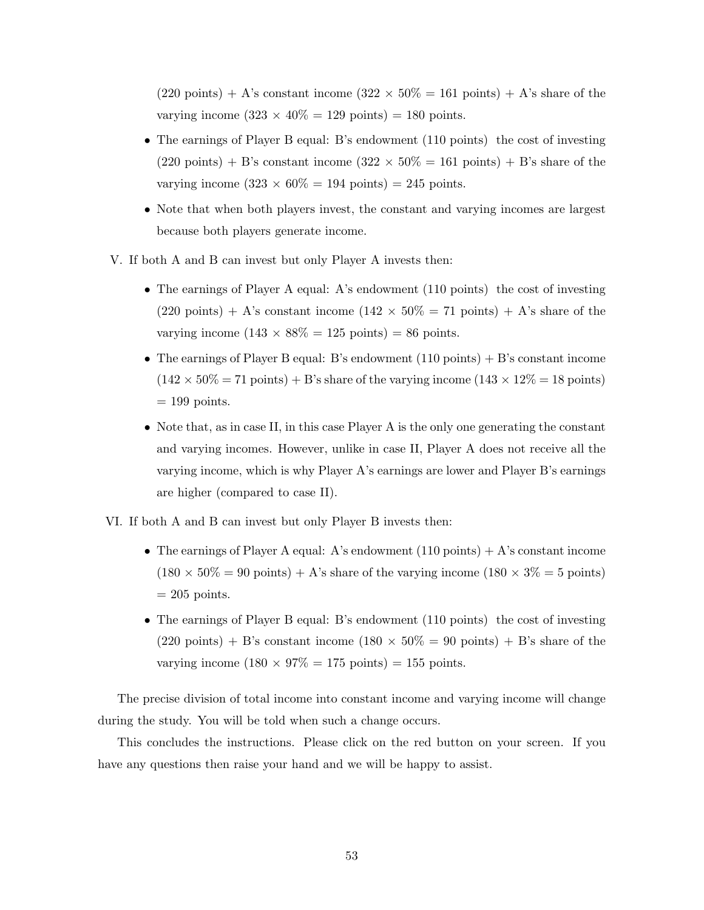(220 points) + A's constant income (322 × 50% = 161 points) + A's share of the varying income (323 × 40% = 129 points) = 180 points.

- The earnings of Player B equal: B's endowment (110 points)  the cost of investing (220 points) + B's constant income (322 × 50% = 161 points) + B's share of the varying income (323 × 60% = 194 points) = 245 points.
- Note that when both players invest, the constant and varying incomes are largest because both players generate income.

V. If both A and B can invest but only Player A invests then:

- The earnings of Player A equal: A's endowment (110 points)  the cost of investing (220 points) + A's constant income (142 × 50% = 71 points) + A's share of the varying income (143 × 88% = 125 points) = 86 points.
- The earnings of Player B equal: B's endowment (110 points) + B's constant income (142 × 50% = 71 points) + B's share of the varying income (143 × 12% = 18 points) = 199 points.
- Note that, as in case II, in this case Player A is the only one generating the constant and varying incomes. However, unlike in case II, Player A does not receive all the varying income, which is why Player A's earnings are lower and Player B's earnings are higher (compared to case II).

VI. If both A and B can invest but only Player B invests then:

- The earnings of Player A equal: A's endowment (110 points) + A's constant income (180 × 50% = 90 points) + A's share of the varying income (180 × 3% = 5 points) = 205 points.
- The earnings of Player B equal: B's endowment (110 points)  the cost of investing (220 points) + B's constant income (180 × 50% = 90 points) + B's share of the varying income (180 × 97% = 175 points) = 155 points.

The precise division of total income into constant income and varying income will change during the study. You will be told when such a change occurs.

This concludes the instructions. Please click on the red button on your screen. If you have any questions then raise your hand and we will be happy to assist.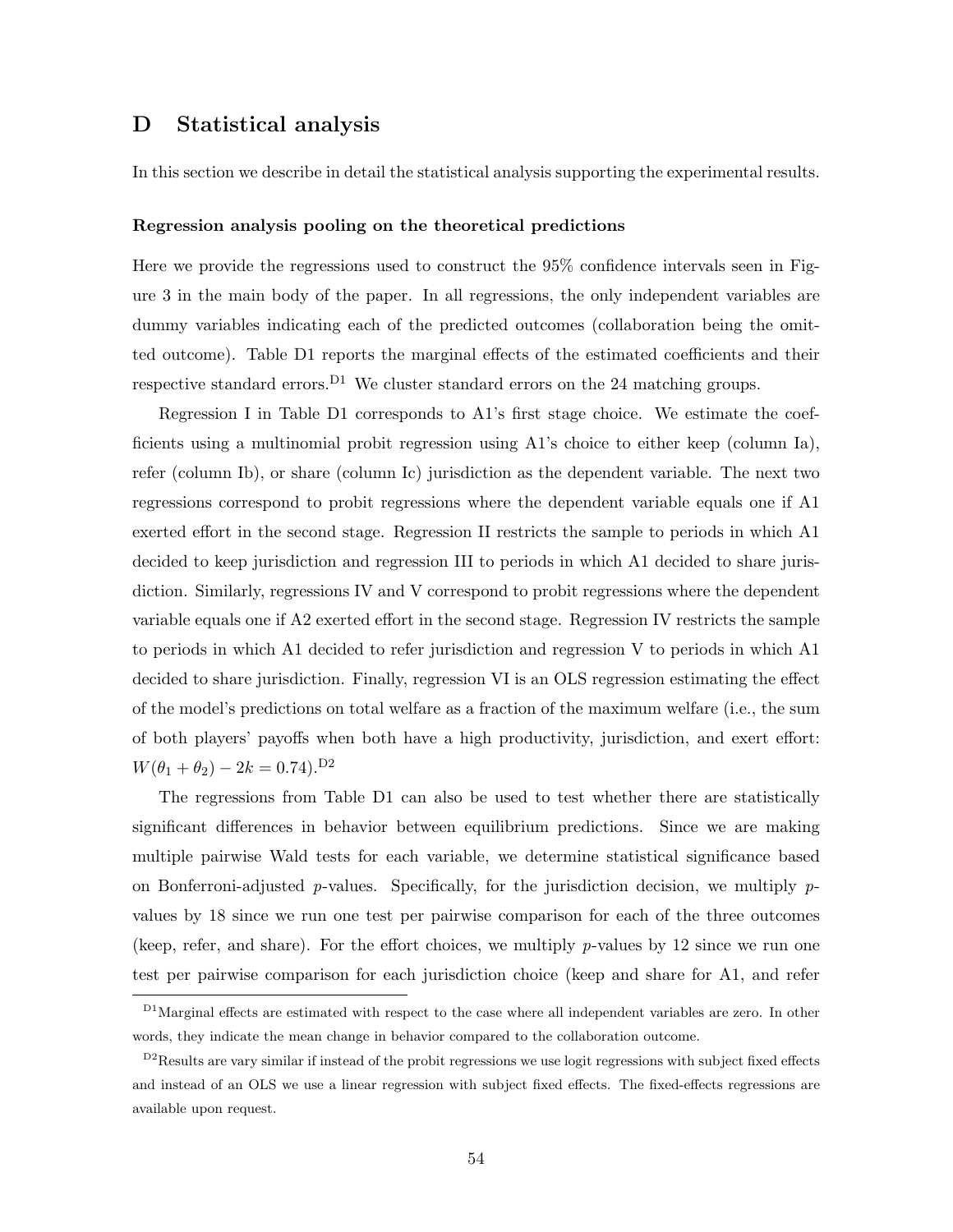## D Statistical analysis

In this section we describe in detail the statistical analysis supporting the experimental results.

**Regression analysis pooling on the theoretical predictions**

Here we provide the regressions used to construct the 95% confidence intervals seen in Figure 3 in the main body of the paper. In all regressions, the only independent variables are dummy variables indicating each of the predicted outcomes (collaboration being the omitted outcome). Table D1 reports the marginal effects of the estimated coefficients and their respective standard errors.[D1] We cluster standard errors on the 24 matching groups.

Regression I in Table D1 corresponds to A1's first stage choice. We estimate the coefficients using a multinomial probit regression using A1's choice to either keep (column Ia), refer (column Ib), or share (column Ic) jurisdiction as the dependent variable. The next two regressions correspond to probit regressions where the dependent variable equals one if A1 exerted effort in the second stage. Regression II restricts the sample to periods in which A1 decided to keep jurisdiction and regression III to periods in which A1 decided to share jurisdiction. Similarly, regressions IV and V correspond to probit regressions where the dependent variable equals one if A2 exerted effort in the second stage. Regression IV restricts the sample to periods in which A1 decided to refer jurisdiction and regression V to periods in which A1 decided to share jurisdiction. Finally, regression VI is an OLS regression estimating the effect of the model's predictions on total welfare as a fraction of the maximum welfare (i.e., the sum of both players' payoffs when both have a high productivity, jurisdiction, and exert effort: $W(\theta_1 + \theta_2) - 2k = 0.74$).[D2]

The regressions from Table D1 can also be used to test whether there are statistically significant differences in behavior between equilibrium predictions. Since we are making multiple pairwise Wald tests for each variable, we determine statistical significance based on Bonferroni-adjusted $p$-values. Specifically, for the jurisdiction decision, we multiply $p$-values by 18 since we run one test per pairwise comparison for each of the three outcomes (keep, refer, and share). For the effort choices, we multiply $p$-values by 12 since we run one test per pairwise comparison for each jurisdiction choice (keep and share for A1, and refer

[D1] Marginal effects are estimated with respect to the case where all independent variables are zero. In other words, they indicate the mean change in behavior compared to the collaboration outcome.

[D2] Results are vary similar if instead of the probit regressions we use logit regressions with subject fixed effects and instead of an OLS we use a linear regression with subject fixed effects. The fixed-effects regressions are available upon request.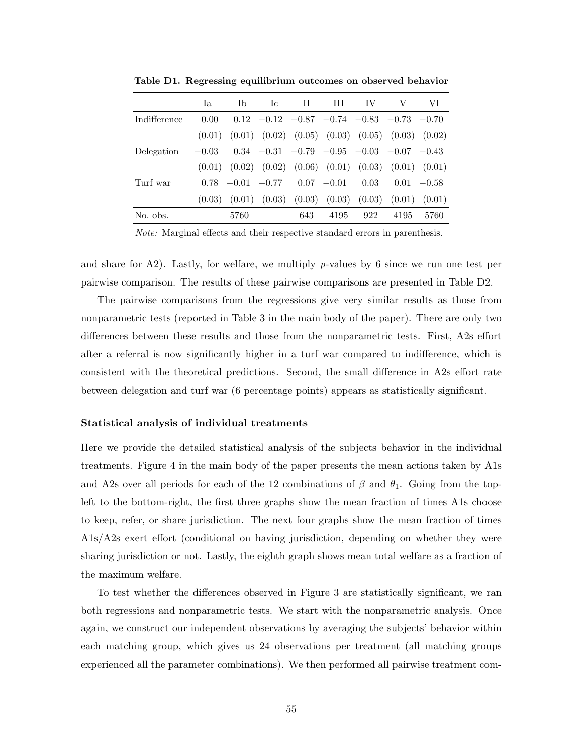**Table D1. Regressing equilibrium outcomes on observed behavior**

| | Ia | Ib | Ic | II | III | IV | V | VI |
|---|---|---|---|---|---|---|---|---|
| Indifference | 0.00 | 0.12 | −0.12 | −0.87 | −0.74 | −0.83 | −0.73 | −0.70 |
| | (0.01) | (0.01) | (0.02) | (0.05) | (0.03) | (0.05) | (0.03) | (0.02) |
| Delegation | −0.03 | 0.34 | −0.31 | −0.79 | −0.95 | −0.03 | −0.07 | −0.43 |
| | (0.01) | (0.02) | (0.02) | (0.06) | (0.01) | (0.03) | (0.01) | (0.01) |
| Turf war | 0.78 | −0.01 | −0.77 | 0.07 | −0.01 | 0.03 | 0.01 | −0.58 |
| | (0.03) | (0.01) | (0.03) | (0.03) | (0.03) | (0.03) | (0.01) | (0.01) |
| No. obs. | | 5760 | | 643 | 4195 | 922 | 4195 | 5760 |

*Note:* Marginal effects and their respective standard errors in parenthesis.

and share for A2). Lastly, for welfare, we multiply $p$-values by 6 since we run one test per pairwise comparison. The results of these pairwise comparisons are presented in Table D2.

The pairwise comparisons from the regressions give very similar results as those from nonparametric tests (reported in Table 3 in the main body of the paper). There are only two differences between these results and those from the nonparametric tests. First, A2s effort after a referral is now significantly higher in a turf war compared to indifference, which is consistent with the theoretical predictions. Second, the small difference in A2s effort rate between delegation and turf war (6 percentage points) appears as statistically significant.

### Statistical analysis of individual treatments

Here we provide the detailed statistical analysis of the subjects behavior in the individual treatments. Figure 4 in the main body of the paper presents the mean actions taken by A1s and A2s over all periods for each of the 12 combinations of $\beta$ and $\theta_1$. Going from the top-left to the bottom-right, the first three graphs show the mean fraction of times A1s choose to keep, refer, or share jurisdiction. The next four graphs show the mean fraction of times A1s/A2s exert effort (conditional on having jurisdiction, depending on whether they were sharing jurisdiction or not. Lastly, the eighth graph shows mean total welfare as a fraction of the maximum welfare.

To test whether the differences observed in Figure 3 are statistically significant, we ran both regressions and nonparametric tests. We start with the nonparametric analysis. Once again, we construct our independent observations by averaging the subjects' behavior within each matching group, which gives us 24 observations per treatment (all matching groups experienced all the parameter combinations). We then performed all pairwise treatment com-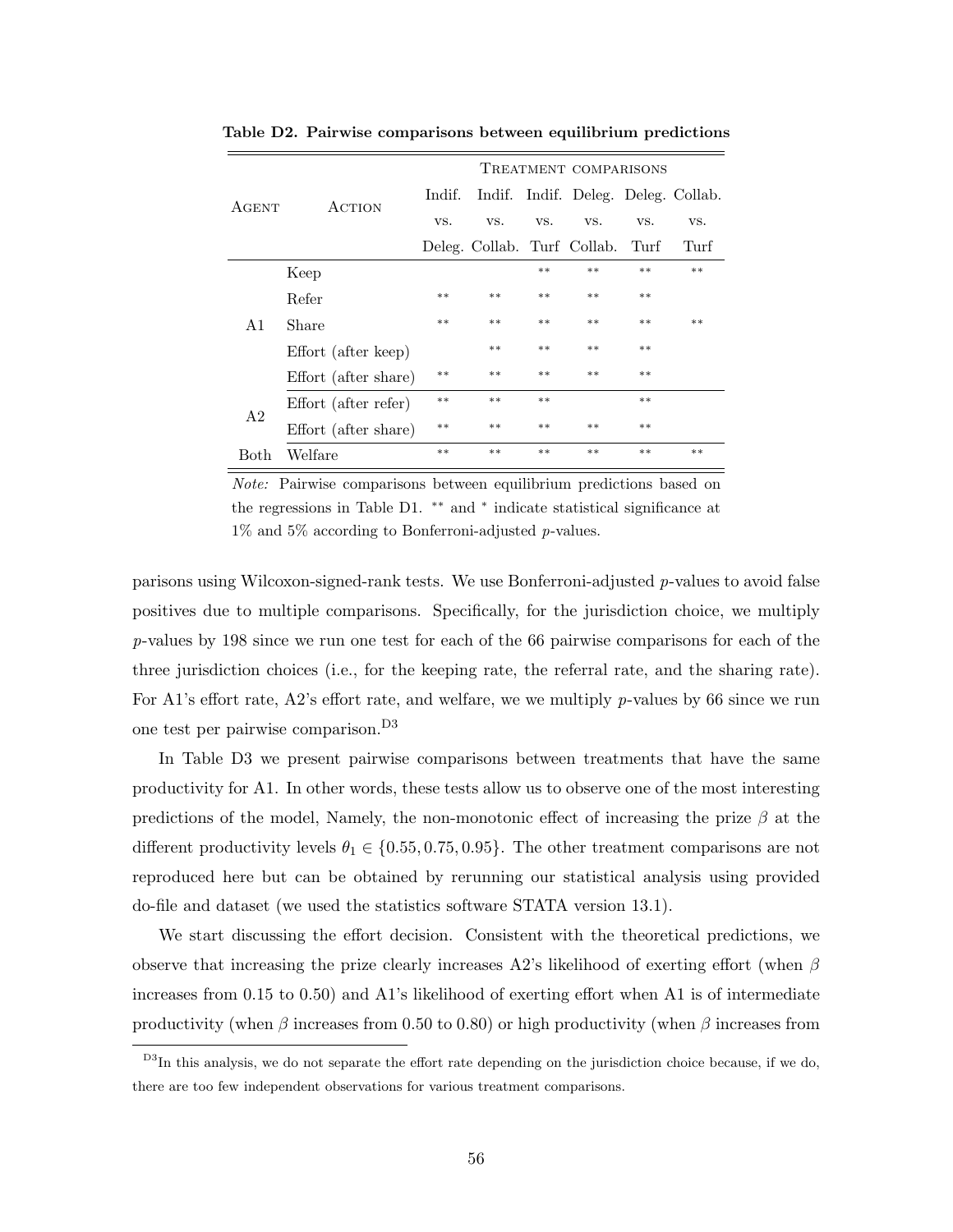**Table D2. Pairwise comparisons between equilibrium predictions**

| Agent | Action | Treatment comparisons | | | | | |
|---|---|---|---|---|---|---|---|
| | | Indif. vs. Deleg. | Indif. vs. Collab. | Indif. vs. Turf | Deleg. vs. Collab. | Deleg. vs. Turf | Collab. vs. Turf |
| A1 | Keep | | | ** | ** | ** | ** |
| | Refer | ** | ** | ** | ** | ** | |
| | Share | ** | ** | ** | ** | ** | ** |
| | Effort (after keep) | | ** | ** | ** | ** | |
| | Effort (after share) | ** | ** | ** | ** | ** | |
| A2 | Effort (after refer) | ** | ** | ** | | ** | |
| | Effort (after share) | ** | ** | ** | ** | ** | |
| Both | Welfare | ** | ** | ** | ** | ** | ** |

*Note:* Pairwise comparisons between equilibrium predictions based on the regressions in Table D1. $^{**}$ and $^{*}$ indicate statistical significance at 1% and 5% according to Bonferroni-adjusted $p$-values.

parisons using Wilcoxon-signed-rank tests. We use Bonferroni-adjusted $p$-values to avoid false positives due to multiple comparisons. Specifically, for the jurisdiction choice, we multiply $p$-values by 198 since we run one test for each of the 66 pairwise comparisons for each of the three jurisdiction choices (i.e., for the keeping rate, the referral rate, and the sharing rate). For A1's effort rate, A2's effort rate, and welfare, we we multiply $p$-values by 66 since we run one test per pairwise comparison.[D3]

In Table D3 we present pairwise comparisons between treatments that have the same productivity for A1. In other words, these tests allow us to observe one of the most interesting predictions of the model, Namely, the non-monotonic effect of increasing the prize $\beta$ at the different productivity levels $\theta_1 \in \{0.55, 0.75, 0.95\}$. The other treatment comparisons are not reproduced here but can be obtained by rerunning our statistical analysis using provided do-file and dataset (we used the statistics software STATA version 13.1).

We start discussing the effort decision. Consistent with the theoretical predictions, we observe that increasing the prize clearly increases A2's likelihood of exerting effort (when $\beta$ increases from 0.15 to 0.50) and A1's likelihood of exerting effort when A1 is of intermediate productivity (when $\beta$ increases from 0.50 to 0.80) or high productivity (when $\beta$ increases from

[D3] In this analysis, we do not separate the effort rate depending on the jurisdiction choice because, if we do, there are too few independent observations for various treatment comparisons.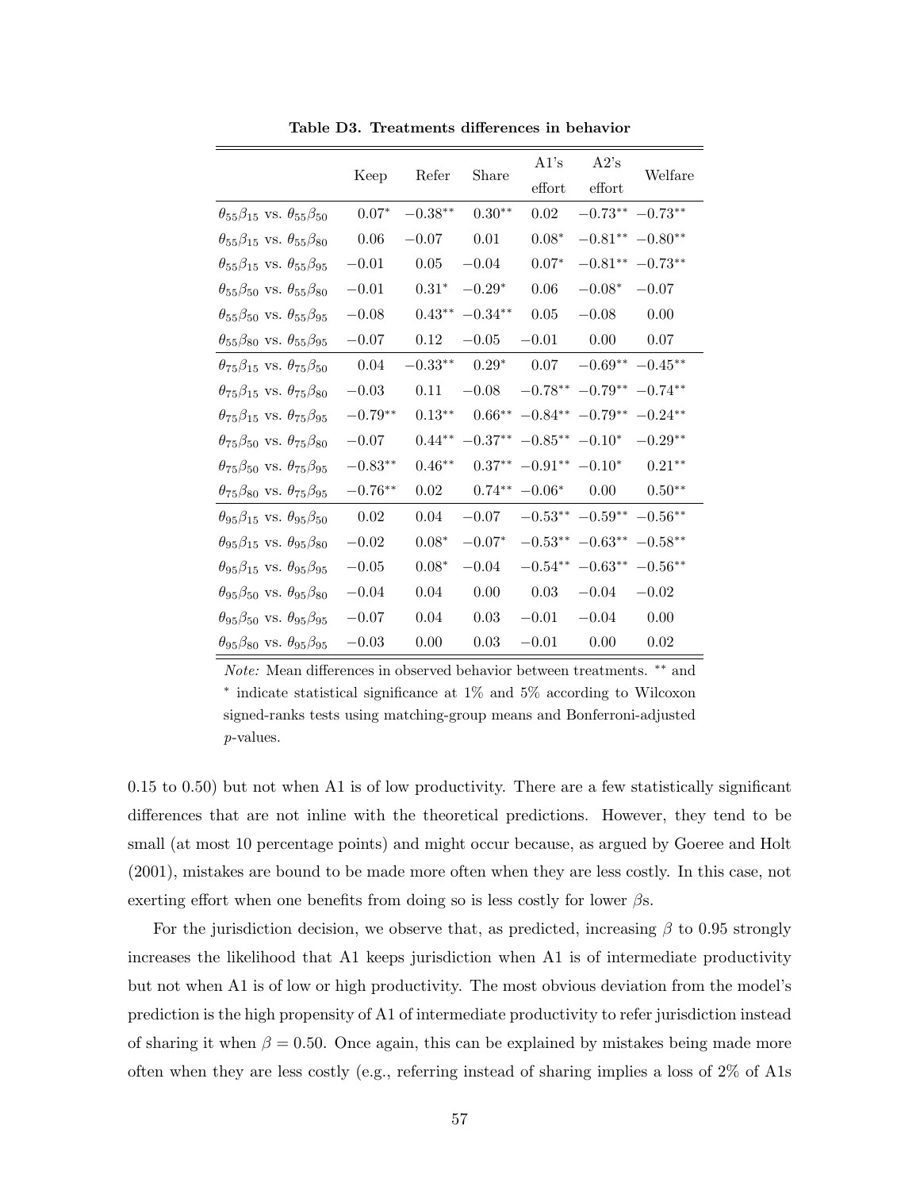**Table D3. Treatments differences in behavior**

| | Keep | Refer | Share | A1's effort | A2's effort | Welfare |
|---|---|---|---|---|---|---|
| $\theta_{55}\beta_{15}$ vs. $\theta_{55}\beta_{50}$ | $0.07^{*}$ | $-0.38^{**}$ | $0.30^{**}$ | $0.02$ | $-0.73^{**}$ | $-0.73^{**}$ |
| $\theta_{55}\beta_{15}$ vs. $\theta_{55}\beta_{80}$ | $0.06$ | $-0.07$ | $0.01$ | $0.08^{*}$ | $-0.81^{**}$ | $-0.80^{**}$ |
| $\theta_{55}\beta_{15}$ vs. $\theta_{55}\beta_{95}$ | $-0.01$ | $0.05$ | $-0.04$ | $0.07^{*}$ | $-0.81^{**}$ | $-0.73^{**}$ |
| $\theta_{55}\beta_{50}$ vs. $\theta_{55}\beta_{80}$ | $-0.01$ | $0.31^{*}$ | $-0.29^{*}$ | $0.06$ | $-0.08^{*}$ | $-0.07$ |
| $\theta_{55}\beta_{50}$ vs. $\theta_{55}\beta_{95}$ | $-0.08$ | $0.43^{**}$ | $-0.34^{**}$ | $0.05$ | $-0.08$ | $0.00$ |
| $\theta_{55}\beta_{80}$ vs. $\theta_{55}\beta_{95}$ | $-0.07$ | $0.12$ | $-0.05$ | $-0.01$ | $0.00$ | $0.07$ |
| $\theta_{75}\beta_{15}$ vs. $\theta_{75}\beta_{50}$ | $0.04$ | $-0.33^{**}$ | $0.29^{*}$ | $0.07$ | $-0.69^{**}$ | $-0.45^{**}$ |
| $\theta_{75}\beta_{15}$ vs. $\theta_{75}\beta_{80}$ | $-0.03$ | $0.11$ | $-0.08$ | $-0.78^{**}$ | $-0.79^{**}$ | $-0.74^{**}$ |
| $\theta_{75}\beta_{15}$ vs. $\theta_{75}\beta_{95}$ | $-0.79^{**}$ | $0.13^{**}$ | $0.66^{**}$ | $-0.84^{**}$ | $-0.79^{**}$ | $-0.24^{**}$ |
| $\theta_{75}\beta_{50}$ vs. $\theta_{75}\beta_{80}$ | $-0.07$ | $0.44^{**}$ | $-0.37^{**}$ | $-0.85^{**}$ | $-0.10^{*}$ | $-0.29^{**}$ |
| $\theta_{75}\beta_{50}$ vs. $\theta_{75}\beta_{95}$ | $-0.83^{**}$ | $0.46^{**}$ | $0.37^{**}$ | $-0.91^{**}$ | $-0.10^{*}$ | $0.21^{**}$ |
| $\theta_{75}\beta_{80}$ vs. $\theta_{75}\beta_{95}$ | $-0.76^{**}$ | $0.02$ | $0.74^{**}$ | $-0.06^{*}$ | $0.00$ | $0.50^{**}$ |
| $\theta_{95}\beta_{15}$ vs. $\theta_{95}\beta_{50}$ | $0.02$ | $0.04$ | $-0.07$ | $-0.53^{**}$ | $-0.59^{**}$ | $-0.56^{**}$ |
| $\theta_{95}\beta_{15}$ vs. $\theta_{95}\beta_{80}$ | $-0.02$ | $0.08^{*}$ | $-0.07^{*}$ | $-0.53^{**}$ | $-0.63^{**}$ | $-0.58^{**}$ |
| $\theta_{95}\beta_{15}$ vs. $\theta_{95}\beta_{95}$ | $-0.05$ | $0.08^{*}$ | $-0.04$ | $-0.54^{**}$ | $-0.63^{**}$ | $-0.56^{**}$ |
| $\theta_{95}\beta_{50}$ vs. $\theta_{95}\beta_{80}$ | $-0.04$ | $0.04$ | $0.00$ | $0.03$ | $-0.04$ | $-0.02$ |
| $\theta_{95}\beta_{50}$ vs. $\theta_{95}\beta_{95}$ | $-0.07$ | $0.04$ | $0.03$ | $-0.01$ | $-0.04$ | $0.00$ |
| $\theta_{95}\beta_{80}$ vs. $\theta_{95}\beta_{95}$ | $-0.03$ | $0.00$ | $0.03$ | $-0.01$ | $0.00$ | $0.02$ |

*Note:* Mean differences in observed behavior between treatments. $^{**}$ and $^{*}$ indicate statistical significance at 1% and 5% according to Wilcoxon signed-ranks tests using matching-group means and Bonferroni-adjusted $p$-values.

0.15 to 0.50) but not when A1 is of low productivity. There are a few statistically significant differences that are not inline with the theoretical predictions. However, they tend to be small (at most 10 percentage points) and might occur because, as argued by Goeree and Holt (2001), mistakes are bound to be made more often when they are less costly. In this case, not exerting effort when one benefits from doing so is less costly for lower $\beta$s.

For the jurisdiction decision, we observe that, as predicted, increasing $\beta$ to 0.95 strongly increases the likelihood that A1 keeps jurisdiction when A1 is of intermediate productivity but not when A1 is of low or high productivity. The most obvious deviation from the model's prediction is the high propensity of A1 of intermediate productivity to refer jurisdiction instead of sharing it when $\beta = 0.50$. Once again, this can be explained by mistakes being made more often when they are less costly (e.g., referring instead of sharing implies a loss of 2% of A1s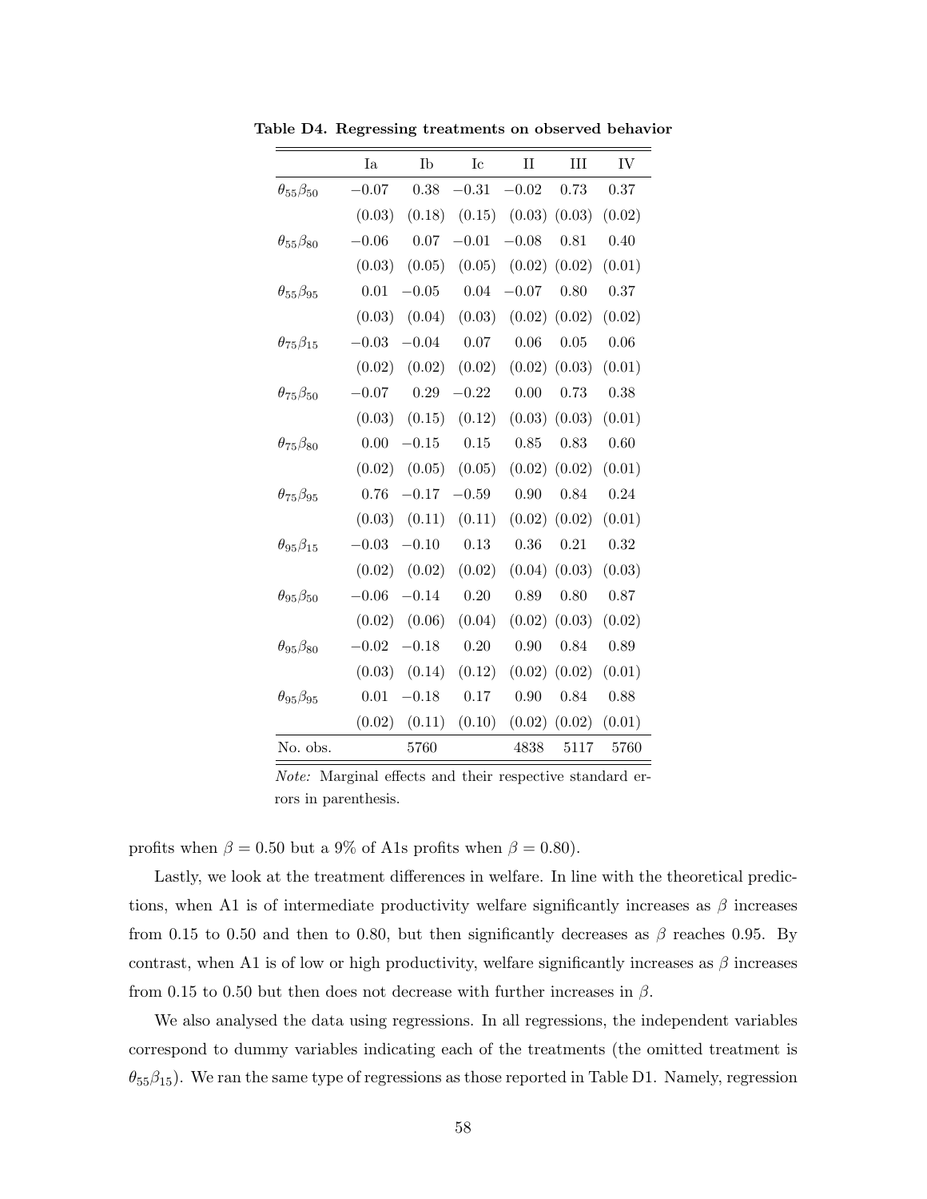**Table D4. Regressing treatments on observed behavior**

| | Ia | Ib | Ic | II | III | IV |
|---|---|---|---|---|---|---|
| $\theta_{55}\beta_{50}$ | $-0.07$ | 0.38 | $-0.31$ | $-0.02$ | 0.73 | 0.37 |
| | (0.03) | (0.18) | (0.15) | (0.03) | (0.03) | (0.02) |
| $\theta_{55}\beta_{80}$ | $-0.06$ | 0.07 | $-0.01$ | $-0.08$ | 0.81 | 0.40 |
| | (0.03) | (0.05) | (0.05) | (0.02) | (0.02) | (0.01) |
| $\theta_{55}\beta_{95}$ | 0.01 | $-0.05$ | 0.04 | $-0.07$ | 0.80 | 0.37 |
| | (0.03) | (0.04) | (0.03) | (0.02) | (0.02) | (0.02) |
| $\theta_{75}\beta_{15}$ | $-0.03$ | $-0.04$ | 0.07 | 0.06 | 0.05 | 0.06 |
| | (0.02) | (0.02) | (0.02) | (0.02) | (0.03) | (0.01) |
| $\theta_{75}\beta_{50}$ | $-0.07$ | 0.29 | $-0.22$ | 0.00 | 0.73 | 0.38 |
| | (0.03) | (0.15) | (0.12) | (0.03) | (0.03) | (0.01) |
| $\theta_{75}\beta_{80}$ | 0.00 | $-0.15$ | 0.15 | 0.85 | 0.83 | 0.60 |
| | (0.02) | (0.05) | (0.05) | (0.02) | (0.02) | (0.01) |
| $\theta_{75}\beta_{95}$ | 0.76 | $-0.17$ | $-0.59$ | 0.90 | 0.84 | 0.24 |
| | (0.03) | (0.11) | (0.11) | (0.02) | (0.02) | (0.01) |
| $\theta_{95}\beta_{15}$ | $-0.03$ | $-0.10$ | 0.13 | 0.36 | 0.21 | 0.32 |
| | (0.02) | (0.02) | (0.02) | (0.04) | (0.03) | (0.03) |
| $\theta_{95}\beta_{50}$ | $-0.06$ | $-0.14$ | 0.20 | 0.89 | 0.80 | 0.87 |
| | (0.02) | (0.06) | (0.04) | (0.02) | (0.03) | (0.02) |
| $\theta_{95}\beta_{80}$ | $-0.02$ | $-0.18$ | 0.20 | 0.90 | 0.84 | 0.89 |
| | (0.03) | (0.14) | (0.12) | (0.02) | (0.02) | (0.01) |
| $\theta_{95}\beta_{95}$ | 0.01 | $-0.18$ | 0.17 | 0.90 | 0.84 | 0.88 |
| | (0.02) | (0.11) | (0.10) | (0.02) | (0.02) | (0.01) |
| No. obs. | | 5760 | | 4838 | 5117 | 5760 |

*Note:* Marginal effects and their respective standard errors in parenthesis.

profits when $\beta = 0.50$ but a 9% of A1s profits when $\beta = 0.80$).

Lastly, we look at the treatment differences in welfare. In line with the theoretical predictions, when A1 is of intermediate productivity welfare significantly increases as $\beta$ increases from 0.15 to 0.50 and then to 0.80, but then significantly decreases as $\beta$ reaches 0.95. By contrast, when A1 is of low or high productivity, welfare significantly increases as $\beta$ increases from 0.15 to 0.50 but then does not decrease with further increases in $\beta$.

We also analysed the data using regressions. In all regressions, the independent variables correspond to dummy variables indicating each of the treatments (the omitted treatment is $\theta_{55}\beta_{15}$). We ran the same type of regressions as those reported in Table D1. Namely, regression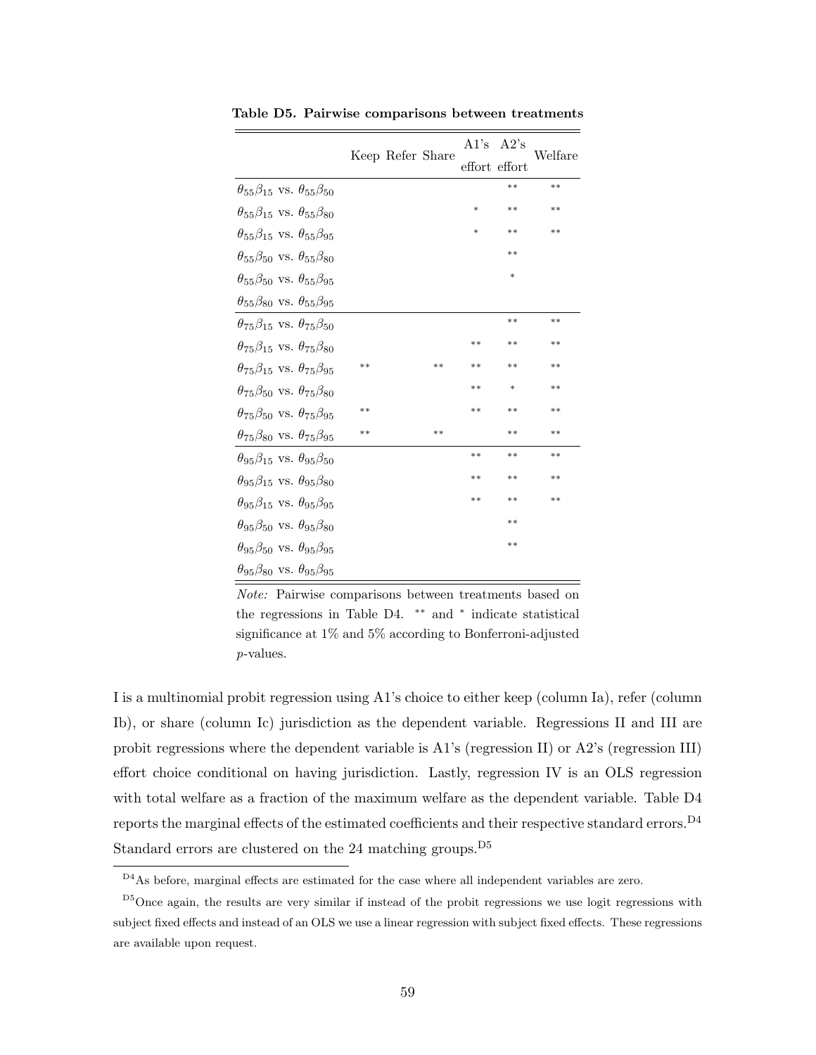**Table D5. Pairwise comparisons between treatments**

| | Keep | Refer | Share | A1's effort | A2's effort | Welfare |
|---|---|---|---|---|---|---|
| $\theta_{55}\beta_{15}$ vs. $\theta_{55}\beta_{50}$ | | | | | ** | ** |
| $\theta_{55}\beta_{15}$ vs. $\theta_{55}\beta_{80}$ | | | | * | ** | ** |
| $\theta_{55}\beta_{15}$ vs. $\theta_{55}\beta_{95}$ | | | | * | ** | ** |
| $\theta_{55}\beta_{50}$ vs. $\theta_{55}\beta_{80}$ | | | | | ** | |
| $\theta_{55}\beta_{50}$ vs. $\theta_{55}\beta_{95}$ | | | | | * | |
| $\theta_{55}\beta_{80}$ vs. $\theta_{55}\beta_{95}$ | | | | | | |
| $\theta_{75}\beta_{15}$ vs. $\theta_{75}\beta_{50}$ | | | | | ** | ** |
| $\theta_{75}\beta_{15}$ vs. $\theta_{75}\beta_{80}$ | | | | ** | ** | ** |
| $\theta_{75}\beta_{15}$ vs. $\theta_{75}\beta_{95}$ | ** | | ** | ** | ** | ** |
| $\theta_{75}\beta_{50}$ vs. $\theta_{75}\beta_{80}$ | | | | ** | * | ** |
| $\theta_{75}\beta_{50}$ vs. $\theta_{75}\beta_{95}$ | ** | | | ** | ** | ** |
| $\theta_{75}\beta_{80}$ vs. $\theta_{75}\beta_{95}$ | ** | | ** | | ** | ** |
| $\theta_{95}\beta_{15}$ vs. $\theta_{95}\beta_{50}$ | | | | ** | ** | ** |
| $\theta_{95}\beta_{15}$ vs. $\theta_{95}\beta_{80}$ | | | | ** | ** | ** |
| $\theta_{95}\beta_{15}$ vs. $\theta_{95}\beta_{95}$ | | | | ** | ** | ** |
| $\theta_{95}\beta_{50}$ vs. $\theta_{95}\beta_{80}$ | | | | | ** | |
| $\theta_{95}\beta_{50}$ vs. $\theta_{95}\beta_{95}$ | | | | | ** | |
| $\theta_{95}\beta_{80}$ vs. $\theta_{95}\beta_{95}$ | | | | | | |

*Note:* Pairwise comparisons between treatments based on the regressions in Table D4. ** and * indicate statistical significance at 1% and 5% according to Bonferroni-adjusted *p*-values.

I is a multinomial probit regression using A1's choice to either keep (column Ia), refer (column Ib), or share (column Ic) jurisdiction as the dependent variable. Regressions II and III are probit regressions where the dependent variable is A1's (regression II) or A2's (regression III) effort choice conditional on having jurisdiction. Lastly, regression IV is an OLS regression with total welfare as a fraction of the maximum welfare as the dependent variable. Table D4 reports the marginal effects of the estimated coefficients and their respective standard errors.[D4] Standard errors are clustered on the 24 matching groups.[D5]

[D4] As before, marginal effects are estimated for the case where all independent variables are zero.

[D5] Once again, the results are very similar if instead of the probit regressions we use logit regressions with subject fixed effects and instead of an OLS we use a linear regression with subject fixed effects. These regressions are available upon request.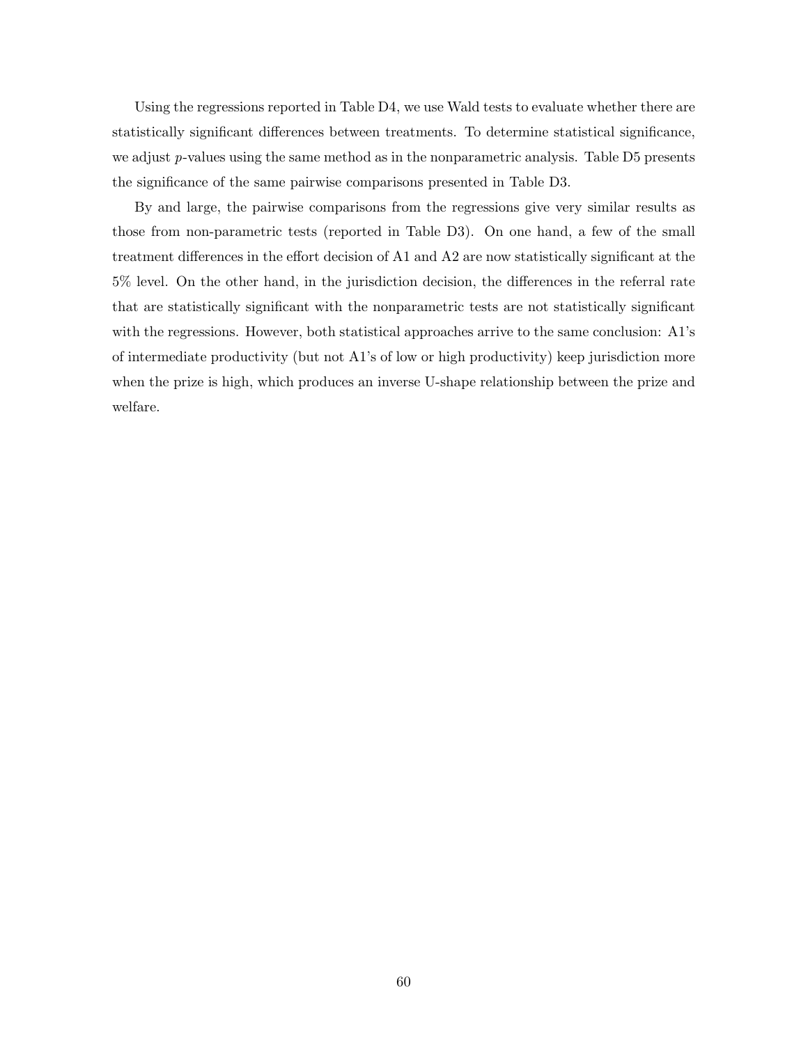Using the regressions reported in Table D4, we use Wald tests to evaluate whether there are statistically significant differences between treatments. To determine statistical significance, we adjust $p$-values using the same method as in the nonparametric analysis. Table D5 presents the significance of the same pairwise comparisons presented in Table D3.

By and large, the pairwise comparisons from the regressions give very similar results as those from non-parametric tests (reported in Table D3). On one hand, a few of the small treatment differences in the effort decision of A1 and A2 are now statistically significant at the 5% level. On the other hand, in the jurisdiction decision, the differences in the referral rate that are statistically significant with the nonparametric tests are not statistically significant with the regressions. However, both statistical approaches arrive to the same conclusion: A1's of intermediate productivity (but not A1's of low or high productivity) keep jurisdiction more when the prize is high, which produces an inverse U-shape relationship between the prize and welfare.